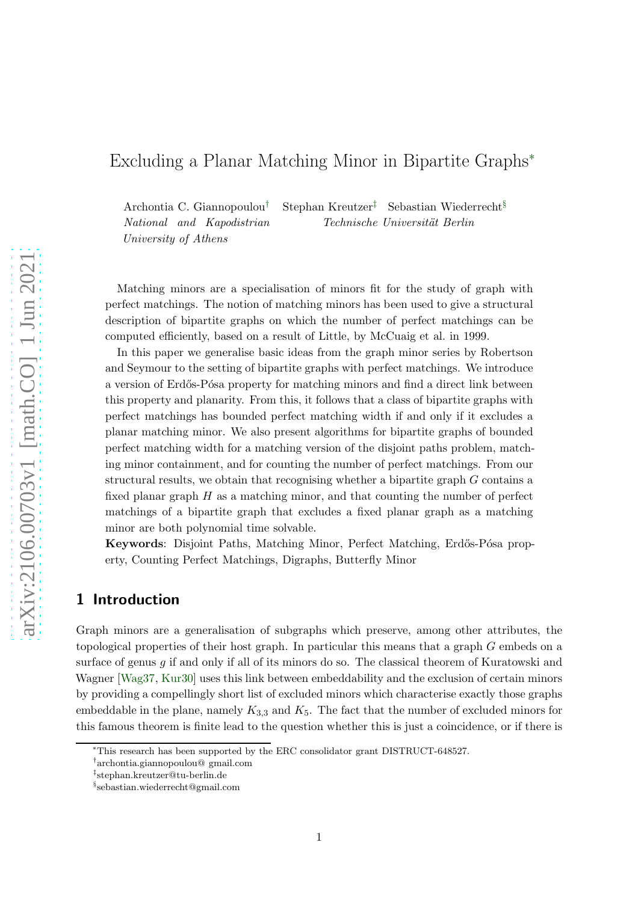# Excluding a Planar Matching Minor in Bipartite Graphs[*]

Archontia C. Giannopoulou[†] Stephan Kreutzer[‡] Sebastian Wiederrecht[§]

*National and Kapodistrian University of Athens* *Technische Universität Berlin*

Matching minors are a specialisation of minors fit for the study of graph with perfect matchings. The notion of matching minors has been used to give a structural description of bipartite graphs on which the number of perfect matchings can be computed efficiently, based on a result of Little, by McCuaig et al. in 1999.

In this paper we generalise basic ideas from the graph minor series by Robertson and Seymour to the setting of bipartite graphs with perfect matchings. We introduce a version of Erdős-Pósa property for matching minors and find a direct link between this property and planarity. From this, it follows that a class of bipartite graphs with perfect matchings has bounded perfect matching width if and only if it excludes a planar matching minor. We also present algorithms for bipartite graphs of bounded perfect matching width for a matching version of the disjoint paths problem, matching minor containment, and for counting the number of perfect matchings. From our structural results, we obtain that recognising whether a bipartite graph $G$ contains a fixed planar graph $H$ as a matching minor, and that counting the number of perfect matchings of a bipartite graph that excludes a fixed planar graph as a matching minor are both polynomial time solvable.

**Keywords**: Disjoint Paths, Matching Minor, Perfect Matching, Erdős-Pósa property, Counting Perfect Matchings, Digraphs, Butterfly Minor

## 1 Introduction

Graph minors are a generalisation of subgraphs which preserve, among other attributes, the topological properties of their host graph. In particular this means that a graph $G$ embeds on a surface of genus $g$ if and only if all of its minors do so. The classical theorem of Kuratowski and Wagner [Wag37, Kur30] uses this link between embeddability and the exclusion of certain minors by providing a compellingly short list of excluded minors which characterise exactly those graphs embeddable in the plane, namely $K_{3,3}$ and $K_5$. The fact that the number of excluded minors for this famous theorem is finite lead to the question whether this is just a coincidence, or if there is

---

[*] This research has been supported by the ERC consolidator grant DISTRUCT-648527.

[†] archontia.giannopoulou@ gmail.com

[‡] stephan.kreutzer@tu-berlin.de

[§] sebastian.wiederrecht@gmail.com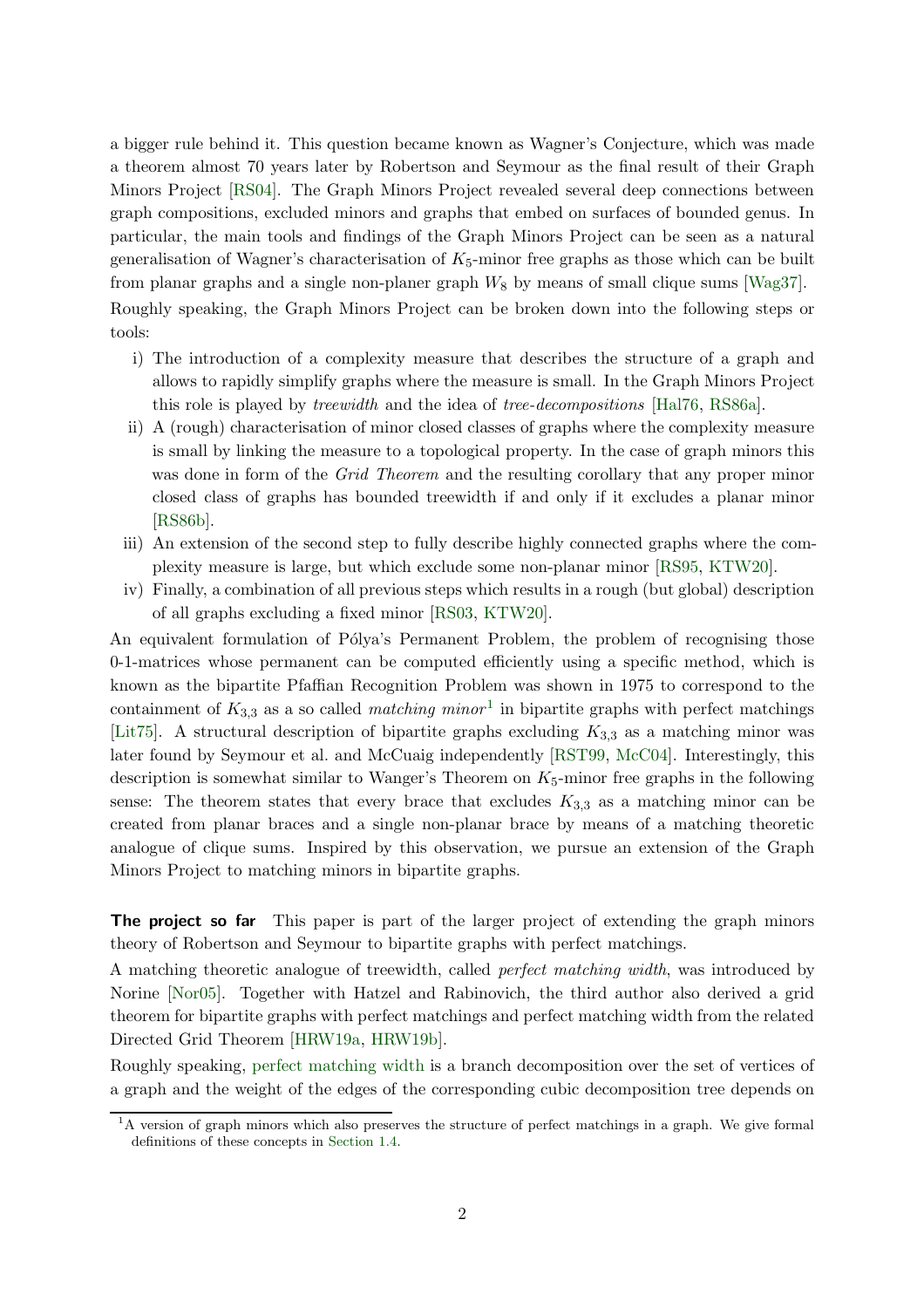a bigger rule behind it. This question became known as Wagner's Conjecture, which was made a theorem almost 70 years later by Robertson and Seymour as the final result of their Graph Minors Project [RS04]. The Graph Minors Project revealed several deep connections between graph compositions, excluded minors and graphs that embed on surfaces of bounded genus. In particular, the main tools and findings of the Graph Minors Project can be seen as a natural generalisation of Wagner's characterisation of $K_5$-minor free graphs as those which can be built from planar graphs and a single non-planer graph $W_8$ by means of small clique sums [Wag37].

Roughly speaking, the Graph Minors Project can be broken down into the following steps or tools:

i) The introduction of a complexity measure that describes the structure of a graph and allows to rapidly simplify graphs where the measure is small. In the Graph Minors Project this role is played by *treewidth* and the idea of *tree-decompositions* [Hal76, RS86a].
ii) A (rough) characterisation of minor closed classes of graphs where the complexity measure is small by linking the measure to a topological property. In the case of graph minors this was done in form of the *Grid Theorem* and the resulting corollary that any proper minor closed class of graphs has bounded treewidth if and only if it excludes a planar minor [RS86b].
iii) An extension of the second step to fully describe highly connected graphs where the complexity measure is large, but which exclude some non-planar minor [RS95, KTW20].
iv) Finally, a combination of all previous steps which results in a rough (but global) description of all graphs excluding a fixed minor [RS03, KTW20].

An equivalent formulation of Pólya's Permanent Problem, the problem of recognising those 0-1-matrices whose permanent can be computed efficiently using a specific method, which is known as the bipartite Pfaffian Recognition Problem was shown in 1975 to correspond to the containment of $K_{3,3}$ as a so called *matching minor*[1] in bipartite graphs with perfect matchings [Lit75]. A structural description of bipartite graphs excluding $K_{3,3}$ as a matching minor was later found by Seymour et al. and McCuaig independently [RST99, McC04]. Interestingly, this description is somewhat similar to Wanger's Theorem on $K_5$-minor free graphs in the following sense: The theorem states that every brace that excludes $K_{3,3}$ as a matching minor can be created from planar braces and a single non-planar brace by means of a matching theoretic analogue of clique sums. Inspired by this observation, we pursue an extension of the Graph Minors Project to matching minors in bipartite graphs.

**The project so far** This paper is part of the larger project of extending the graph minors theory of Robertson and Seymour to bipartite graphs with perfect matchings.

A matching theoretic analogue of treewidth, called *perfect matching width*, was introduced by Norine [Nor05]. Together with Hatzel and Rabinovich, the third author also derived a grid theorem for bipartite graphs with perfect matchings and perfect matching width from the related Directed Grid Theorem [HRW19a, HRW19b].

Roughly speaking, perfect matching width is a branch decomposition over the set of vertices of a graph and the weight of the edges of the corresponding cubic decomposition tree depends on

[1] A version of graph minors which also preserves the structure of perfect matchings in a graph. We give formal definitions of these concepts in Section 1.4.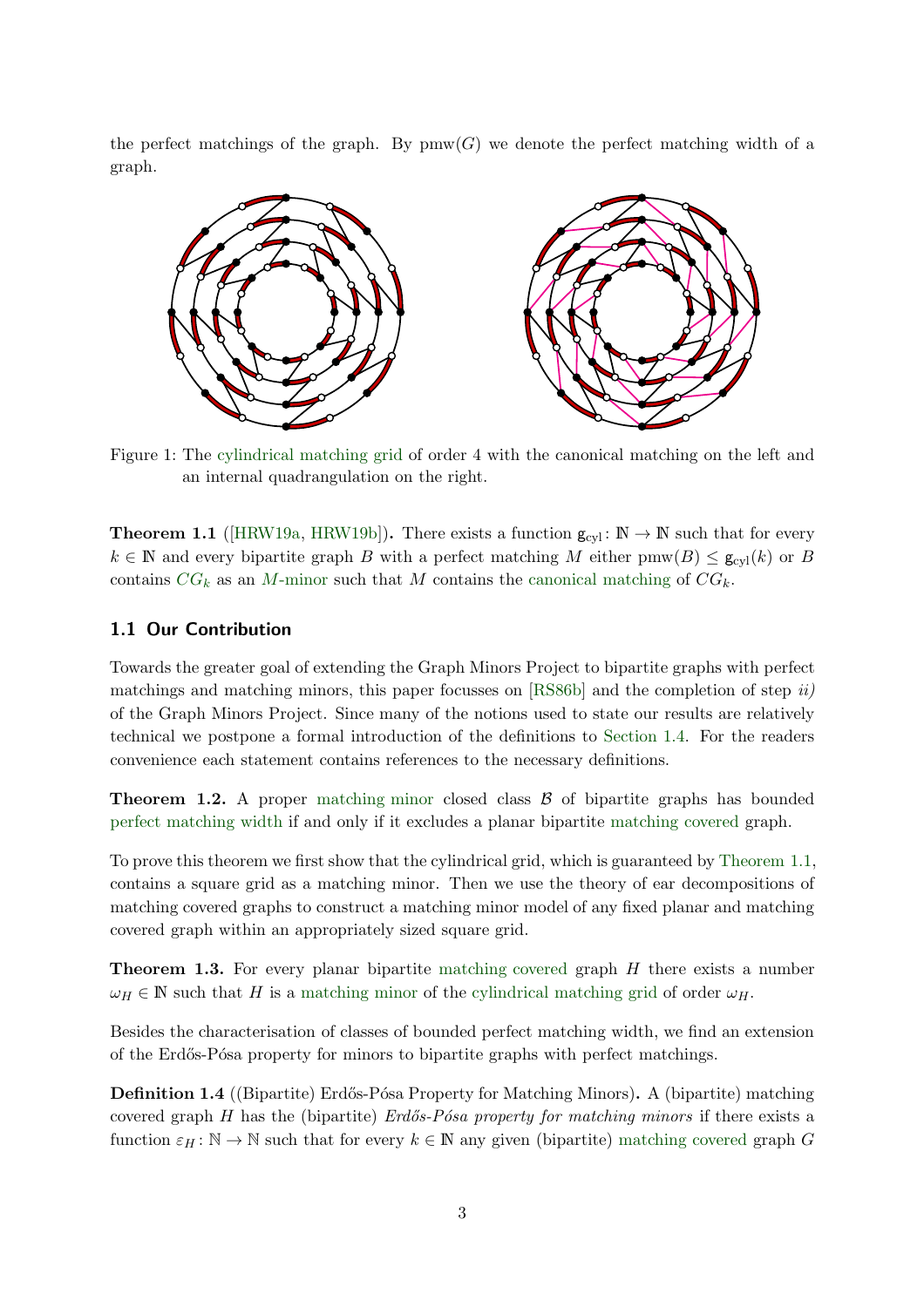the perfect matchings of the graph. By $\mathrm{pmw}(G)$ we denote the perfect matching width of a graph.

Figure 1: The cylindrical matching grid of order 4 with the canonical matching on the left and an internal quadrangulation on the right.

**Theorem 1.1** ([HRW19a, HRW19b])**.** There exists a function $\mathsf{g}_{\mathrm{cyl}} \colon \mathbb{N} \to \mathbb{N}$ such that for every $k \in \mathbb{N}$ and every bipartite graph $B$ with a perfect matching $M$ either $\mathrm{pmw}(B) \leq \mathsf{g}_{\mathrm{cyl}}(k)$ or $B$ contains $CG_k$ as an $M$-minor such that $M$ contains the canonical matching of $CG_k$.

### 1.1 Our Contribution

Towards the greater goal of extending the Graph Minors Project to bipartite graphs with perfect matchings and matching minors, this paper focusses on [RS86b] and the completion of step *ii)* of the Graph Minors Project. Since many of the notions used to state our results are relatively technical we postpone a formal introduction of the definitions to Section 1.4. For the readers convenience each statement contains references to the necessary definitions.

**Theorem 1.2.** A proper matching minor closed class $\mathcal{B}$ of bipartite graphs has bounded perfect matching width if and only if it excludes a planar bipartite matching covered graph.

To prove this theorem we first show that the cylindrical grid, which is guaranteed by Theorem 1.1, contains a square grid as a matching minor. Then we use the theory of ear decompositions of matching covered graphs to construct a matching minor model of any fixed planar and matching covered graph within an appropriately sized square grid.

**Theorem 1.3.** For every planar bipartite matching covered graph $H$ there exists a number $\omega_H \in \mathbb{N}$ such that $H$ is a matching minor of the cylindrical matching grid of order $\omega_H$.

Besides the characterisation of classes of bounded perfect matching width, we find an extension of the Erdős-Pósa property for minors to bipartite graphs with perfect matchings.

**Definition 1.4** ((Bipartite) Erdős-Pósa Property for Matching Minors)**.** A (bipartite) matching covered graph $H$ has the (bipartite) *Erdős-Pósa property for matching minors* if there exists a function $\varepsilon_H \colon \mathbb{N} \to \mathbb{N}$ such that for every $k \in \mathbb{N}$ any given (bipartite) matching covered graph $G$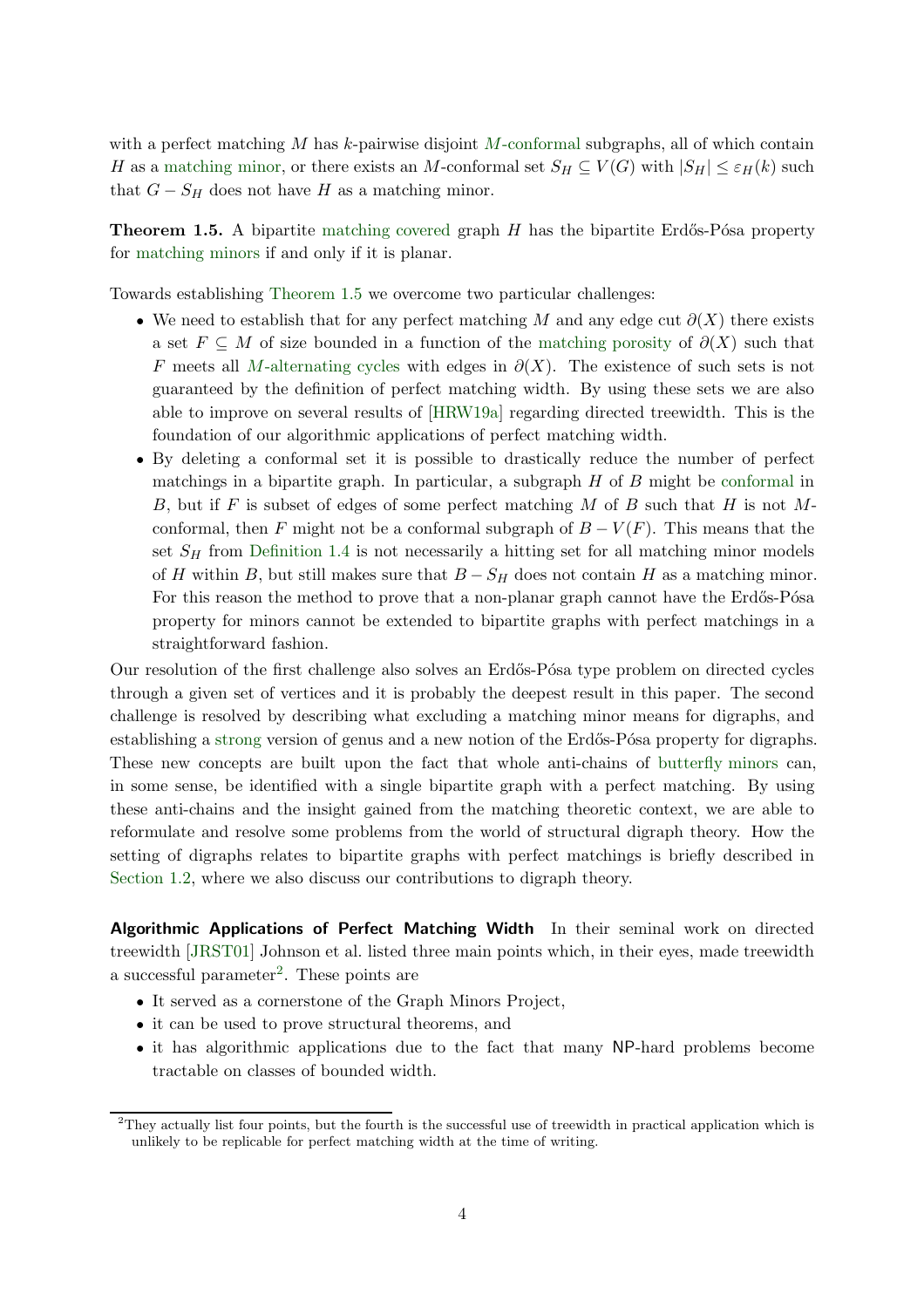with a perfect matching $M$ has $k$-pairwise disjoint $M$-conformal subgraphs, all of which contain $H$ as a matching minor, or there exists an $M$-conformal set $S_H \subseteq V(G)$ with $|S_H| \leq \varepsilon_H(k)$ such that $G - S_H$ does not have $H$ as a matching minor.

**Theorem 1.5.** A bipartite matching covered graph $H$ has the bipartite Erdős-Pósa property for matching minors if and only if it is planar.

Towards establishing Theorem 1.5 we overcome two particular challenges:

- We need to establish that for any perfect matching $M$ and any edge cut $\partial(X)$ there exists a set $F \subseteq M$ of size bounded in a function of the matching porosity of $\partial(X)$ such that $F$ meets all $M$-alternating cycles with edges in $\partial(X)$. The existence of such sets is not guaranteed by the definition of perfect matching width. By using these sets we are also able to improve on several results of [HRW19a] regarding directed treewidth. This is the foundation of our algorithmic applications of perfect matching width.
- By deleting a conformal set it is possible to drastically reduce the number of perfect matchings in a bipartite graph. In particular, a subgraph $H$ of $B$ might be conformal in $B$, but if $F$ is subset of edges of some perfect matching $M$ of $B$ such that $H$ is not $M$-conformal, then $F$ might not be a conformal subgraph of $B - V(F)$. This means that the set $S_H$ from Definition 1.4 is not necessarily a hitting set for all matching minor models of $H$ within $B$, but still makes sure that $B - S_H$ does not contain $H$ as a matching minor. For this reason the method to prove that a non-planar graph cannot have the Erdős-Pósa property for minors cannot be extended to bipartite graphs with perfect matchings in a straightforward fashion.

Our resolution of the first challenge also solves an Erdős-Pósa type problem on directed cycles through a given set of vertices and it is probably the deepest result in this paper. The second challenge is resolved by describing what excluding a matching minor means for digraphs, and establishing a strong version of genus and a new notion of the Erdős-Pósa property for digraphs. These new concepts are built upon the fact that whole anti-chains of butterfly minors can, in some sense, be identified with a single bipartite graph with a perfect matching. By using these anti-chains and the insight gained from the matching theoretic context, we are able to reformulate and resolve some problems from the world of structural digraph theory. How the setting of digraphs relates to bipartite graphs with perfect matchings is briefly described in Section 1.2, where we also discuss our contributions to digraph theory.

**Algorithmic Applications of Perfect Matching Width** In their seminal work on directed treewidth [JRST01] Johnson et al. listed three main points which, in their eyes, made treewidth a successful parameter[2]. These points are

- It served as a cornerstone of the Graph Minors Project,
- it can be used to prove structural theorems, and
- it has algorithmic applications due to the fact that many NP-hard problems become tractable on classes of bounded width.

[2]They actually list four points, but the fourth is the successful use of treewidth in practical application which is unlikely to be replicable for perfect matching width at the time of writing.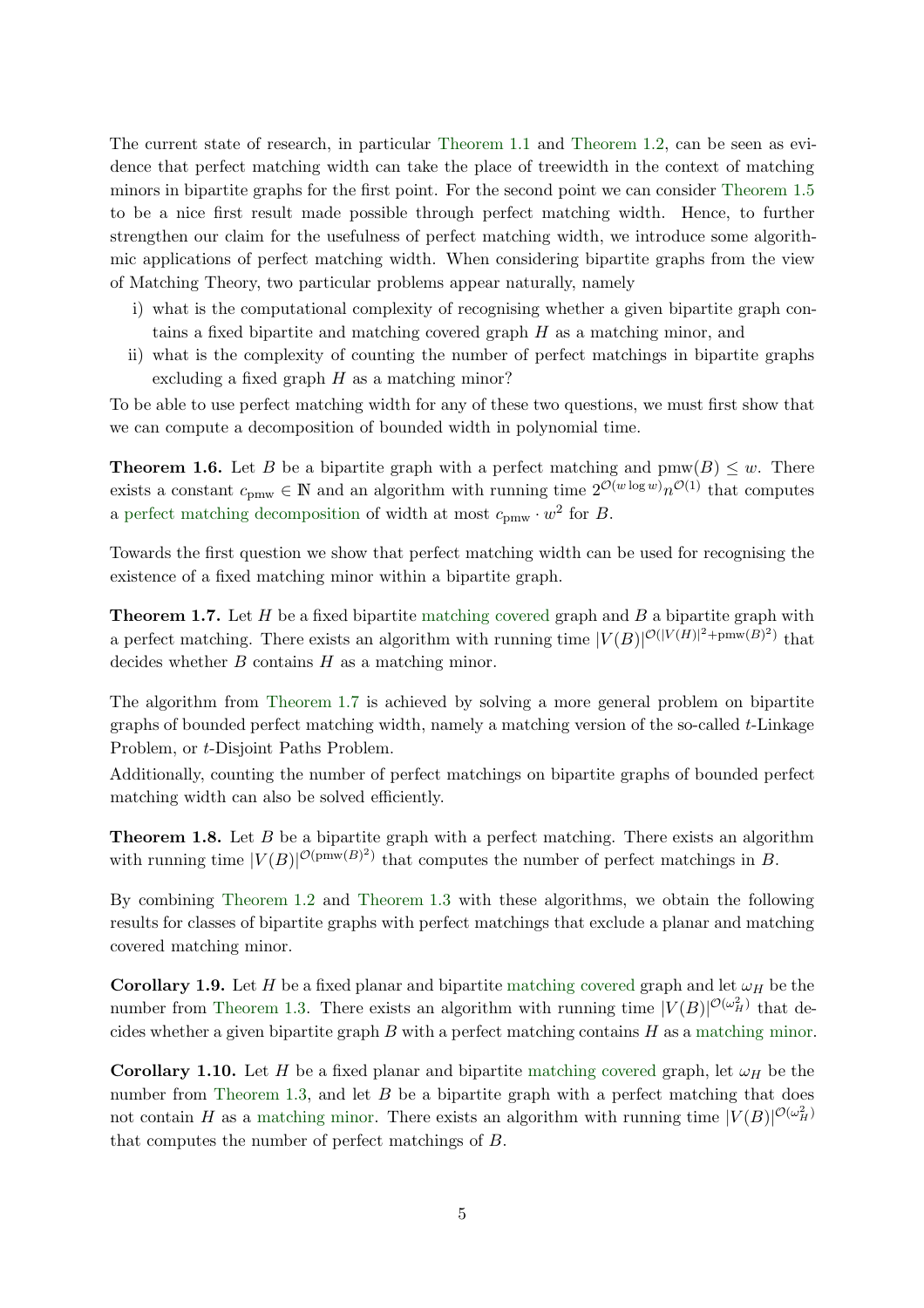The current state of research, in particular Theorem 1.1 and Theorem 1.2, can be seen as evidence that perfect matching width can take the place of treewidth in the context of matching minors in bipartite graphs for the first point. For the second point we can consider Theorem 1.5 to be a nice first result made possible through perfect matching width. Hence, to further strengthen our claim for the usefulness of perfect matching width, we introduce some algorithmic applications of perfect matching width. When considering bipartite graphs from the view of Matching Theory, two particular problems appear naturally, namely

i) what is the computational complexity of recognising whether a given bipartite graph contains a fixed bipartite and matching covered graph $H$ as a matching minor, and
ii) what is the complexity of counting the number of perfect matchings in bipartite graphs excluding a fixed graph $H$ as a matching minor?

To be able to use perfect matching width for any of these two questions, we must first show that we can compute a decomposition of bounded width in polynomial time.

**Theorem 1.6.** Let $B$ be a bipartite graph with a perfect matching and $\operatorname{pmw}(B) \leq w$. There exists a constant $c_{\mathrm{pmw}} \in \mathbb{N}$ and an algorithm with running time $2^{\mathcal{O}(w \log w)} n^{\mathcal{O}(1)}$ that computes a perfect matching decomposition of width at most $c_{\mathrm{pmw}} \cdot w^2$ for $B$.

Towards the first question we show that perfect matching width can be used for recognising the existence of a fixed matching minor within a bipartite graph.

**Theorem 1.7.** Let $H$ be a fixed bipartite matching covered graph and $B$ a bipartite graph with a perfect matching. There exists an algorithm with running time $|V(B)|^{\mathcal{O}(|V(H)|^2 + \operatorname{pmw}(B)^2)}$ that decides whether $B$ contains $H$ as a matching minor.

The algorithm from Theorem 1.7 is achieved by solving a more general problem on bipartite graphs of bounded perfect matching width, namely a matching version of the so-called $t$-Linkage Problem, or $t$-Disjoint Paths Problem.

Additionally, counting the number of perfect matchings on bipartite graphs of bounded perfect matching width can also be solved efficiently.

**Theorem 1.8.** Let $B$ be a bipartite graph with a perfect matching. There exists an algorithm with running time $|V(B)|^{\mathcal{O}(\operatorname{pmw}(B)^2)}$ that computes the number of perfect matchings in $B$.

By combining Theorem 1.2 and Theorem 1.3 with these algorithms, we obtain the following results for classes of bipartite graphs with perfect matchings that exclude a planar and matching covered matching minor.

**Corollary 1.9.** Let $H$ be a fixed planar and bipartite matching covered graph and let $\omega_H$ be the number from Theorem 1.3. There exists an algorithm with running time $|V(B)|^{\mathcal{O}(\omega_H^2)}$ that decides whether a given bipartite graph $B$ with a perfect matching contains $H$ as a matching minor.

**Corollary 1.10.** Let $H$ be a fixed planar and bipartite matching covered graph, let $\omega_H$ be the number from Theorem 1.3, and let $B$ be a bipartite graph with a perfect matching that does not contain $H$ as a matching minor. There exists an algorithm with running time $|V(B)|^{\mathcal{O}(\omega_H^2)}$ that computes the number of perfect matchings of $B$.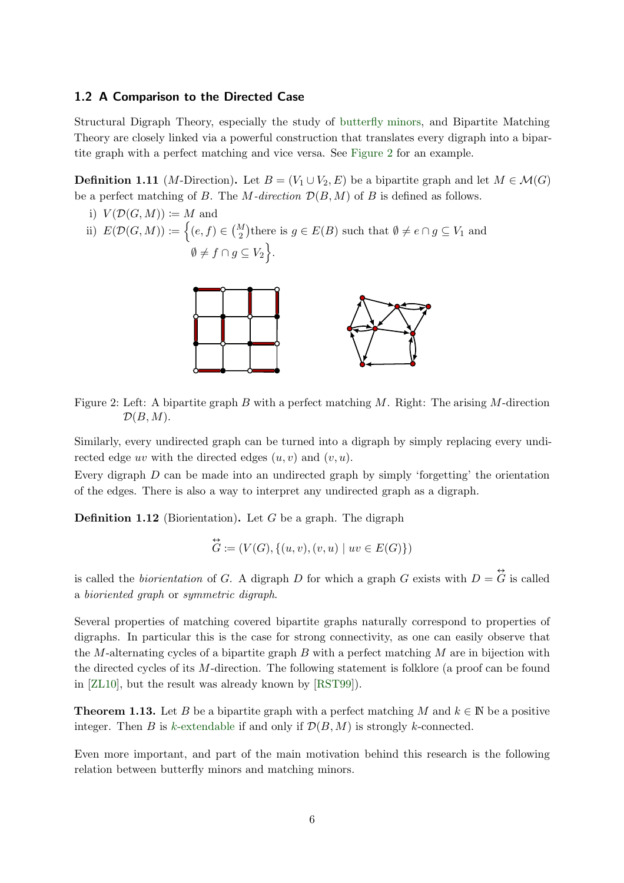### 1.2 A Comparison to the Directed Case

Structural Digraph Theory, especially the study of butterfly minors, and Bipartite Matching Theory are closely linked via a powerful construction that translates every digraph into a bipartite graph with a perfect matching and vice versa. See Figure 2 for an example.

**Definition 1.11** ($M$-Direction)**.** Let $B = (V_1 \cup V_2, E)$ be a bipartite graph and let $M \in \mathcal{M}(G)$ be a perfect matching of $B$. The *$M$-direction* $\mathcal{D}(B, M)$ of $B$ is defined as follows.

i) $V(\mathcal{D}(G, M)) := M$ and

ii) $E(\mathcal{D}(G, M)) := \Big\{(e, f) \in \binom{M}{2}$there is $g \in E(B)$ such that $\emptyset \neq e \cap g \subseteq V_1$ and $\emptyset \neq f \cap g \subseteq V_2\Big\}$.

Figure 2: Left: A bipartite graph $B$ with a perfect matching $M$. Right: The arising $M$-direction $\mathcal{D}(B, M)$.

Similarly, every undirected graph can be turned into a digraph by simply replacing every undirected edge $uv$ with the directed edges $(u, v)$ and $(v, u)$.

Every digraph $D$ can be made into an undirected graph by simply 'forgetting' the orientation of the edges. There is also a way to interpret any undirected graph as a digraph.

**Definition 1.12** (Biorientation)**.** Let $G$ be a graph. The digraph

$$\overleftrightarrow{G} := (V(G), \{(u, v), (v, u) \mid uv \in E(G)\})$$

is called the *biorientation* of $G$. A digraph $D$ for which a graph $G$ exists with $D = \overleftrightarrow{G}$ is called a *bioriented graph* or *symmetric digraph*.

Several properties of matching covered bipartite graphs naturally correspond to properties of digraphs. In particular this is the case for strong connectivity, as one can easily observe that the $M$-alternating cycles of a bipartite graph $B$ with a perfect matching $M$ are in bijection with the directed cycles of its $M$-direction. The following statement is folklore (a proof can be found in [ZL10], but the result was already known by [RST99]).

**Theorem 1.13.** Let $B$ be a bipartite graph with a perfect matching $M$ and $k \in \mathbb{N}$ be a positive integer. Then $B$ is $k$-extendable if and only if $\mathcal{D}(B, M)$ is strongly $k$-connected.

Even more important, and part of the main motivation behind this research is the following relation between butterfly minors and matching minors.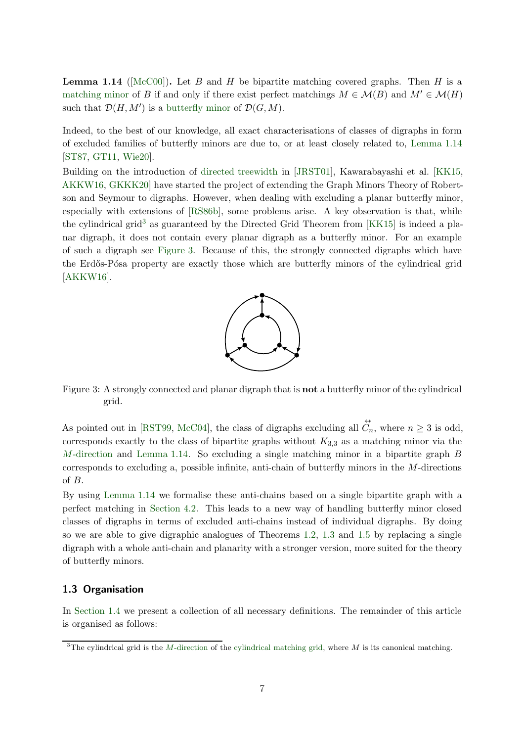**Lemma 1.14** ([McC00]). Let $B$ and $H$ be bipartite matching covered graphs. Then $H$ is a matching minor of $B$ if and only if there exist perfect matchings $M \in \mathcal{M}(B)$ and $M' \in \mathcal{M}(H)$ such that $\mathcal{D}(H, M')$ is a butterfly minor of $\mathcal{D}(G, M)$.

Indeed, to the best of our knowledge, all exact characterisations of classes of digraphs in form of excluded families of butterfly minors are due to, or at least closely related to, Lemma 1.14 [ST87, GT11, Wie20].

Building on the introduction of directed treewidth in [JRST01], Kawarabayashi et al. [KK15, AKKW16, GKKK20] have started the project of extending the Graph Minors Theory of Robertson and Seymour to digraphs. However, when dealing with excluding a planar butterfly minor, especially with extensions of [RS86b], some problems arise. A key observation is that, while the cylindrical grid[3] as guaranteed by the Directed Grid Theorem from [KK15] is indeed a planar digraph, it does not contain every planar digraph as a butterfly minor. For an example of such a digraph see Figure 3. Because of this, the strongly connected digraphs which have the Erdős-Pósa property are exactly those which are butterfly minors of the cylindrical grid [AKKW16].

Figure 3: A strongly connected and planar digraph that is **not** a butterfly minor of the cylindrical grid.

As pointed out in [RST99, McC04], the class of digraphs excluding all $\overleftrightarrow{C}_n$, where $n \geq 3$ is odd, corresponds exactly to the class of bipartite graphs without $K_{3,3}$ as a matching minor via the $M$-direction and Lemma 1.14. So excluding a single matching minor in a bipartite graph $B$ corresponds to excluding a, possible infinite, anti-chain of butterfly minors in the $M$-directions of $B$.

By using Lemma 1.14 we formalise these anti-chains based on a single bipartite graph with a perfect matching in Section 4.2. This leads to a new way of handling butterfly minor closed classes of digraphs in terms of excluded anti-chains instead of individual digraphs. By doing so we are able to give digraphic analogues of Theorems 1.2, 1.3 and 1.5 by replacing a single digraph with a whole anti-chain and planarity with a stronger version, more suited for the theory of butterfly minors.

### 1.3 Organisation

In Section 1.4 we present a collection of all necessary definitions. The remainder of this article is organised as follows:

[3] The cylindrical grid is the $M$-direction of the cylindrical matching grid, where $M$ is its canonical matching.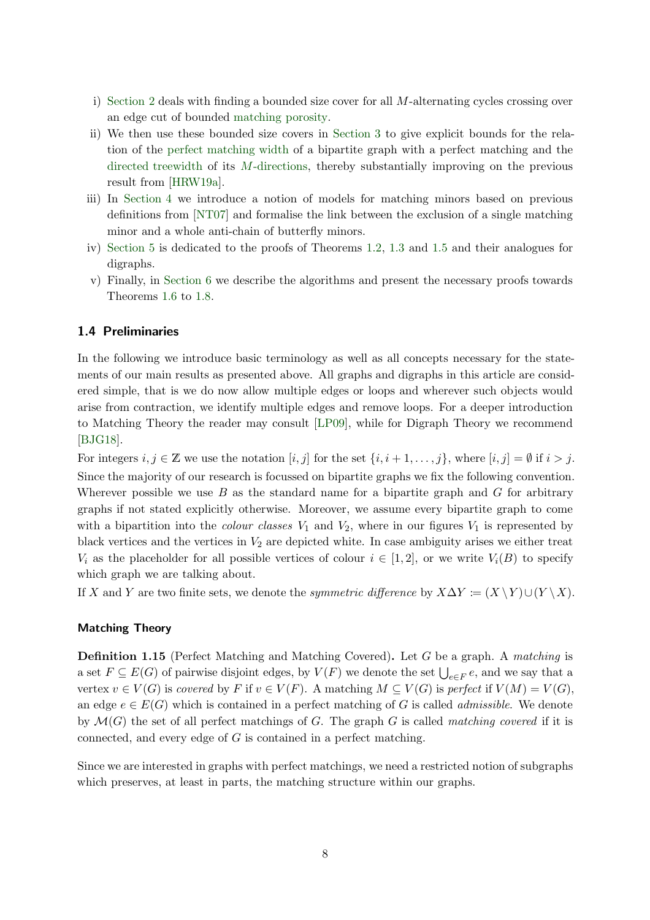i) Section 2 deals with finding a bounded size cover for all $M$-alternating cycles crossing over an edge cut of bounded matching porosity.
ii) We then use these bounded size covers in Section 3 to give explicit bounds for the relation of the perfect matching width of a bipartite graph with a perfect matching and the directed treewidth of its $M$-directions, thereby substantially improving on the previous result from [HRW19a].
iii) In Section 4 we introduce a notion of models for matching minors based on previous definitions from [NT07] and formalise the link between the exclusion of a single matching minor and a whole anti-chain of butterfly minors.
iv) Section 5 is dedicated to the proofs of Theorems 1.2, 1.3 and 1.5 and their analogues for digraphs.
v) Finally, in Section 6 we describe the algorithms and present the necessary proofs towards Theorems 1.6 to 1.8.

### 1.4 Preliminaries

In the following we introduce basic terminology as well as all concepts necessary for the statements of our main results as presented above. All graphs and digraphs in this article are considered simple, that is we do now allow multiple edges or loops and wherever such objects would arise from contraction, we identify multiple edges and remove loops. For a deeper introduction to Matching Theory the reader may consult [LP09], while for Digraph Theory we recommend [BJG18].

For integers $i, j \in \mathbb{Z}$ we use the notation $[i, j]$ for the set $\{i, i+1, \ldots, j\}$, where $[i, j] = \emptyset$ if $i > j$. Since the majority of our research is focussed on bipartite graphs we fix the following convention. Wherever possible we use $B$ as the standard name for a bipartite graph and $G$ for arbitrary graphs if not stated explicitly otherwise. Moreover, we assume every bipartite graph to come with a bipartition into the *colour classes* $V_1$ and $V_2$, where in our figures $V_1$ is represented by black vertices and the vertices in $V_2$ are depicted white. In case ambiguity arises we either treat $V_i$ as the placeholder for all possible vertices of colour $i \in [1, 2]$, or we write $V_i(B)$ to specify which graph we are talking about.

If $X$ and $Y$ are two finite sets, we denote the *symmetric difference* by $X \Delta Y \coloneqq (X \setminus Y) \cup (Y \setminus X)$.

#### Matching Theory

**Definition 1.15** (Perfect Matching and Matching Covered)**.** Let $G$ be a graph. A *matching* is a set $F \subseteq E(G)$ of pairwise disjoint edges, by $V(F)$ we denote the set $\bigcup_{e \in F} e$, and we say that a vertex $v \in V(G)$ is *covered* by $F$ if $v \in V(F)$. A matching $M \subseteq V(G)$ is *perfect* if $V(M) = V(G)$, an edge $e \in E(G)$ which is contained in a perfect matching of $G$ is called *admissible*. We denote by $\mathcal{M}(G)$ the set of all perfect matchings of $G$. The graph $G$ is called *matching covered* if it is connected, and every edge of $G$ is contained in a perfect matching.

Since we are interested in graphs with perfect matchings, we need a restricted notion of subgraphs which preserves, at least in parts, the matching structure within our graphs.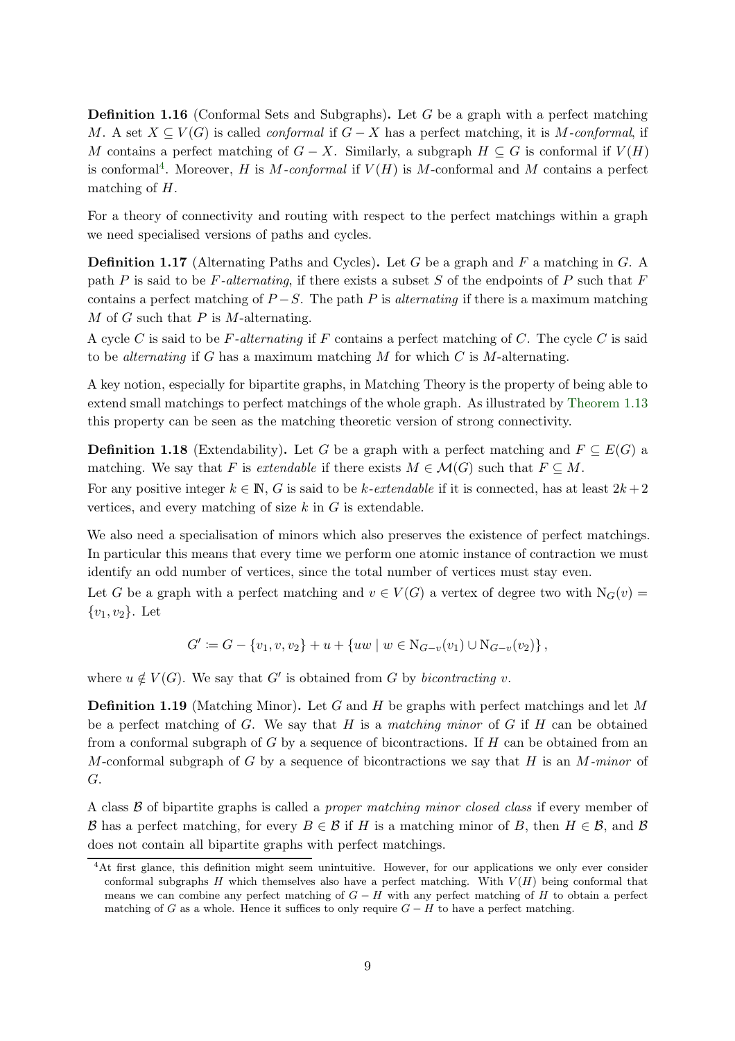**Definition 1.16** (Conformal Sets and Subgraphs)**.** Let $G$ be a graph with a perfect matching $M$. A set $X \subseteq V(G)$ is called *conformal* if $G - X$ has a perfect matching, it is $M$-*conformal*, if $M$ contains a perfect matching of $G - X$. Similarly, a subgraph $H \subseteq G$ is conformal if $V(H)$ is conformal[4]. Moreover, $H$ is $M$-*conformal* if $V(H)$ is $M$-conformal and $M$ contains a perfect matching of $H$.

For a theory of connectivity and routing with respect to the perfect matchings within a graph we need specialised versions of paths and cycles.

**Definition 1.17** (Alternating Paths and Cycles)**.** Let $G$ be a graph and $F$ a matching in $G$. A path $P$ is said to be $F$-*alternating*, if there exists a subset $S$ of the endpoints of $P$ such that $F$ contains a perfect matching of $P - S$. The path $P$ is *alternating* if there is a maximum matching $M$ of $G$ such that $P$ is $M$-alternating.

A cycle $C$ is said to be $F$-*alternating* if $F$ contains a perfect matching of $C$. The cycle $C$ is said to be *alternating* if $G$ has a maximum matching $M$ for which $C$ is $M$-alternating.

A key notion, especially for bipartite graphs, in Matching Theory is the property of being able to extend small matchings to perfect matchings of the whole graph. As illustrated by Theorem 1.13 this property can be seen as the matching theoretic version of strong connectivity.

**Definition 1.18** (Extendability)**.** Let $G$ be a graph with a perfect matching and $F \subseteq E(G)$ a matching. We say that $F$ is *extendable* if there exists $M \in \mathcal{M}(G)$ such that $F \subseteq M$.

For any positive integer $k \in \mathbb{N}$, $G$ is said to be $k$-*extendable* if it is connected, has at least $2k+2$ vertices, and every matching of size $k$ in $G$ is extendable.

We also need a specialisation of minors which also preserves the existence of perfect matchings. In particular this means that every time we perform one atomic instance of contraction we must identify an odd number of vertices, since the total number of vertices must stay even.

Let $G$ be a graph with a perfect matching and $v \in V(G)$ a vertex of degree two with $\mathrm{N}_G(v) = \{v_1, v_2\}$. Let

$$G' \coloneqq G - \{v_1, v, v_2\} + u + \{uw \mid w \in \mathrm{N}_{G-v}(v_1) \cup \mathrm{N}_{G-v}(v_2)\},$$

where $u \notin V(G)$. We say that $G'$ is obtained from $G$ by *bicontracting* $v$.

**Definition 1.19** (Matching Minor)**.** Let $G$ and $H$ be graphs with perfect matchings and let $M$ be a perfect matching of $G$. We say that $H$ is a *matching minor* of $G$ if $H$ can be obtained from a conformal subgraph of $G$ by a sequence of bicontractions. If $H$ can be obtained from an $M$-conformal subgraph of $G$ by a sequence of bicontractions we say that $H$ is an $M$-*minor* of $G$.

A class $\mathcal{B}$ of bipartite graphs is called a *proper matching minor closed class* if every member of $\mathcal{B}$ has a perfect matching, for every $B \in \mathcal{B}$ if $H$ is a matching minor of $B$, then $H \in \mathcal{B}$, and $\mathcal{B}$ does not contain all bipartite graphs with perfect matchings.

[4]At first glance, this definition might seem unintuitive. However, for our applications we only ever consider conformal subgraphs $H$ which themselves also have a perfect matching. With $V(H)$ being conformal that means we can combine any perfect matching of $G - H$ with any perfect matching of $H$ to obtain a perfect matching of $G$ as a whole. Hence it suffices to only require $G - H$ to have a perfect matching.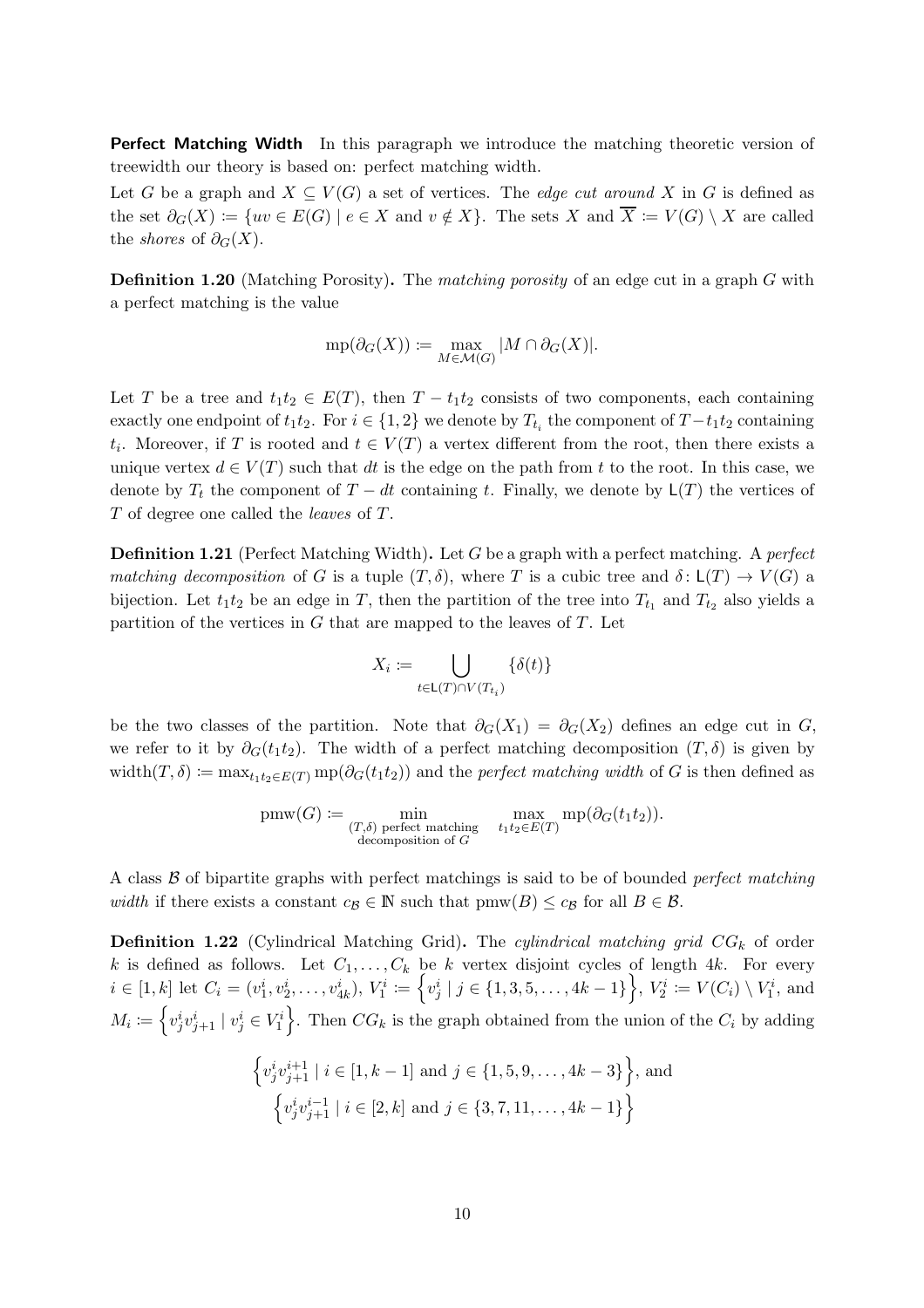**Perfect Matching Width** In this paragraph we introduce the matching theoretic version of treewidth our theory is based on: perfect matching width.

Let $G$ be a graph and $X \subseteq V(G)$ a set of vertices. The *edge cut around* $X$ in $G$ is defined as the set $\partial_G(X) \coloneqq \{uv \in E(G) \mid e \in X \text{ and } v \notin X\}$. The sets $X$ and $\overline{X} \coloneqq V(G) \setminus X$ are called the *shores* of $\partial_G(X)$.

**Definition 1.20** (Matching Porosity)**.** The *matching porosity* of an edge cut in a graph $G$ with a perfect matching is the value

$$\operatorname{mp}(\partial_G(X)) \coloneqq \max_{M \in \mathcal{M}(G)} |M \cap \partial_G(X)|.$$

Let $T$ be a tree and $t_1t_2 \in E(T)$, then $T - t_1t_2$ consists of two components, each containing exactly one endpoint of $t_1t_2$. For $i \in \{1,2\}$ we denote by $T_{t_i}$ the component of $T - t_1t_2$ containing $t_i$. Moreover, if $T$ is rooted and $t \in V(T)$ a vertex different from the root, then there exists a unique vertex $d \in V(T)$ such that $dt$ is the edge on the path from $t$ to the root. In this case, we denote by $T_t$ the component of $T - dt$ containing $t$. Finally, we denote by $\mathsf{L}(T)$ the vertices of $T$ of degree one called the *leaves* of $T$.

**Definition 1.21** (Perfect Matching Width)**.** Let $G$ be a graph with a perfect matching. A *perfect matching decomposition* of $G$ is a tuple $(T, \delta)$, where $T$ is a cubic tree and $\delta \colon \mathsf{L}(T) \to V(G)$ a bijection. Let $t_1t_2$ be an edge in $T$, then the partition of the tree into $T_{t_1}$ and $T_{t_2}$ also yields a partition of the vertices in $G$ that are mapped to the leaves of $T$. Let

$$X_i \coloneqq \bigcup_{t \in \mathsf{L}(T) \cap V(T_{t_i})} \{\delta(t)\}$$

be the two classes of the partition. Note that $\partial_G(X_1) = \partial_G(X_2)$ defines an edge cut in $G$, we refer to it by $\partial_G(t_1t_2)$. The width of a perfect matching decomposition $(T, \delta)$ is given by $\operatorname{width}(T, \delta) \coloneqq \max_{t_1t_2 \in E(T)} \operatorname{mp}(\partial_G(t_1t_2))$ and the *perfect matching width* of $G$ is then defined as

$$\operatorname{pmw}(G) \coloneqq \min_{\substack{(T,\delta) \text{ perfect matching} \\ \text{decomposition of } G}} \max_{t_1t_2 \in E(T)} \operatorname{mp}(\partial_G(t_1t_2)).$$

A class $\mathcal{B}$ of bipartite graphs with perfect matchings is said to be of bounded *perfect matching width* if there exists a constant $c_{\mathcal{B}} \in \mathbb{N}$ such that $\operatorname{pmw}(B) \leq c_{\mathcal{B}}$ for all $B \in \mathcal{B}$.

**Definition 1.22** (Cylindrical Matching Grid)**.** The *cylindrical matching grid* $CG_k$ of order $k$ is defined as follows. Let $C_1, \ldots, C_k$ be $k$ vertex disjoint cycles of length $4k$. For every $i \in [1,k]$ let $C_i = (v_1^i, v_2^i, \ldots, v_{4k}^i)$, $V_1^i \coloneqq \left\{v_j^i \mid j \in \{1,3,5,\ldots,4k-1\}\right\}$, $V_2^i \coloneqq V(C_i) \setminus V_1^i$, and $M_i \coloneqq \left\{v_j^i v_{j+1}^i \mid v_j^i \in V_1^i\right\}$. Then $CG_k$ is the graph obtained from the union of the $C_i$ by adding

$$\left\{v_j^i v_{j+1}^{i+1} \mid i \in [1,k-1] \text{ and } j \in \{1,5,9,\ldots,4k-3\}\right\}, \text{ and}$$
$$\left\{v_j^i v_{j+1}^{i-1} \mid i \in [2,k] \text{ and } j \in \{3,7,11,\ldots,4k-1\}\right\}$$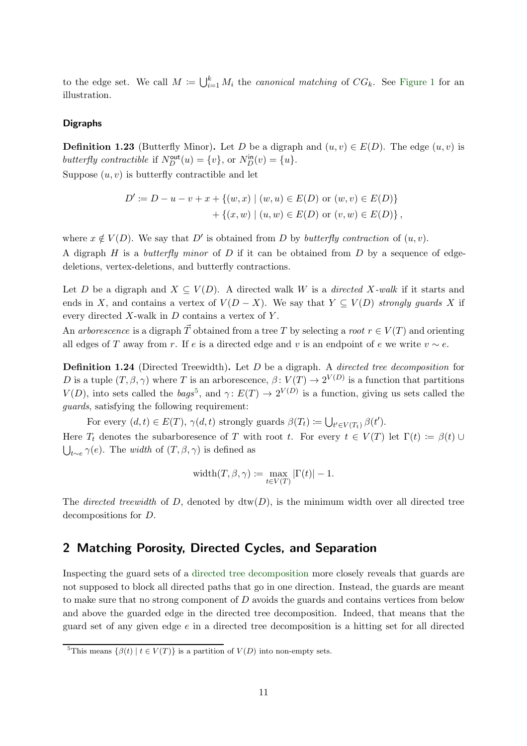to the edge set. We call $M \coloneqq \bigcup_{i=1}^{k} M_i$ the *canonical matching* of $CG_k$. See Figure 1 for an illustration.

### Digraphs

**Definition 1.23** (Butterfly Minor)**.** Let $D$ be a digraph and $(u,v) \in E(D)$. The edge $(u,v)$ is *butterfly contractible* if $N_D^{\mathsf{out}}(u) = \{v\}$, or $N_D^{\mathsf{in}}(v) = \{u\}$.
Suppose $(u,v)$ is butterfly contractible and let

$$
\begin{aligned}
D' \coloneqq D - u - v + x &+ \{(w,x) \mid (w,u) \in E(D) \text{ or } (w,v) \in E(D)\} \\
&+ \{(x,w) \mid (u,w) \in E(D) \text{ or } (v,w) \in E(D)\},
\end{aligned}
$$

where $x \notin V(D)$. We say that $D'$ is obtained from $D$ by *butterfly contraction* of $(u,v)$.
A digraph $H$ is a *butterfly minor* of $D$ if it can be obtained from $D$ by a sequence of edge-deletions, vertex-deletions, and butterfly contractions.

Let $D$ be a digraph and $X \subseteq V(D)$. A directed walk $W$ is a *directed $X$-walk* if it starts and ends in $X$, and contains a vertex of $V(D-X)$. We say that $Y \subseteq V(D)$ *strongly guards* $X$ if every directed $X$-walk in $D$ contains a vertex of $Y$.
An *arborescence* is a digraph $\vec{T}$ obtained from a tree $T$ by selecting a *root* $r \in V(T)$ and orienting all edges of $T$ away from $r$. If $e$ is a directed edge and $v$ is an endpoint of $e$ we write $v \sim e$.

**Definition 1.24** (Directed Treewidth)**.** Let $D$ be a digraph. A *directed tree decomposition* for $D$ is a tuple $(T, \beta, \gamma)$ where $T$ is an arborescence, $\beta \colon V(T) \to 2^{V(D)}$ is a function that partitions $V(D)$, into sets called the *bags*[5], and $\gamma \colon E(T) \to 2^{V(D)}$ is a function, giving us sets called the *guards*, satisfying the following requirement:

For every $(d,t) \in E(T)$, $\gamma(d,t)$ strongly guards $\beta(T_t) \coloneqq \bigcup_{t' \in V(T_t)} \beta(t')$.

Here $T_t$ denotes the subarboresence of $T$ with root $t$. For every $t \in V(T)$ let $\Gamma(t) \coloneqq \beta(t) \cup \bigcup_{t \sim e} \gamma(e)$. The *width* of $(T, \beta, \gamma)$ is defined as

$$
\operatorname{width}(T, \beta, \gamma) \coloneqq \max_{t \in V(T)} |\Gamma(t)| - 1.
$$

The *directed treewidth* of $D$, denoted by $\operatorname{dtw}(D)$, is the minimum width over all directed tree decompositions for $D$.

## 2 Matching Porosity, Directed Cycles, and Separation

Inspecting the guard sets of a directed tree decomposition more closely reveals that guards are not supposed to block all directed paths that go in one direction. Instead, the guards are meant to make sure that no strong component of $D$ avoids the guards and contains vertices from below and above the guarded edge in the directed tree decomposition. Indeed, that means that the guard set of any given edge $e$ in a directed tree decomposition is a hitting set for all directed

[5] This means $\{\beta(t) \mid t \in V(T)\}$ is a partition of $V(D)$ into non-empty sets.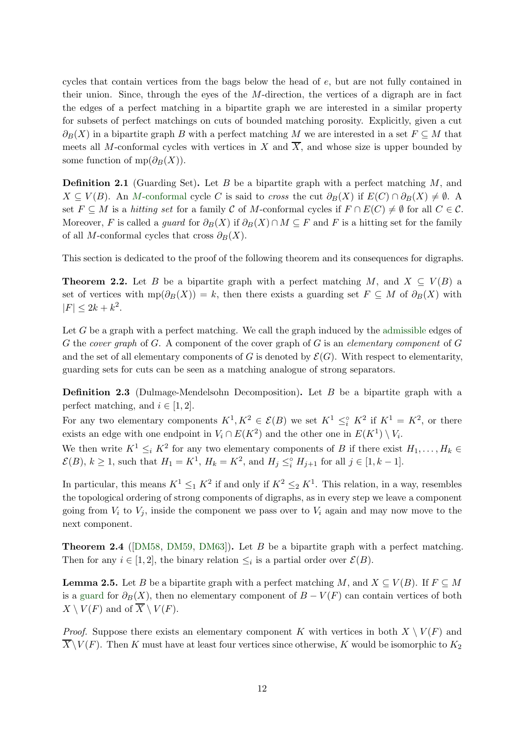cycles that contain vertices from the bags below the head of $e$, but are not fully contained in their union. Since, through the eyes of the $M$-direction, the vertices of a digraph are in fact the edges of a perfect matching in a bipartite graph we are interested in a similar property for subsets of perfect matchings on cuts of bounded matching porosity. Explicitly, given a cut $\partial_B(X)$ in a bipartite graph $B$ with a perfect matching $M$ we are interested in a set $F \subseteq M$ that meets all $M$-conformal cycles with vertices in $X$ and $\overline{X}$, and whose size is upper bounded by some function of $\mathrm{mp}(\partial_B(X))$.

**Definition 2.1** (Guarding Set)**.** Let $B$ be a bipartite graph with a perfect matching $M$, and $X \subseteq V(B)$. An $M$-conformal cycle $C$ is said to *cross* the cut $\partial_B(X)$ if $E(C) \cap \partial_B(X) \neq \emptyset$. A set $F \subseteq M$ is a *hitting set* for a family $\mathcal{C}$ of $M$-conformal cycles if $F \cap E(C) \neq \emptyset$ for all $C \in \mathcal{C}$. Moreover, $F$ is called a *guard* for $\partial_B(X)$ if $\partial_B(X) \cap M \subseteq F$ and $F$ is a hitting set for the family of all $M$-conformal cycles that cross $\partial_B(X)$.

This section is dedicated to the proof of the following theorem and its consequences for digraphs.

**Theorem 2.2.** *Let $B$ be a bipartite graph with a perfect matching $M$, and $X \subseteq V(B)$ a set of vertices with $\mathrm{mp}(\partial_B(X)) = k$, then there exists a guarding set $F \subseteq M$ of $\partial_B(X)$ with $|F| \leq 2k + k^2$.*

Let $G$ be a graph with a perfect matching. We call the graph induced by the admissible edges of $G$ the *cover graph* of $G$. A component of the cover graph of $G$ is an *elementary component* of $G$ and the set of all elementary components of $G$ is denoted by $\mathcal{E}(G)$. With respect to elementarity, guarding sets for cuts can be seen as a matching analogue of strong separators.

**Definition 2.3** (Dulmage-Mendelsohn Decomposition)**.** Let $B$ be a bipartite graph with a perfect matching, and $i \in [1, 2]$.

For any two elementary components $K^1, K^2 \in \mathcal{E}(B)$ we set $K^1 \leq_i^\circ K^2$ if $K^1 = K^2$, or there exists an edge with one endpoint in $V_i \cap E(K^2)$ and the other one in $E(K^1) \setminus V_i$.

We then write $K^1 \leq_i K^2$ for any two elementary components of $B$ if there exist $H_1, \ldots, H_k \in \mathcal{E}(B)$, $k \geq 1$, such that $H_1 = K^1$, $H_k = K^2$, and $H_j \leq_i^\circ H_{j+1}$ for all $j \in [1, k-1]$.

In particular, this means $K^1 \leq_1 K^2$ if and only if $K^2 \leq_2 K^1$. This relation, in a way, resembles the topological ordering of strong components of digraphs, as in every step we leave a component going from $V_i$ to $V_j$, inside the component we pass over to $V_i$ again and may now move to the next component.

**Theorem 2.4** ([DM58, DM59, DM63])**.** *Let $B$ be a bipartite graph with a perfect matching. Then for any $i \in [1, 2]$, the binary relation $\leq_i$ is a partial order over $\mathcal{E}(B)$.*

**Lemma 2.5.** *Let $B$ be a bipartite graph with a perfect matching $M$, and $X \subseteq V(B)$. If $F \subseteq M$ is a guard for $\partial_B(X)$, then no elementary component of $B - V(F)$ can contain vertices of both $X \setminus V(F)$ and of $\overline{X} \setminus V(F)$.*

*Proof.* Suppose there exists an elementary component $K$ with vertices in both $X \setminus V(F)$ and $\overline{X} \setminus V(F)$. Then $K$ must have at least four vertices since otherwise, $K$ would be isomorphic to $K_2$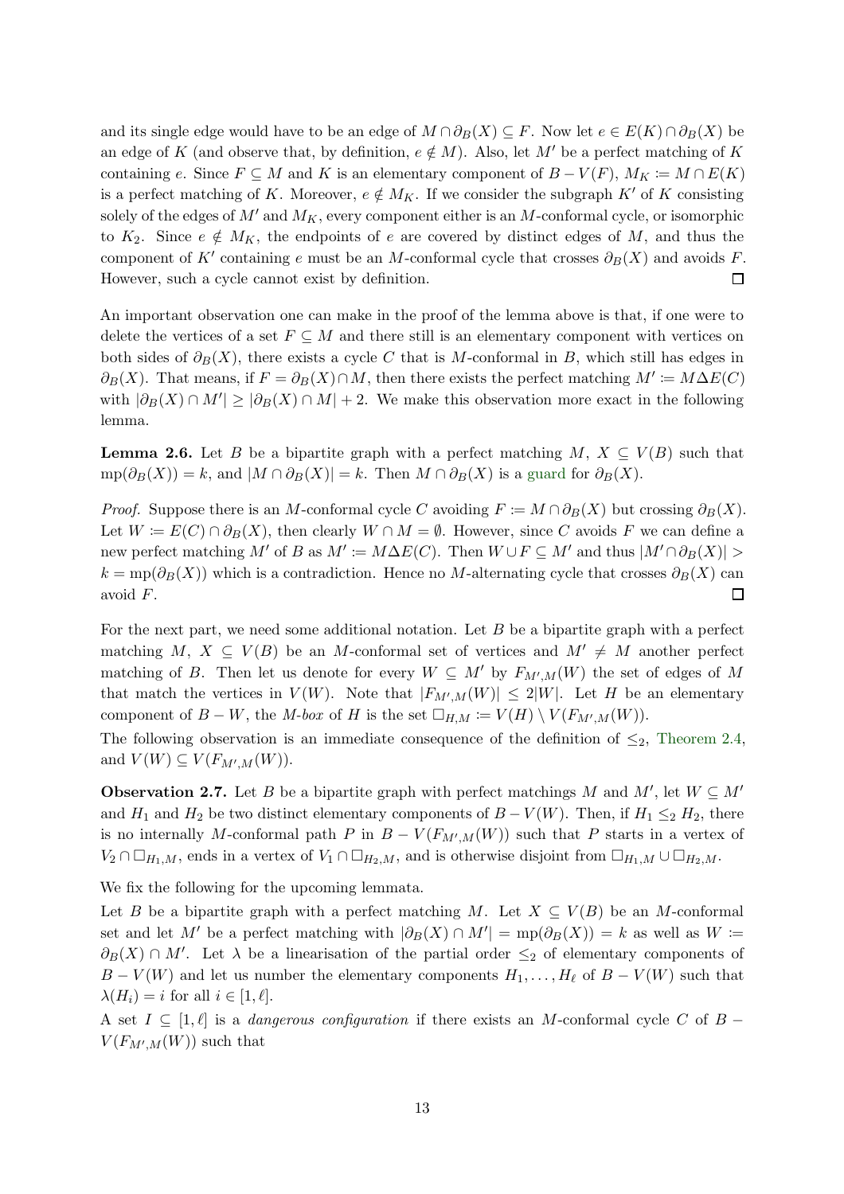and its single edge would have to be an edge of $M \cap \partial_B(X) \subseteq F$. Now let $e \in E(K) \cap \partial_B(X)$ be an edge of $K$ (and observe that, by definition, $e \notin M$). Also, let $M'$ be a perfect matching of $K$ containing $e$. Since $F \subseteq M$ and $K$ is an elementary component of $B - V(F)$, $M_K \coloneqq M \cap E(K)$ is a perfect matching of $K$. Moreover, $e \notin M_K$. If we consider the subgraph $K'$ of $K$ consisting solely of the edges of $M'$ and $M_K$, every component either is an $M$-conformal cycle, or isomorphic to $K_2$. Since $e \notin M_K$, the endpoints of $e$ are covered by distinct edges of $M$, and thus the component of $K'$ containing $e$ must be an $M$-conformal cycle that crosses $\partial_B(X)$ and avoids $F$. However, such a cycle cannot exist by definition. ☐

An important observation one can make in the proof of the lemma above is that, if one were to delete the vertices of a set $F \subseteq M$ and there still is an elementary component with vertices on both sides of $\partial_B(X)$, there exists a cycle $C$ that is $M$-conformal in $B$, which still has edges in $\partial_B(X)$. That means, if $F = \partial_B(X) \cap M$, then there exists the perfect matching $M' \coloneqq M \Delta E(C)$ with $|\partial_B(X) \cap M'| \geq |\partial_B(X) \cap M| + 2$. We make this observation more exact in the following lemma.

**Lemma 2.6.** Let $B$ be a bipartite graph with a perfect matching $M$, $X \subseteq V(B)$ such that $\mathrm{mp}(\partial_B(X)) = k$, and $|M \cap \partial_B(X)| = k$. Then $M \cap \partial_B(X)$ is a guard for $\partial_B(X)$.

*Proof.* Suppose there is an $M$-conformal cycle $C$ avoiding $F \coloneqq M \cap \partial_B(X)$ but crossing $\partial_B(X)$. Let $W \coloneqq E(C) \cap \partial_B(X)$, then clearly $W \cap M = \emptyset$. However, since $C$ avoids $F$ we can define a new perfect matching $M'$ of $B$ as $M' \coloneqq M \Delta E(C)$. Then $W \cup F \subseteq M'$ and thus $|M' \cap \partial_B(X)| > k = \mathrm{mp}(\partial_B(X))$ which is a contradiction. Hence no $M$-alternating cycle that crosses $\partial_B(X)$ can avoid $F$. ☐

For the next part, we need some additional notation. Let $B$ be a bipartite graph with a perfect matching $M$, $X \subseteq V(B)$ be an $M$-conformal set of vertices and $M' \neq M$ another perfect matching of $B$. Then let us denote for every $W \subseteq M'$ by $F_{M',M}(W)$ the set of edges of $M$ that match the vertices in $V(W)$. Note that $|F_{M',M}(W)| \leq 2|W|$. Let $H$ be an elementary component of $B - W$, the *$M$-box* of $H$ is the set $\square_{H,M} \coloneqq V(H) \setminus V(F_{M',M}(W))$.

The following observation is an immediate consequence of the definition of $\leq_2$, Theorem 2.4, and $V(W) \subseteq V(F_{M',M}(W))$.

**Observation 2.7.** Let $B$ be a bipartite graph with perfect matchings $M$ and $M'$, let $W \subseteq M'$ and $H_1$ and $H_2$ be two distinct elementary components of $B - V(W)$. Then, if $H_1 \leq_2 H_2$, there is no internally $M$-conformal path $P$ in $B - V(F_{M',M}(W))$ such that $P$ starts in a vertex of $V_2 \cap \square_{H_1,M}$, ends in a vertex of $V_1 \cap \square_{H_2,M}$, and is otherwise disjoint from $\square_{H_1,M} \cup \square_{H_2,M}$.

We fix the following for the upcoming lemmata.

Let $B$ be a bipartite graph with a perfect matching $M$. Let $X \subseteq V(B)$ be an $M$-conformal set and let $M'$ be a perfect matching with $|\partial_B(X) \cap M'| = \mathrm{mp}(\partial_B(X)) = k$ as well as $W \coloneqq \partial_B(X) \cap M'$. Let $\lambda$ be a linearisation of the partial order $\leq_2$ of elementary components of $B - V(W)$ and let us number the elementary components $H_1, \ldots, H_\ell$ of $B - V(W)$ such that $\lambda(H_i) = i$ for all $i \in [1, \ell]$.

A set $I \subseteq [1, \ell]$ is a *dangerous configuration* if there exists an $M$-conformal cycle $C$ of $B - V(F_{M',M}(W))$ such that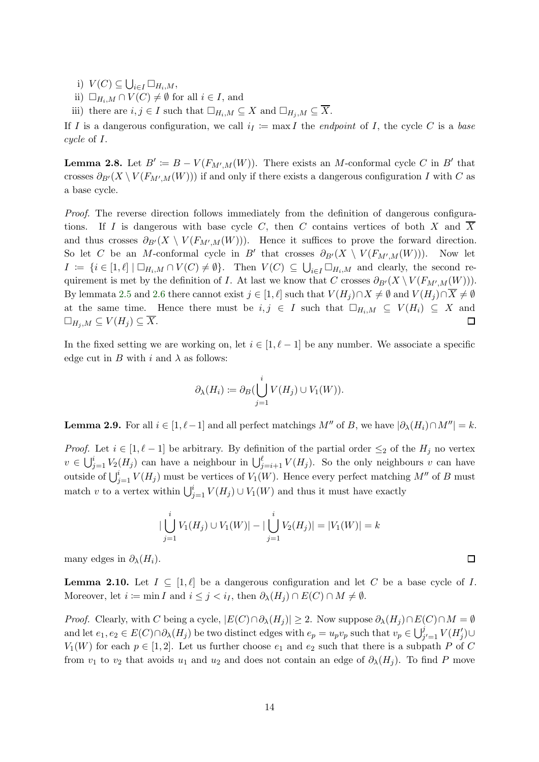i) $V(C) \subseteq \bigcup_{i \in I} \square_{H_i,M}$,

ii) $\square_{H_i,M} \cap V(C) \neq \emptyset$ for all $i \in I$, and

iii) there are $i, j \in I$ such that $\square_{H_i,M} \subseteq X$ and $\square_{H_j,M} \subseteq \overline{X}$.

If $I$ is a dangerous configuration, we call $i_I \coloneqq \max I$ the *endpoint* of $I$, the cycle $C$ is a *base cycle* of $I$.

**Lemma 2.8.** Let $B' \coloneqq B - V(F_{M',M}(W))$. There exists an $M$-conformal cycle $C$ in $B'$ that crosses $\partial_{B'}(X \setminus V(F_{M',M}(W)))$ if and only if there exists a dangerous configuration $I$ with $C$ as a base cycle.

*Proof.* The reverse direction follows immediately from the definition of dangerous configurations. If $I$ is dangerous with base cycle $C$, then $C$ contains vertices of both $X$ and $\overline{X}$ and thus crosses $\partial_{B'}(X \setminus V(F_{M',M}(W)))$. Hence it suffices to prove the forward direction. So let $C$ be an $M$-conformal cycle in $B'$ that crosses $\partial_{B'}(X \setminus V(F_{M',M}(W)))$. Now let $I \coloneqq \{i \in [1,\ell] \mid \square_{H_i,M} \cap V(C) \neq \emptyset\}$. Then $V(C) \subseteq \bigcup_{i \in I} \square_{H_i,M}$ and clearly, the second requirement is met by the definition of $I$. At last we know that $C$ crosses $\partial_{B'}(X \setminus V(F_{M',M}(W)))$. By lemmata 2.5 and 2.6 there cannot exist $j \in [1,\ell]$ such that $V(H_j) \cap X \neq \emptyset$ and $V(H_j) \cap \overline{X} \neq \emptyset$ at the same time. Hence there must be $i, j \in I$ such that $\square_{H_i,M} \subseteq V(H_i) \subseteq X$ and $\square_{H_j,M} \subseteq V(H_j) \subseteq \overline{X}$. ◻

In the fixed setting we are working on, let $i \in [1, \ell - 1]$ be any number. We associate a specific edge cut in $B$ with $i$ and $\lambda$ as follows:

$$\partial_\lambda(H_i) \coloneqq \partial_B\Big(\bigcup_{j=1}^{i} V(H_j) \cup V_1(W)\Big).$$

**Lemma 2.9.** For all $i \in [1, \ell-1]$ and all perfect matchings $M''$ of $B$, we have $|\partial_\lambda(H_i) \cap M''| = k$.

*Proof.* Let $i \in [1, \ell - 1]$ be arbitrary. By definition of the partial order $\leq_2$ of the $H_j$ no vertex $v \in \bigcup_{j=1}^{i} V_2(H_j)$ can have a neighbour in $\bigcup_{j=i+1}^{\ell} V(H_j)$. So the only neighbours $v$ can have outside of $\bigcup_{j=1}^{i} V(H_j)$ must be vertices of $V_1(W)$. Hence every perfect matching $M''$ of $B$ must match $v$ to a vertex within $\bigcup_{j=1}^{i} V(H_j) \cup V_1(W)$ and thus it must have exactly

$$\Big|\bigcup_{j=1}^{i} V_1(H_j) \cup V_1(W)\Big| - \Big|\bigcup_{j=1}^{i} V_2(H_j)\Big| = |V_1(W)| = k$$

many edges in $\partial_\lambda(H_i)$. ◻

**Lemma 2.10.** Let $I \subseteq [1, \ell]$ be a dangerous configuration and let $C$ be a base cycle of $I$. Moreover, let $i \coloneqq \min I$ and $i \leq j < i_I$, then $\partial_\lambda(H_j) \cap E(C) \cap M \neq \emptyset$.

*Proof.* Clearly, with $C$ being a cycle, $|E(C) \cap \partial_\lambda(H_j)| \geq 2$. Now suppose $\partial_\lambda(H_j) \cap E(C) \cap M = \emptyset$ and let $e_1, e_2 \in E(C) \cap \partial_\lambda(H_j)$ be two distinct edges with $e_p = u_p v_p$ such that $v_p \in \bigcup_{j'=1}^{j} V(H_j') \cup V_1(W)$ for each $p \in [1,2]$. Let us further choose $e_1$ and $e_2$ such that there is a subpath $P$ of $C$ from $v_1$ to $v_2$ that avoids $u_1$ and $u_2$ and does not contain an edge of $\partial_\lambda(H_j)$. To find $P$ move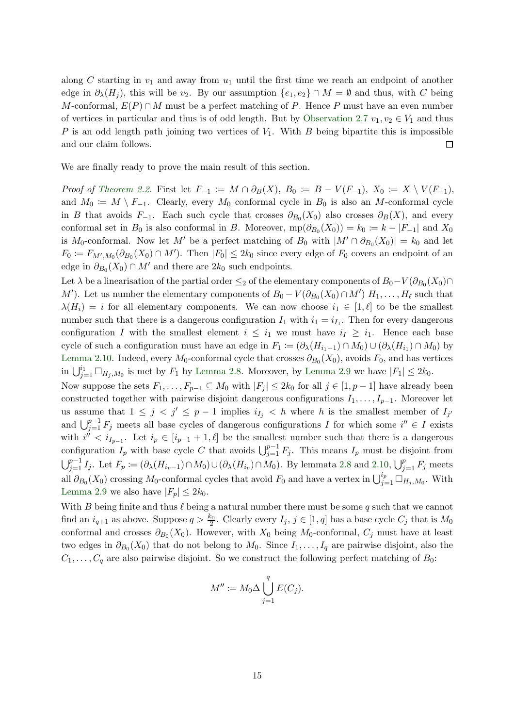along $C$ starting in $v_1$ and away from $u_1$ until the first time we reach an endpoint of another edge in $\partial_\lambda(H_j)$, this will be $v_2$. By our assumption $\{e_1, e_2\} \cap M = \emptyset$ and thus, with $C$ being $M$-conformal, $E(P) \cap M$ must be a perfect matching of $P$. Hence $P$ must have an even number of vertices in particular and thus is of odd length. But by Observation 2.7 $v_1, v_2 \in V_1$ and thus $P$ is an odd length path joining two vertices of $V_1$. With $B$ being bipartite this is impossible and our claim follows. □

We are finally ready to prove the main result of this section.

*Proof of Theorem 2.2.* First let $F_{-1} \coloneqq M \cap \partial_B(X)$, $B_0 \coloneqq B - V(F_{-1})$, $X_0 \coloneqq X \setminus V(F_{-1})$, and $M_0 \coloneqq M \setminus F_{-1}$. Clearly, every $M_0$ conformal cycle in $B_0$ is also an $M$-conformal cycle in $B$ that avoids $F_{-1}$. Each such cycle that crosses $\partial_{B_0}(X_0)$ also crosses $\partial_B(X)$, and every conformal set in $B_0$ is also conformal in $B$. Moreover, $\mathrm{mp}(\partial_{B_0}(X_0)) = k_0 \coloneqq k - |F_{-1}|$ and $X_0$ is $M_0$-conformal. Now let $M'$ be a perfect matching of $B_0$ with $|M' \cap \partial_{B_0}(X_0)| = k_0$ and let $F_0 \coloneqq F_{M',M_0}(\partial_{B_0}(X_0) \cap M')$. Then $|F_0| \leq 2k_0$ since every edge of $F_0$ covers an endpoint of an edge in $\partial_{B_0}(X_0) \cap M'$ and there are $2k_0$ such endpoints.

Let $\lambda$ be a linearisation of the partial order $\leq_2$ of the elementary components of $B_0 - V(\partial_{B_0}(X_0) \cap M')$. Let us number the elementary components of $B_0 - V(\partial_{B_0}(X_0) \cap M')$ $H_1, \dots, H_\ell$ such that $\lambda(H_i) = i$ for all elementary components. We can now choose $i_1 \in [1, \ell]$ to be the smallest number such that there is a dangerous configuration $I_1$ with $i_1 = i_{I_1}$. Then for every dangerous configuration $I$ with the smallest element $i \leq i_1$ we must have $i_I \geq i_1$. Hence each base cycle of such a configuration must have an edge in $F_1 \coloneqq (\partial_\lambda(H_{i_1 - 1}) \cap M_0) \cup (\partial_\lambda(H_{i_1}) \cap M_0)$ by Lemma 2.10. Indeed, every $M_0$-conformal cycle that crosses $\partial_{B_0}(X_0)$, avoids $F_0$, and has vertices in $\bigcup_{j=1}^{i_1} \square_{H_j, M_0}$ is met by $F_1$ by Lemma 2.8. Moreover, by Lemma 2.9 we have $|F_1| \leq 2k_0$.

Now suppose the sets $F_1, \dots, F_{p-1} \subseteq M_0$ with $|F_j| \leq 2k_0$ for all $j \in [1, p-1]$ have already been constructed together with pairwise disjoint dangerous configurations $I_1, \dots, I_{p-1}$. Moreover let us assume that $1 \leq j < j' \leq p-1$ implies $i_{I_j} < h$ where $h$ is the smallest member of $I_{j'}$ and $\bigcup_{j=1}^{p-1} F_j$ meets all base cycles of dangerous configurations $I$ for which some $i'' \in I$ exists with $i'' < i_{I_{p-1}}$. Let $i_p \in [i_{p-1}+1, \ell]$ be the smallest number such that there is a dangerous configuration $I_p$ with base cycle $C$ that avoids $\bigcup_{j=1}^{p-1} F_j$. This means $I_p$ must be disjoint from $\bigcup_{j=1}^{p-1} I_j$. Let $F_p \coloneqq (\partial_\lambda(H_{i_p - 1}) \cap M_0) \cup (\partial_\lambda(H_{i_p}) \cap M_0)$. By lemmata 2.8 and 2.10, $\bigcup_{j=1}^{p} F_j$ meets all $\partial_{B_0}(X_0)$ crossing $M_0$-conformal cycles that avoid $F_0$ and have a vertex in $\bigcup_{j=1}^{i_p} \square_{H_j, M_0}$. With Lemma 2.9 we also have $|F_p| \leq 2k_0$.

With $B$ being finite and thus $\ell$ being a natural number there must be some $q$ such that we cannot find an $i_{q+1}$ as above. Suppose $q > \frac{k_0}{2}$. Clearly every $I_j$, $j \in [1, q]$ has a base cycle $C_j$ that is $M_0$ conformal and crosses $\partial_{B_0}(X_0)$. However, with $X_0$ being $M_0$-conformal, $C_j$ must have at least two edges in $\partial_{B_0}(X_0)$ that do not belong to $M_0$. Since $I_1, \dots, I_q$ are pairwise disjoint, also the $C_1, \dots, C_q$ are also pairwise disjoint. So we construct the following perfect matching of $B_0$:

$$M'' \coloneqq M_0 \Delta \bigcup_{j=1}^{q} E(C_j).$$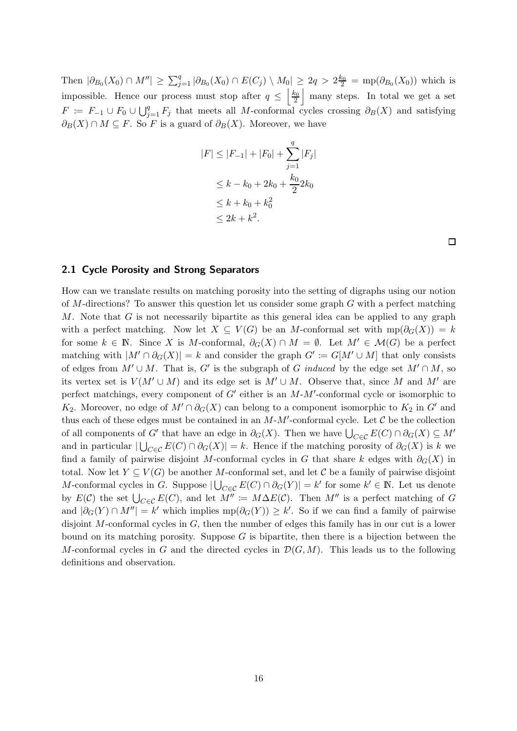Then $|\partial_{B_0}(X_0) \cap M''| \geq \sum_{j=1}^{q} |\partial_{B_0}(X_0) \cap E(C_j) \setminus M_0| \geq 2q > 2\frac{k_0}{2} = \mathrm{mp}(\partial_{B_0}(X_0))$ which is impossible. Hence our process must stop after $q \leq \left\lfloor \frac{k_0}{2} \right\rfloor$ many steps. In total we get a set $F \coloneqq F_{-1} \cup F_0 \cup \bigcup_{j=1}^{q} F_j$ that meets all $M$-conformal cycles crossing $\partial_B(X)$ and satisfying $\partial_B(X) \cap M \subseteq F$. So $F$ is a guard of $\partial_B(X)$. Moreover, we have

$$
\begin{aligned}
|F| &\leq |F_{-1}| + |F_0| + \sum_{j=1}^{q} |F_j| \\
&\leq k - k_0 + 2k_0 + \frac{k_0}{2} 2k_0 \\
&\leq k + k_0 + k_0^2 \\
&\leq 2k + k^2.
\end{aligned}
$$

□

## 2.1 Cycle Porosity and Strong Separators

How can we translate results on matching porosity into the setting of digraphs using our notion of $M$-directions? To answer this question let us consider some graph $G$ with a perfect matching $M$. Note that $G$ is not necessarily bipartite as this general idea can be applied to any graph with a perfect matching. Now let $X \subseteq V(G)$ be an $M$-conformal set with $\mathrm{mp}(\partial_G(X)) = k$ for some $k \in \mathbb{N}$. Since $X$ is $M$-conformal, $\partial_G(X) \cap M = \emptyset$. Let $M' \in \mathcal{M}(G)$ be a perfect matching with $|M' \cap \partial_G(X)| = k$ and consider the graph $G' \coloneqq G[M' \cup M]$ that only consists of edges from $M' \cup M$. That is, $G'$ is the subgraph of $G$ *induced* by the edge set $M' \cap M$, so its vertex set is $V(M' \cup M)$ and its edge set is $M' \cup M$. Observe that, since $M$ and $M'$ are perfect matchings, every component of $G'$ either is an $M$-$M'$-conformal cycle or isomorphic to $K_2$. Moreover, no edge of $M' \cap \partial_G(X)$ can belong to a component isomorphic to $K_2$ in $G'$ and thus each of these edges must be contained in an $M$-$M'$-conformal cycle. Let $\mathcal{C}$ be the collection of all components of $G'$ that have an edge in $\partial_G(X)$. Then we have $\bigcup_{C \in \mathcal{C}} E(C) \cap \partial_G(X) \subseteq M'$ and in particular $|\bigcup_{C \in \mathcal{C}} E(C) \cap \partial_G(X)| = k$. Hence if the matching porosity of $\partial_G(X)$ is $k$ we find a family of pairwise disjoint $M$-conformal cycles in $G$ that share $k$ edges with $\partial_G(X)$ in total. Now let $Y \subseteq V(G)$ be another $M$-conformal set, and let $\mathcal{C}$ be a family of pairwise disjoint $M$-conformal cycles in $G$. Suppose $|\bigcup_{C \in \mathcal{C}} E(C) \cap \partial_G(Y)| = k'$ for some $k' \in \mathbb{N}$. Let us denote by $E(\mathcal{C})$ the set $\bigcup_{C \in \mathcal{C}} E(C)$, and let $M'' \coloneqq M \Delta E(\mathcal{C})$. Then $M''$ is a perfect matching of $G$ and $|\partial_G(Y) \cap M''| = k'$ which implies $\mathrm{mp}(\partial_G(Y)) \geq k'$. So if we can find a family of pairwise disjoint $M$-conformal cycles in $G$, then the number of edges this family has in our cut is a lower bound on its matching porosity. Suppose $G$ is bipartite, then there is a bijection between the $M$-conformal cycles in $G$ and the directed cycles in $\mathcal{D}(G, M)$. This leads us to the following definitions and observation.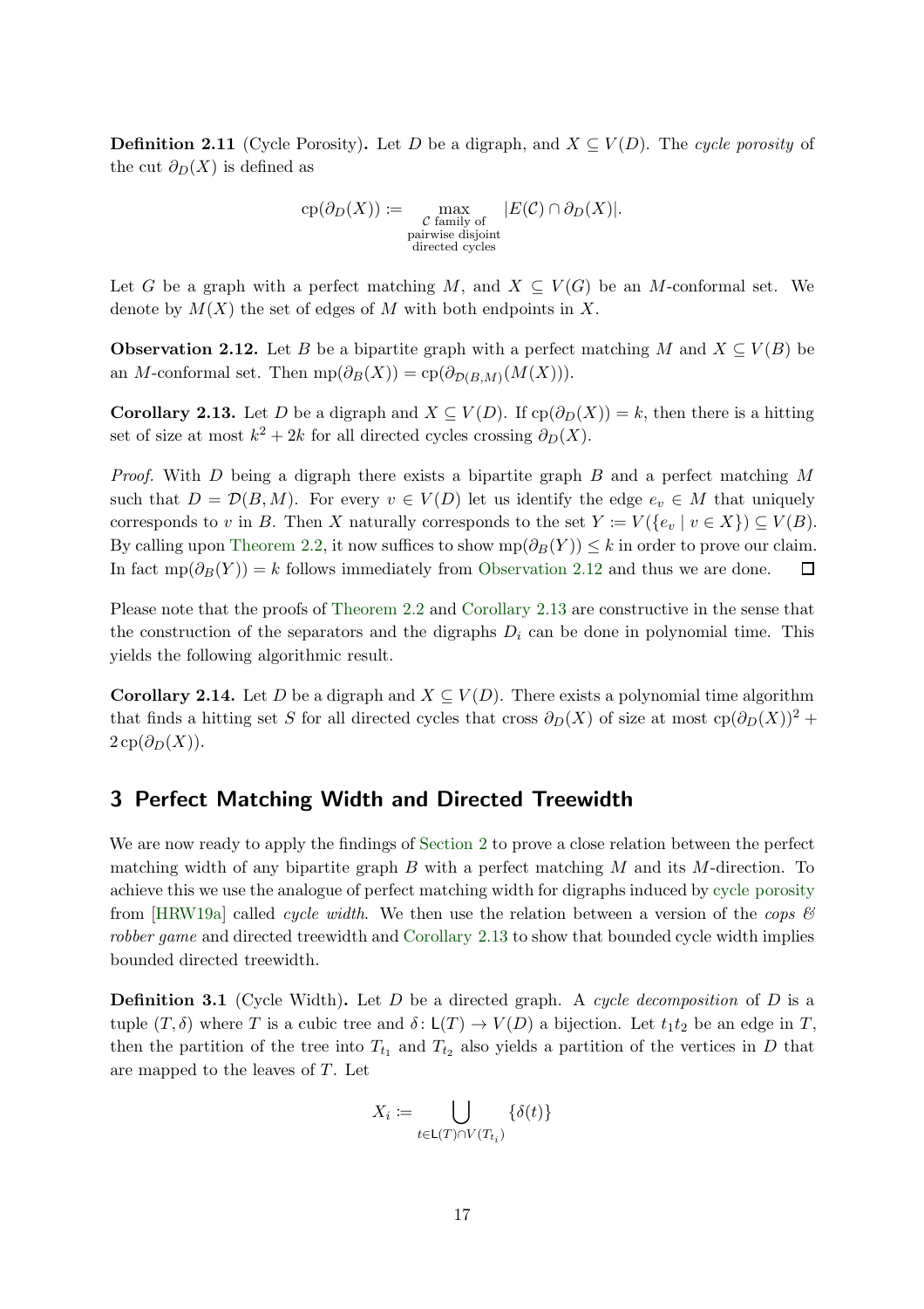**Definition 2.11** (Cycle Porosity)**.** Let $D$ be a digraph, and $X \subseteq V(D)$. The *cycle porosity* of the cut $\partial_D(X)$ is defined as

$$\operatorname{cp}(\partial_D(X)) \coloneqq \max_{\substack{\mathcal{C} \text{ family of} \\ \text{pairwise disjoint} \\ \text{directed cycles}}} |E(\mathcal{C}) \cap \partial_D(X)|.$$

Let $G$ be a graph with a perfect matching $M$, and $X \subseteq V(G)$ be an $M$-conformal set. We denote by $M(X)$ the set of edges of $M$ with both endpoints in $X$.

**Observation 2.12.** Let $B$ be a bipartite graph with a perfect matching $M$ and $X \subseteq V(B)$ be an $M$-conformal set. Then $\operatorname{mp}(\partial_B(X)) = \operatorname{cp}(\partial_{\mathcal{D}(B,M)}(M(X)))$.

**Corollary 2.13.** Let $D$ be a digraph and $X \subseteq V(D)$. If $\operatorname{cp}(\partial_D(X)) = k$, then there is a hitting set of size at most $k^2 + 2k$ for all directed cycles crossing $\partial_D(X)$.

*Proof.* With $D$ being a digraph there exists a bipartite graph $B$ and a perfect matching $M$ such that $D = \mathcal{D}(B, M)$. For every $v \in V(D)$ let us identify the edge $e_v \in M$ that uniquely corresponds to $v$ in $B$. Then $X$ naturally corresponds to the set $Y \coloneqq V(\{e_v \mid v \in X\}) \subseteq V(B)$. By calling upon Theorem 2.2, it now suffices to show $\operatorname{mp}(\partial_B(Y)) \leq k$ in order to prove our claim. In fact $\operatorname{mp}(\partial_B(Y)) = k$ follows immediately from Observation 2.12 and thus we are done. ◻

Please note that the proofs of Theorem 2.2 and Corollary 2.13 are constructive in the sense that the construction of the separators and the digraphs $D_i$ can be done in polynomial time. This yields the following algorithmic result.

**Corollary 2.14.** Let $D$ be a digraph and $X \subseteq V(D)$. There exists a polynomial time algorithm that finds a hitting set $S$ for all directed cycles that cross $\partial_D(X)$ of size at most $\operatorname{cp}(\partial_D(X))^2 + 2\operatorname{cp}(\partial_D(X))$.

## 3 Perfect Matching Width and Directed Treewidth

We are now ready to apply the findings of Section 2 to prove a close relation between the perfect matching width of any bipartite graph $B$ with a perfect matching $M$ and its $M$-direction. To achieve this we use the analogue of perfect matching width for digraphs induced by cycle porosity from [HRW19a] called *cycle width*. We then use the relation between a version of the *cops & robber game* and directed treewidth and Corollary 2.13 to show that bounded cycle width implies bounded directed treewidth.

**Definition 3.1** (Cycle Width)**.** Let $D$ be a directed graph. A *cycle decomposition* of $D$ is a tuple $(T, \delta)$ where $T$ is a cubic tree and $\delta \colon \mathsf{L}(T) \to V(D)$ a bijection. Let $t_1t_2$ be an edge in $T$, then the partition of the tree into $T_{t_1}$ and $T_{t_2}$ also yields a partition of the vertices in $D$ that are mapped to the leaves of $T$. Let

$$X_i \coloneqq \bigcup_{t \in \mathsf{L}(T) \cap V(T_{t_i})} \{\delta(t)\}$$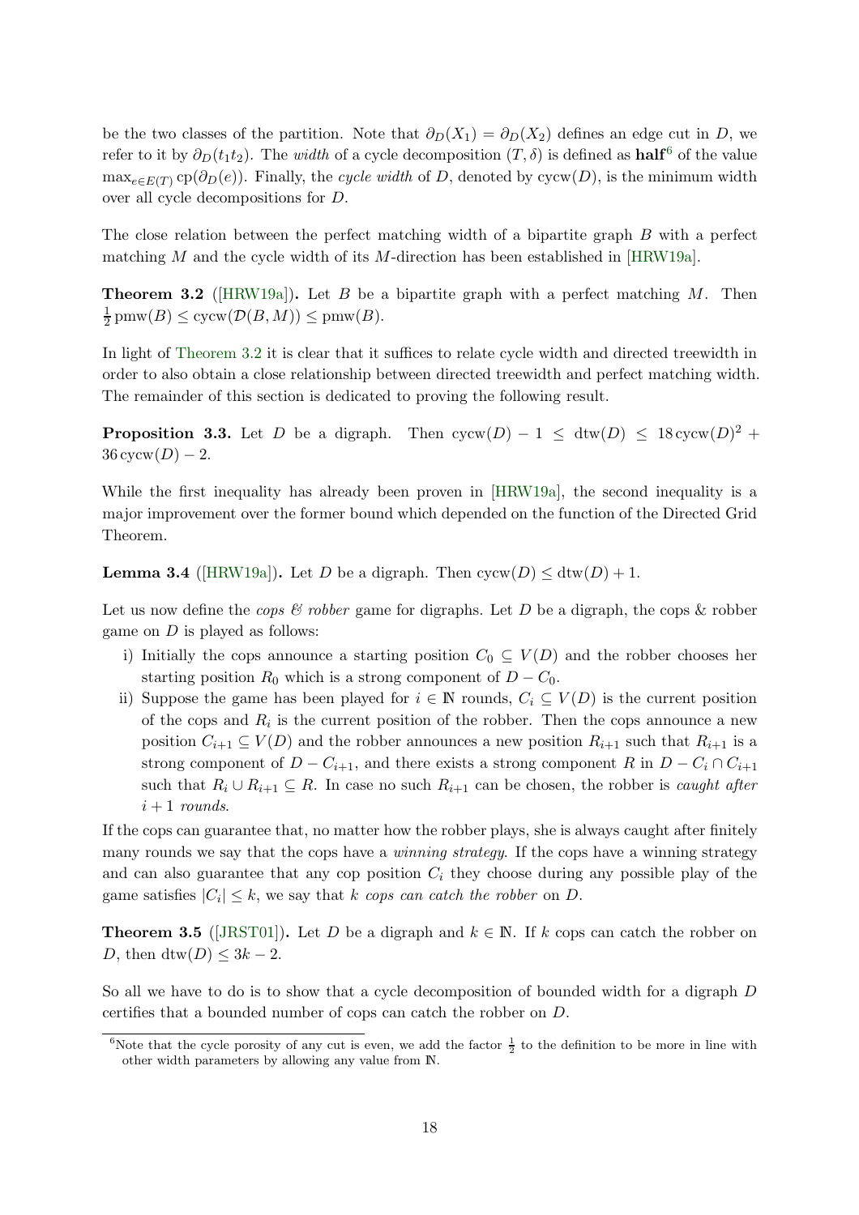be the two classes of the partition. Note that $\partial_D(X_1) = \partial_D(X_2)$ defines an edge cut in $D$, we refer to it by $\partial_D(t_1t_2)$. The *width* of a cycle decomposition $(T, \delta)$ is defined as **half**[6] of the value $\max_{e \in E(T)} \operatorname{cp}(\partial_D(e))$. Finally, the *cycle width* of $D$, denoted by $\operatorname{cycw}(D)$, is the minimum width over all cycle decompositions for $D$.

The close relation between the perfect matching width of a bipartite graph $B$ with a perfect matching $M$ and the cycle width of its $M$-direction has been established in [HRW19a].

**Theorem 3.2** ([HRW19a])**.** Let $B$ be a bipartite graph with a perfect matching $M$. Then $\frac{1}{2}\operatorname{pmw}(B) \leq \operatorname{cycw}(\mathcal{D}(B, M)) \leq \operatorname{pmw}(B)$.

In light of Theorem 3.2 it is clear that it suffices to relate cycle width and directed treewidth in order to also obtain a close relationship between directed treewidth and perfect matching width. The remainder of this section is dedicated to proving the following result.

**Proposition 3.3.** Let $D$ be a digraph. Then $\operatorname{cycw}(D) - 1 \leq \operatorname{dtw}(D) \leq 18\operatorname{cycw}(D)^2 + 36\operatorname{cycw}(D) - 2$.

While the first inequality has already been proven in [HRW19a], the second inequality is a major improvement over the former bound which depended on the function of the Directed Grid Theorem.

**Lemma 3.4** ([HRW19a])**.** Let $D$ be a digraph. Then $\operatorname{cycw}(D) \leq \operatorname{dtw}(D) + 1$.

Let us now define the *cops & robber* game for digraphs. Let $D$ be a digraph, the cops & robber game on $D$ is played as follows:

i) Initially the cops announce a starting position $C_0 \subseteq V(D)$ and the robber chooses her starting position $R_0$ which is a strong component of $D - C_0$.
ii) Suppose the game has been played for $i \in \mathbb{N}$ rounds, $C_i \subseteq V(D)$ is the current position of the cops and $R_i$ is the current position of the robber. Then the cops announce a new position $C_{i+1} \subseteq V(D)$ and the robber announces a new position $R_{i+1}$ such that $R_{i+1}$ is a strong component of $D - C_{i+1}$, and there exists a strong component $R$ in $D - C_i \cap C_{i+1}$ such that $R_i \cup R_{i+1} \subseteq R$. In case no such $R_{i+1}$ can be chosen, the robber is *caught after* $i + 1$ *rounds*.

If the cops can guarantee that, no matter how the robber plays, she is always caught after finitely many rounds we say that the cops have a *winning strategy*. If the cops have a winning strategy and can also guarantee that any cop position $C_i$ they choose during any possible play of the game satisfies $|C_i| \leq k$, we say that $k$ *cops can catch the robber* on $D$.

**Theorem 3.5** ([JRST01])**.** Let $D$ be a digraph and $k \in \mathbb{N}$. If $k$ cops can catch the robber on $D$, then $\operatorname{dtw}(D) \leq 3k - 2$.

So all we have to do is to show that a cycle decomposition of bounded width for a digraph $D$ certifies that a bounded number of cops can catch the robber on $D$.

[6] Note that the cycle porosity of any cut is even, we add the factor $\frac{1}{2}$ to the definition to be more in line with other width parameters by allowing any value from $\mathbb{N}$.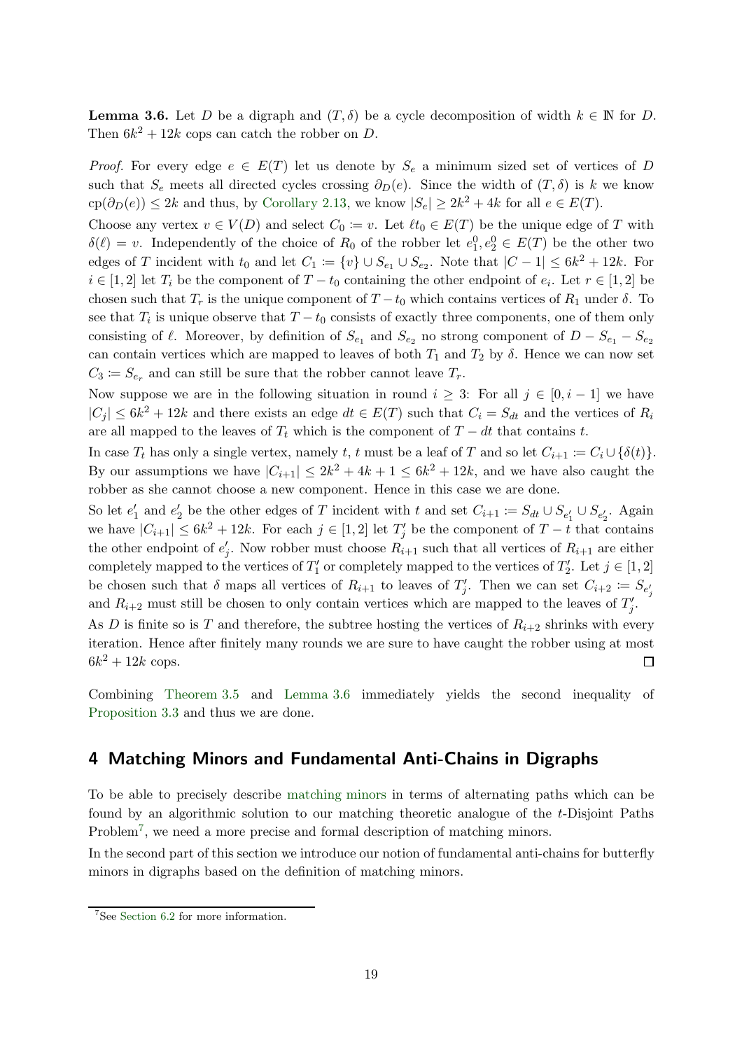**Lemma 3.6.** Let $D$ be a digraph and $(T, \delta)$ be a cycle decomposition of width $k \in \mathbb{N}$ for $D$. Then $6k^2 + 12k$ cops can catch the robber on $D$.

*Proof.* For every edge $e \in E(T)$ let us denote by $S_e$ a minimum sized set of vertices of $D$ such that $S_e$ meets all directed cycles crossing $\partial_D(e)$. Since the width of $(T, \delta)$ is $k$ we know $\text{cp}(\partial_D(e)) \leq 2k$ and thus, by Corollary 2.13, we know $|S_e| \geq 2k^2 + 4k$ for all $e \in E(T)$.

Choose any vertex $v \in V(D)$ and select $C_0 \coloneqq v$. Let $\ell t_0 \in E(T)$ be the unique edge of $T$ with $\delta(\ell) = v$. Independently of the choice of $R_0$ of the robber let $e_1^0, e_2^0 \in E(T)$ be the other two edges of $T$ incident with $t_0$ and let $C_1 \coloneqq \{v\} \cup S_{e_1} \cup S_{e_2}$. Note that $|C - 1| \leq 6k^2 + 12k$. For $i \in [1, 2]$ let $T_i$ be the component of $T - t_0$ containing the other endpoint of $e_i$. Let $r \in [1, 2]$ be chosen such that $T_r$ is the unique component of $T - t_0$ which contains vertices of $R_1$ under $\delta$. To see that $T_i$ is unique observe that $T - t_0$ consists of exactly three components, one of them only consisting of $\ell$. Moreover, by definition of $S_{e_1}$ and $S_{e_2}$ no strong component of $D - S_{e_1} - S_{e_2}$ can contain vertices which are mapped to leaves of both $T_1$ and $T_2$ by $\delta$. Hence we can now set $C_3 \coloneqq S_{e_r}$ and can still be sure that the robber cannot leave $T_r$.

Now suppose we are in the following situation in round $i \geq 3$: For all $j \in [0, i - 1]$ we have $|C_j| \leq 6k^2 + 12k$ and there exists an edge $dt \in E(T)$ such that $C_i = S_{dt}$ and the vertices of $R_i$ are all mapped to the leaves of $T_t$ which is the component of $T - dt$ that contains $t$.

In case $T_t$ has only a single vertex, namely $t$, $t$ must be a leaf of $T$ and so let $C_{i+1} \coloneqq C_i \cup \{\delta(t)\}$. By our assumptions we have $|C_{i+1}| \leq 2k^2 + 4k + 1 \leq 6k^2 + 12k$, and we have also caught the robber as she cannot choose a new component. Hence in this case we are done.

So let $e_1'$ and $e_2'$ be the other edges of $T$ incident with $t$ and set $C_{i+1} \coloneqq S_{dt} \cup S_{e_1'} \cup S_{e_2'}$. Again we have $|C_{i+1}| \leq 6k^2 + 12k$. For each $j \in [1, 2]$ let $T_j'$ be the component of $T - t$ that contains the other endpoint of $e_j'$. Now robber must choose $R_{i+1}$ such that all vertices of $R_{i+1}$ are either completely mapped to the vertices of $T_1'$ or completely mapped to the vertices of $T_2'$. Let $j \in [1, 2]$ be chosen such that $\delta$ maps all vertices of $R_{i+1}$ to leaves of $T_j'$. Then we can set $C_{i+2} \coloneqq S_{e_j'}$ and $R_{i+2}$ must still be chosen to only contain vertices which are mapped to the leaves of $T_j'$.

As $D$ is finite so is $T$ and therefore, the subtree hosting the vertices of $R_{i+2}$ shrinks with every iteration. Hence after finitely many rounds we are sure to have caught the robber using at most $6k^2 + 12k$ cops. □

Combining Theorem 3.5 and Lemma 3.6 immediately yields the second inequality of Proposition 3.3 and thus we are done.

# 4 Matching Minors and Fundamental Anti-Chains in Digraphs

To be able to precisely describe matching minors in terms of alternating paths which can be found by an algorithmic solution to our matching theoretic analogue of the $t$-Disjoint Paths Problem[7], we need a more precise and formal description of matching minors.

In the second part of this section we introduce our notion of fundamental anti-chains for butterfly minors in digraphs based on the definition of matching minors.

[7] See Section 6.2 for more information.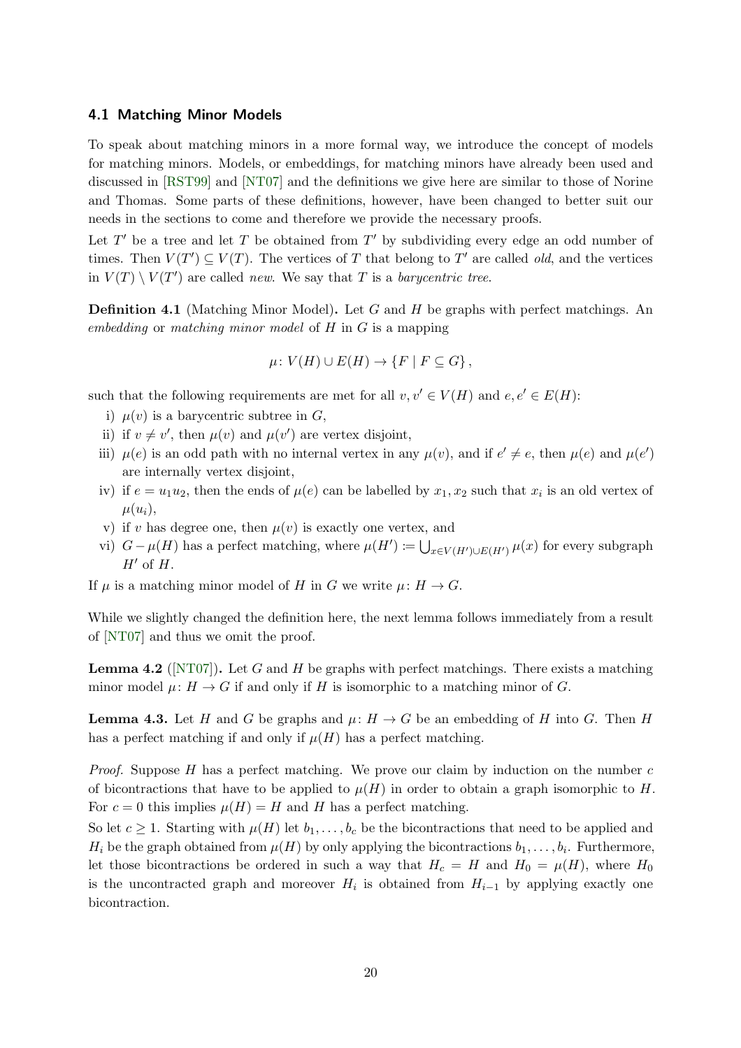### 4.1 Matching Minor Models

To speak about matching minors in a more formal way, we introduce the concept of models for matching minors. Models, or embeddings, for matching minors have already been used and discussed in [RST99] and [NT07] and the definitions we give here are similar to those of Norine and Thomas. Some parts of these definitions, however, have been changed to better suit our needs in the sections to come and therefore we provide the necessary proofs.

Let $T'$ be a tree and let $T$ be obtained from $T'$ by subdividing every edge an odd number of times. Then $V(T') \subseteq V(T)$. The vertices of $T$ that belong to $T'$ are called *old*, and the vertices in $V(T) \setminus V(T')$ are called *new*. We say that $T$ is a *barycentric tree*.

**Definition 4.1** (Matching Minor Model)**.** Let $G$ and $H$ be graphs with perfect matchings. An *embedding* or *matching minor model* of $H$ in $G$ is a mapping

$$\mu\colon V(H) \cup E(H) \to \{F \mid F \subseteq G\},$$

such that the following requirements are met for all $v, v' \in V(H)$ and $e, e' \in E(H)$:

i) $\mu(v)$ is a barycentric subtree in $G$,
ii) if $v \neq v'$, then $\mu(v)$ and $\mu(v')$ are vertex disjoint,
iii) $\mu(e)$ is an odd path with no internal vertex in any $\mu(v)$, and if $e' \neq e$, then $\mu(e)$ and $\mu(e')$ are internally vertex disjoint,
iv) if $e = u_1u_2$, then the ends of $\mu(e)$ can be labelled by $x_1, x_2$ such that $x_i$ is an old vertex of $\mu(u_i)$,
v) if $v$ has degree one, then $\mu(v)$ is exactly one vertex, and
vi) $G - \mu(H)$ has a perfect matching, where $\mu(H') \coloneqq \bigcup_{x \in V(H') \cup E(H')} \mu(x)$ for every subgraph $H'$ of $H$.

If $\mu$ is a matching minor model of $H$ in $G$ we write $\mu\colon H \to G$.

While we slightly changed the definition here, the next lemma follows immediately from a result of [NT07] and thus we omit the proof.

**Lemma 4.2** ([NT07])**.** Let $G$ and $H$ be graphs with perfect matchings. There exists a matching minor model $\mu\colon H \to G$ if and only if $H$ is isomorphic to a matching minor of $G$.

**Lemma 4.3.** Let $H$ and $G$ be graphs and $\mu\colon H \to G$ be an embedding of $H$ into $G$. Then $H$ has a perfect matching if and only if $\mu(H)$ has a perfect matching.

*Proof.* Suppose $H$ has a perfect matching. We prove our claim by induction on the number $c$ of bicontractions that have to be applied to $\mu(H)$ in order to obtain a graph isomorphic to $H$. For $c = 0$ this implies $\mu(H) = H$ and $H$ has a perfect matching.

So let $c \geq 1$. Starting with $\mu(H)$ let $b_1, \ldots, b_c$ be the bicontractions that need to be applied and $H_i$ be the graph obtained from $\mu(H)$ by only applying the bicontractions $b_1, \ldots, b_i$. Furthermore, let those bicontractions be ordered in such a way that $H_c = H$ and $H_0 = \mu(H)$, where $H_0$ is the uncontracted graph and moreover $H_i$ is obtained from $H_{i-1}$ by applying exactly one bicontraction.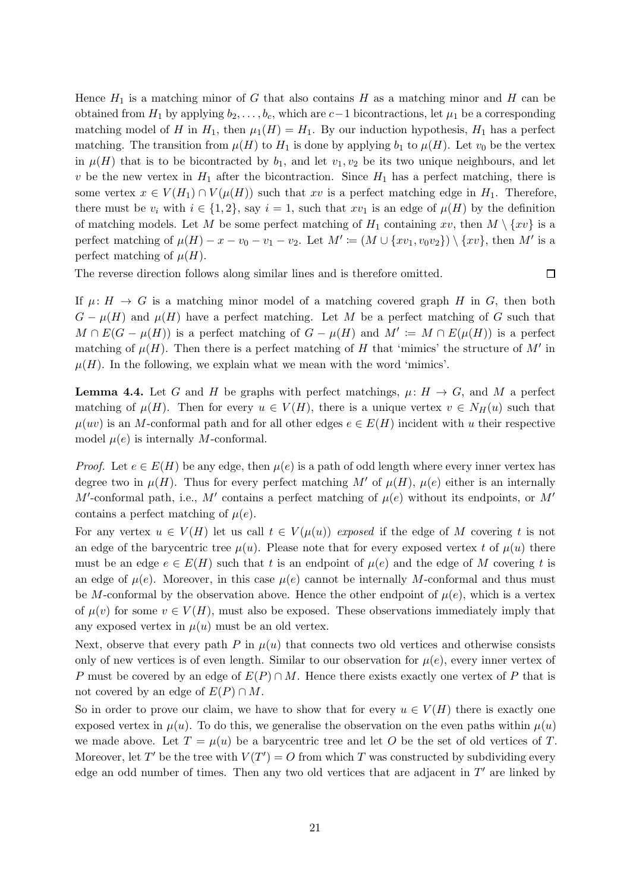Hence $H_1$ is a matching minor of $G$ that also contains $H$ as a matching minor and $H$ can be obtained from $H_1$ by applying $b_2, \ldots, b_c$, which are $c-1$ bicontractions, let $\mu_1$ be a corresponding matching model of $H$ in $H_1$, then $\mu_1(H) = H_1$. By our induction hypothesis, $H_1$ has a perfect matching. The transition from $\mu(H)$ to $H_1$ is done by applying $b_1$ to $\mu(H)$. Let $v_0$ be the vertex in $\mu(H)$ that is to be bicontracted by $b_1$, and let $v_1, v_2$ be its two unique neighbours, and let $v$ be the new vertex in $H_1$ after the bicontraction. Since $H_1$ has a perfect matching, there is some vertex $x \in V(H_1) \cap V(\mu(H))$ such that $xv$ is a perfect matching edge in $H_1$. Therefore, there must be $v_i$ with $i \in \{1, 2\}$, say $i = 1$, such that $xv_1$ is an edge of $\mu(H)$ by the definition of matching models. Let $M$ be some perfect matching of $H_1$ containing $xv$, then $M \setminus \{xv\}$ is a perfect matching of $\mu(H) - x - v_0 - v_1 - v_2$. Let $M' \coloneqq (M \cup \{xv_1, v_0v_2\}) \setminus \{xv\}$, then $M'$ is a perfect matching of $\mu(H)$.

The reverse direction follows along similar lines and is therefore omitted. ◻

If $\mu\colon H \to G$ is a matching minor model of a matching covered graph $H$ in $G$, then both $G - \mu(H)$ and $\mu(H)$ have a perfect matching. Let $M$ be a perfect matching of $G$ such that $M \cap E(G - \mu(H))$ is a perfect matching of $G - \mu(H)$ and $M' \coloneqq M \cap E(\mu(H))$ is a perfect matching of $\mu(H)$. Then there is a perfect matching of $H$ that 'mimics' the structure of $M'$ in $\mu(H)$. In the following, we explain what we mean with the word 'mimics'.

**Lemma 4.4.** Let $G$ and $H$ be graphs with perfect matchings, $\mu\colon H \to G$, and $M$ a perfect matching of $\mu(H)$. Then for every $u \in V(H)$, there is a unique vertex $v \in N_H(u)$ such that $\mu(uv)$ is an $M$-conformal path and for all other edges $e \in E(H)$ incident with $u$ their respective model $\mu(e)$ is internally $M$-conformal.

*Proof.* Let $e \in E(H)$ be any edge, then $\mu(e)$ is a path of odd length where every inner vertex has degree two in $\mu(H)$. Thus for every perfect matching $M'$ of $\mu(H)$, $\mu(e)$ either is an internally $M'$-conformal path, i.e., $M'$ contains a perfect matching of $\mu(e)$ without its endpoints, or $M'$ contains a perfect matching of $\mu(e)$.

For any vertex $u \in V(H)$ let us call $t \in V(\mu(u))$ *exposed* if the edge of $M$ covering $t$ is not an edge of the barycentric tree $\mu(u)$. Please note that for every exposed vertex $t$ of $\mu(u)$ there must be an edge $e \in E(H)$ such that $t$ is an endpoint of $\mu(e)$ and the edge of $M$ covering $t$ is an edge of $\mu(e)$. Moreover, in this case $\mu(e)$ cannot be internally $M$-conformal and thus must be $M$-conformal by the observation above. Hence the other endpoint of $\mu(e)$, which is a vertex of $\mu(v)$ for some $v \in V(H)$, must also be exposed. These observations immediately imply that any exposed vertex in $\mu(u)$ must be an old vertex.

Next, observe that every path $P$ in $\mu(u)$ that connects two old vertices and otherwise consists only of new vertices is of even length. Similar to our observation for $\mu(e)$, every inner vertex of $P$ must be covered by an edge of $E(P) \cap M$. Hence there exists exactly one vertex of $P$ that is not covered by an edge of $E(P) \cap M$.

So in order to prove our claim, we have to show that for every $u \in V(H)$ there is exactly one exposed vertex in $\mu(u)$. To do this, we generalise the observation on the even paths within $\mu(u)$ we made above. Let $T = \mu(u)$ be a barycentric tree and let $O$ be the set of old vertices of $T$. Moreover, let $T'$ be the tree with $V(T') = O$ from which $T$ was constructed by subdividing every edge an odd number of times. Then any two old vertices that are adjacent in $T'$ are linked by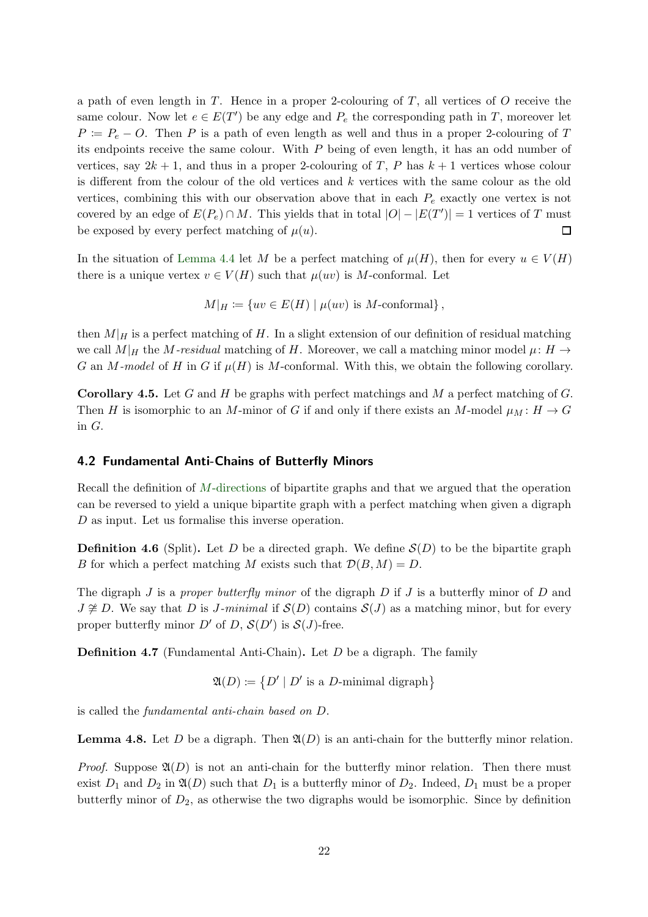a path of even length in $T$. Hence in a proper 2-colouring of $T$, all vertices of $O$ receive the same colour. Now let $e \in E(T')$ be any edge and $P_e$ the corresponding path in $T$, moreover let $P \coloneqq P_e - O$. Then $P$ is a path of even length as well and thus in a proper 2-colouring of $T$ its endpoints receive the same colour. With $P$ being of even length, it has an odd number of vertices, say $2k+1$, and thus in a proper 2-colouring of $T$, $P$ has $k+1$ vertices whose colour is different from the colour of the old vertices and $k$ vertices with the same colour as the old vertices, combining this with our observation above that in each $P_e$ exactly one vertex is not covered by an edge of $E(P_e) \cap M$. This yields that in total $|O| - |E(T')| = 1$ vertices of $T$ must be exposed by every perfect matching of $\mu(u)$. □

In the situation of Lemma 4.4 let $M$ be a perfect matching of $\mu(H)$, then for every $u \in V(H)$ there is a unique vertex $v \in V(H)$ such that $\mu(uv)$ is $M$-conformal. Let

$$M|_H \coloneqq \{uv \in E(H) \mid \mu(uv) \text{ is } M\text{-conformal}\},$$

then $M|_H$ is a perfect matching of $H$. In a slight extension of our definition of residual matching we call $M|_H$ the *$M$-residual* matching of $H$. Moreover, we call a matching minor model $\mu\colon H \to G$ an *$M$-model* of $H$ in $G$ if $\mu(H)$ is $M$-conformal. With this, we obtain the following corollary.

**Corollary 4.5.** Let $G$ and $H$ be graphs with perfect matchings and $M$ a perfect matching of $G$. Then $H$ is isomorphic to an $M$-minor of $G$ if and only if there exists an $M$-model $\mu_M\colon H \to G$ in $G$.

### 4.2 Fundamental Anti-Chains of Butterfly Minors

Recall the definition of $M$-directions of bipartite graphs and that we argued that the operation can be reversed to yield a unique bipartite graph with a perfect matching when given a digraph $D$ as input. Let us formalise this inverse operation.

**Definition 4.6** (Split)**.** Let $D$ be a directed graph. We define $\mathcal{S}(D)$ to be the bipartite graph $B$ for which a perfect matching $M$ exists such that $\mathcal{D}(B, M) = D$.

The digraph $J$ is a *proper butterfly minor* of the digraph $D$ if $J$ is a butterfly minor of $D$ and $J \not\cong D$. We say that $D$ is *$J$-minimal* if $\mathcal{S}(D)$ contains $\mathcal{S}(J)$ as a matching minor, but for every proper butterfly minor $D'$ of $D$, $\mathcal{S}(D')$ is $\mathcal{S}(J)$-free.

**Definition 4.7** (Fundamental Anti-Chain)**.** Let $D$ be a digraph. The family

$$\mathfrak{A}(D) \coloneqq \{D' \mid D' \text{ is a } D\text{-minimal digraph}\}$$

is called the *fundamental anti-chain based on $D$*.

**Lemma 4.8.** Let $D$ be a digraph. Then $\mathfrak{A}(D)$ is an anti-chain for the butterfly minor relation.

*Proof.* Suppose $\mathfrak{A}(D)$ is not an anti-chain for the butterfly minor relation. Then there must exist $D_1$ and $D_2$ in $\mathfrak{A}(D)$ such that $D_1$ is a butterfly minor of $D_2$. Indeed, $D_1$ must be a proper butterfly minor of $D_2$, as otherwise the two digraphs would be isomorphic. Since by definition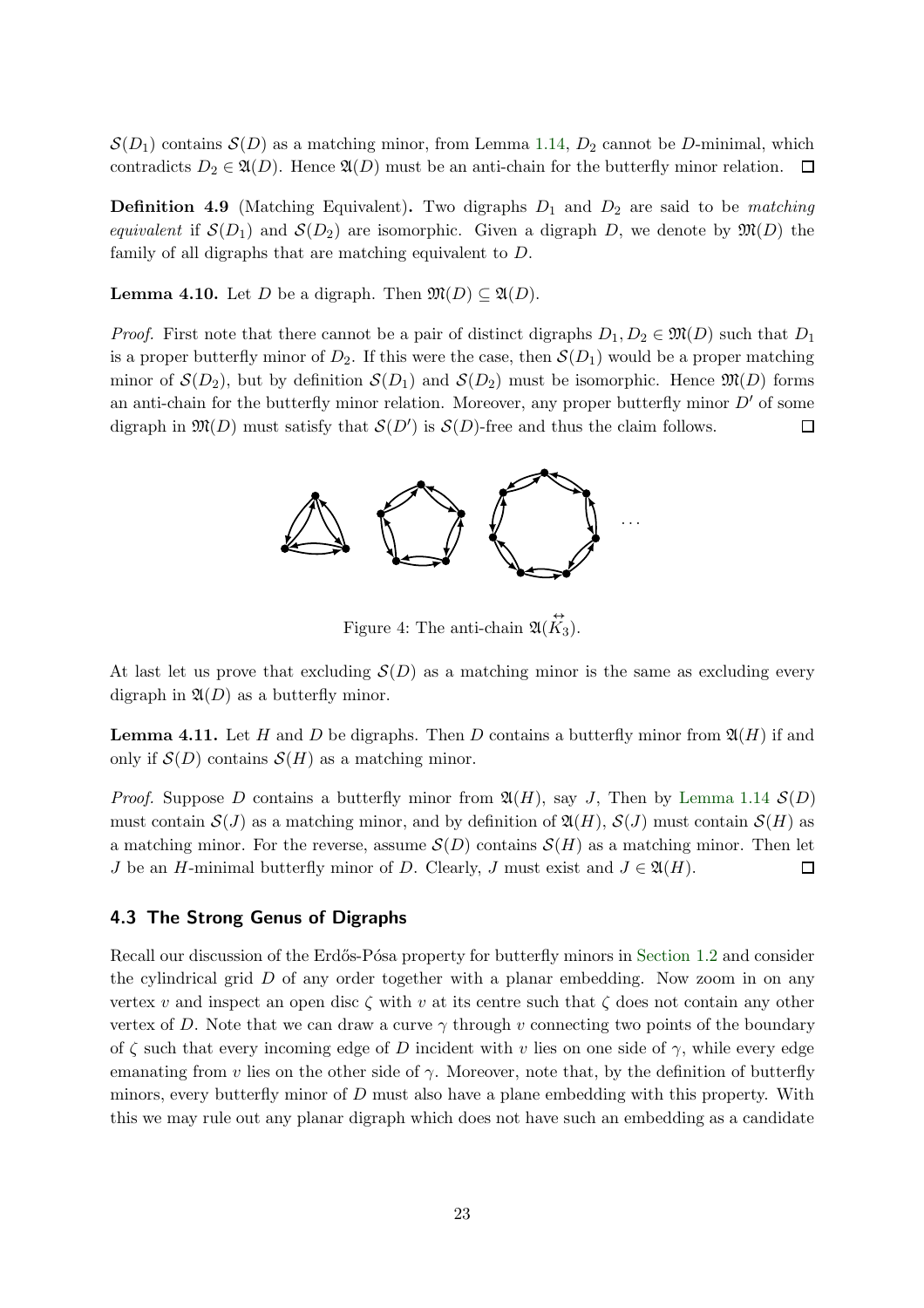$\mathcal{S}(D_1)$ contains $\mathcal{S}(D)$ as a matching minor, from Lemma 1.14, $D_2$ cannot be $D$-minimal, which contradicts $D_2 \in \mathfrak{A}(D)$. Hence $\mathfrak{A}(D)$ must be an anti-chain for the butterfly minor relation. $\square$

**Definition 4.9** (Matching Equivalent)**.** Two digraphs $D_1$ and $D_2$ are said to be *matching equivalent* if $\mathcal{S}(D_1)$ and $\mathcal{S}(D_2)$ are isomorphic. Given a digraph $D$, we denote by $\mathfrak{M}(D)$ the family of all digraphs that are matching equivalent to $D$.

**Lemma 4.10.** Let $D$ be a digraph. Then $\mathfrak{M}(D) \subseteq \mathfrak{A}(D)$.

*Proof.* First note that there cannot be a pair of distinct digraphs $D_1, D_2 \in \mathfrak{M}(D)$ such that $D_1$ is a proper butterfly minor of $D_2$. If this were the case, then $\mathcal{S}(D_1)$ would be a proper matching minor of $\mathcal{S}(D_2)$, but by definition $\mathcal{S}(D_1)$ and $\mathcal{S}(D_2)$ must be isomorphic. Hence $\mathfrak{M}(D)$ forms an anti-chain for the butterfly minor relation. Moreover, any proper butterfly minor $D'$ of some digraph in $\mathfrak{M}(D)$ must satisfy that $\mathcal{S}(D')$ is $\mathcal{S}(D)$-free and thus the claim follows. $\square$

Figure 4: The anti-chain $\mathfrak{A}(\overset{\leftrightarrow}{K}_3)$.

At last let us prove that excluding $\mathcal{S}(D)$ as a matching minor is the same as excluding every digraph in $\mathfrak{A}(D)$ as a butterfly minor.

**Lemma 4.11.** Let $H$ and $D$ be digraphs. Then $D$ contains a butterfly minor from $\mathfrak{A}(H)$ if and only if $\mathcal{S}(D)$ contains $\mathcal{S}(H)$ as a matching minor.

*Proof.* Suppose $D$ contains a butterfly minor from $\mathfrak{A}(H)$, say $J$, Then by Lemma 1.14 $\mathcal{S}(D)$ must contain $\mathcal{S}(J)$ as a matching minor, and by definition of $\mathfrak{A}(H)$, $\mathcal{S}(J)$ must contain $\mathcal{S}(H)$ as a matching minor. For the reverse, assume $\mathcal{S}(D)$ contains $\mathcal{S}(H)$ as a matching minor. Then let $J$ be an $H$-minimal butterfly minor of $D$. Clearly, $J$ must exist and $J \in \mathfrak{A}(H)$. $\square$

### 4.3 The Strong Genus of Digraphs

Recall our discussion of the Erdős-Pósa property for butterfly minors in Section 1.2 and consider the cylindrical grid $D$ of any order together with a planar embedding. Now zoom in on any vertex $v$ and inspect an open disc $\zeta$ with $v$ at its centre such that $\zeta$ does not contain any other vertex of $D$. Note that we can draw a curve $\gamma$ through $v$ connecting two points of the boundary of $\zeta$ such that every incoming edge of $D$ incident with $v$ lies on one side of $\gamma$, while every edge emanating from $v$ lies on the other side of $\gamma$. Moreover, note that, by the definition of butterfly minors, every butterfly minor of $D$ must also have a plane embedding with this property. With this we may rule out any planar digraph which does not have such an embedding as a candidate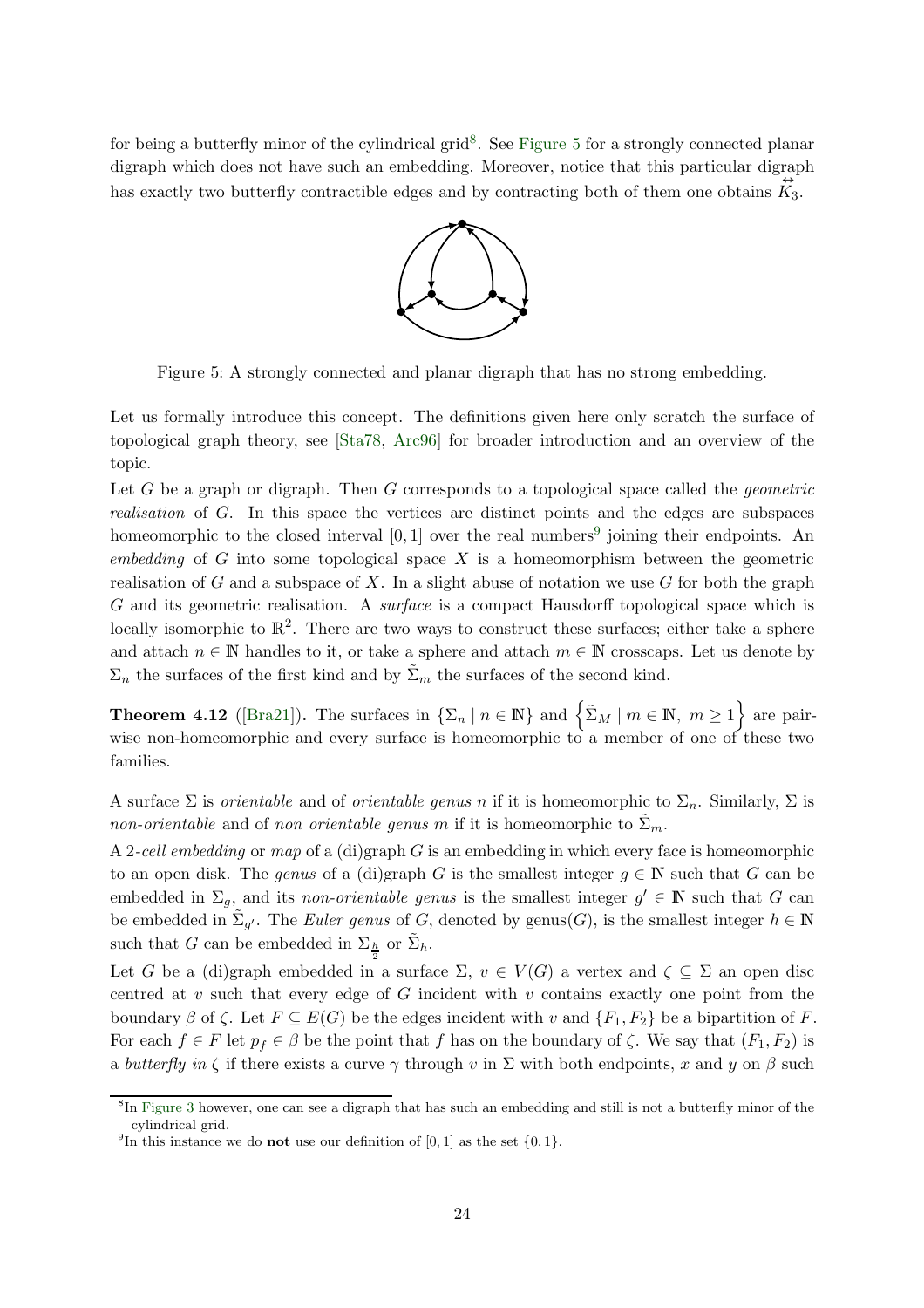for being a butterfly minor of the cylindrical grid[8]. See Figure 5 for a strongly connected planar digraph which does not have such an embedding. Moreover, notice that this particular digraph has exactly two butterfly contractible edges and by contracting both of them one obtains $\overleftrightarrow{K}_3$.

Figure 5: A strongly connected and planar digraph that has no strong embedding.

Let us formally introduce this concept. The definitions given here only scratch the surface of topological graph theory, see [Sta78, Arc96] for broader introduction and an overview of the topic.

Let $G$ be a graph or digraph. Then $G$ corresponds to a topological space called the *geometric realisation* of $G$. In this space the vertices are distinct points and the edges are subspaces homeomorphic to the closed interval $[0, 1]$ over the real numbers[9] joining their endpoints. An *embedding* of $G$ into some topological space $X$ is a homeomorphism between the geometric realisation of $G$ and a subspace of $X$. In a slight abuse of notation we use $G$ for both the graph $G$ and its geometric realisation. A *surface* is a compact Hausdorff topological space which is locally isomorphic to $\mathbb{R}^2$. There are two ways to construct these surfaces; either take a sphere and attach $n \in \mathbb{N}$ handles to it, or take a sphere and attach $m \in \mathbb{N}$ crosscaps. Let us denote by $\Sigma_n$ the surfaces of the first kind and by $\tilde{\Sigma}_m$ the surfaces of the second kind.

**Theorem 4.12** ([Bra21])**.** The surfaces in $\{\Sigma_n \mid n \in \mathbb{N}\}$ and $\left\{\tilde{\Sigma}_M \mid m \in \mathbb{N},\ m \geq 1\right\}$ are pairwise non-homeomorphic and every surface is homeomorphic to a member of one of these two families.

A surface $\Sigma$ is *orientable* and of *orientable genus* $n$ if it is homeomorphic to $\Sigma_n$. Similarly, $\Sigma$ is *non-orientable* and of *non orientable genus* $m$ if it is homeomorphic to $\tilde{\Sigma}_m$.

A *2-cell embedding* or *map* of a (di)graph $G$ is an embedding in which every face is homeomorphic to an open disk. The *genus* of a (di)graph $G$ is the smallest integer $g \in \mathbb{N}$ such that $G$ can be embedded in $\Sigma_g$, and its *non-orientable genus* is the smallest integer $g' \in \mathbb{N}$ such that $G$ can be embedded in $\tilde{\Sigma}_{g'}$. The *Euler genus* of $G$, denoted by $\text{genus}(G)$, is the smallest integer $h \in \mathbb{N}$ such that $G$ can be embedded in $\Sigma_{\frac{h}{2}}$ or $\tilde{\Sigma}_h$.

Let $G$ be a (di)graph embedded in a surface $\Sigma$, $v \in V(G)$ a vertex and $\zeta \subseteq \Sigma$ an open disc centred at $v$ such that every edge of $G$ incident with $v$ contains exactly one point from the boundary $\beta$ of $\zeta$. Let $F \subseteq E(G)$ be the edges incident with $v$ and $\{F_1, F_2\}$ be a bipartition of $F$. For each $f \in F$ let $p_f \in \beta$ be the point that $f$ has on the boundary of $\zeta$. We say that $(F_1, F_2)$ is a *butterfly in* $\zeta$ if there exists a curve $\gamma$ through $v$ in $\Sigma$ with both endpoints, $x$ and $y$ on $\beta$ such

[8] In Figure 3 however, one can see a digraph that has such an embedding and still is not a butterfly minor of the cylindrical grid.

[9] In this instance we do **not** use our definition of $[0, 1]$ as the set $\{0, 1\}$.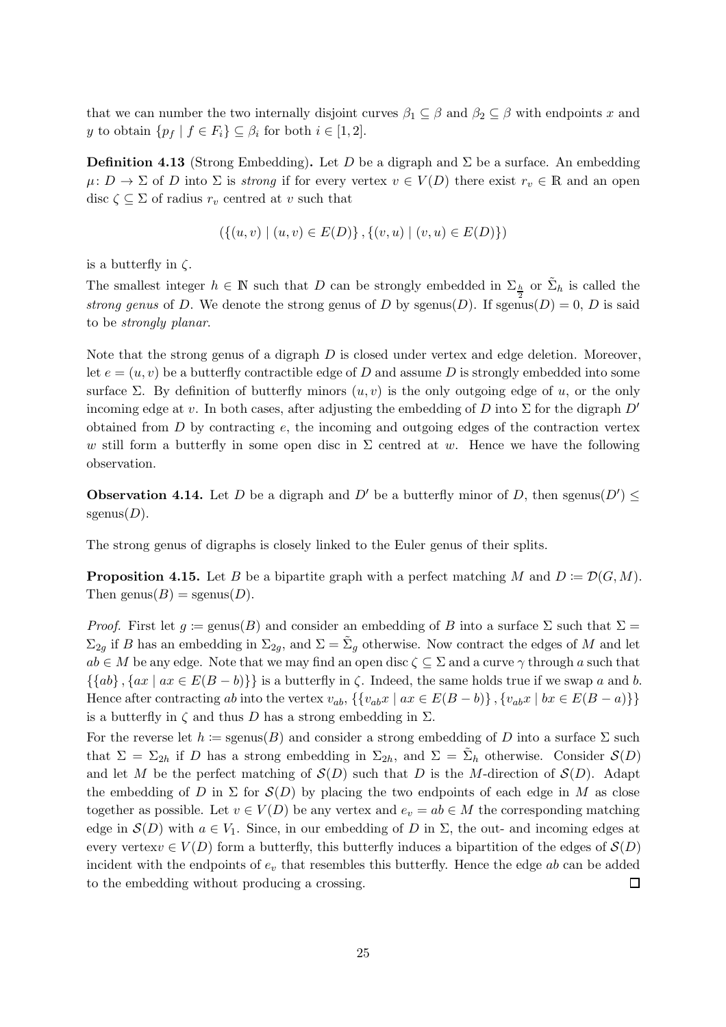that we can number the two internally disjoint curves $\beta_1 \subseteq \beta$ and $\beta_2 \subseteq \beta$ with endpoints $x$ and $y$ to obtain $\{p_f \mid f \in F_i\} \subseteq \beta_i$ for both $i \in [1,2]$.

**Definition 4.13** (Strong Embedding)**.** Let $D$ be a digraph and $\Sigma$ be a surface. An embedding $\mu \colon D \to \Sigma$ of $D$ into $\Sigma$ is *strong* if for every vertex $v \in V(D)$ there exist $r_v \in \mathbb{R}$ and an open disc $\zeta \subseteq \Sigma$ of radius $r_v$ centred at $v$ such that

$$(\{(u,v) \mid (u,v) \in E(D)\}, \{(v,u) \mid (v,u) \in E(D)\})$$

is a butterfly in $\zeta$.

The smallest integer $h \in \mathbb{N}$ such that $D$ can be strongly embedded in $\Sigma_{\frac{h}{2}}$ or $\tilde{\Sigma}_h$ is called the *strong genus* of $D$. We denote the strong genus of $D$ by $\text{sgenus}(D)$. If $\text{sgenus}(D) = 0$, $D$ is said to be *strongly planar*.

Note that the strong genus of a digraph $D$ is closed under vertex and edge deletion. Moreover, let $e = (u,v)$ be a butterfly contractible edge of $D$ and assume $D$ is strongly embedded into some surface $\Sigma$. By definition of butterfly minors $(u,v)$ is the only outgoing edge of $u$, or the only incoming edge at $v$. In both cases, after adjusting the embedding of $D$ into $\Sigma$ for the digraph $D'$ obtained from $D$ by contracting $e$, the incoming and outgoing edges of the contraction vertex $w$ still form a butterfly in some open disc in $\Sigma$ centred at $w$. Hence we have the following observation.

**Observation 4.14.** Let $D$ be a digraph and $D'$ be a butterfly minor of $D$, then $\text{sgenus}(D') \leq \text{sgenus}(D)$.

The strong genus of digraphs is closely linked to the Euler genus of their splits.

**Proposition 4.15.** Let $B$ be a bipartite graph with a perfect matching $M$ and $D \coloneqq \mathcal{D}(G,M)$. Then $\text{genus}(B) = \text{sgenus}(D)$.

*Proof.* First let $g \coloneqq \text{genus}(B)$ and consider an embedding of $B$ into a surface $\Sigma$ such that $\Sigma = \Sigma_{2g}$ if $B$ has an embedding in $\Sigma_{2g}$, and $\Sigma = \tilde{\Sigma}_g$ otherwise. Now contract the edges of $M$ and let $ab \in M$ be any edge. Note that we may find an open disc $\zeta \subseteq \Sigma$ and a curve $\gamma$ through $a$ such that $\{\{ab\}, \{ax \mid ax \in E(B-b)\}\}$ is a butterfly in $\zeta$. Indeed, the same holds true if we swap $a$ and $b$. Hence after contracting $ab$ into the vertex $v_{ab}$, $\{\{v_{ab}x \mid ax \in E(B-b)\}, \{v_{ab}x \mid bx \in E(B-a)\}\}$ is a butterfly in $\zeta$ and thus $D$ has a strong embedding in $\Sigma$.

For the reverse let $h \coloneqq \text{sgenus}(B)$ and consider a strong embedding of $D$ into a surface $\Sigma$ such that $\Sigma = \Sigma_{2h}$ if $D$ has a strong embedding in $\Sigma_{2h}$, and $\Sigma = \tilde{\Sigma}_h$ otherwise. Consider $\mathcal{S}(D)$ and let $M$ be the perfect matching of $\mathcal{S}(D)$ such that $D$ is the $M$-direction of $\mathcal{S}(D)$. Adapt the embedding of $D$ in $\Sigma$ for $\mathcal{S}(D)$ by placing the two endpoints of each edge in $M$ as close together as possible. Let $v \in V(D)$ be any vertex and $e_v = ab \in M$ the corresponding matching edge in $\mathcal{S}(D)$ with $a \in V_1$. Since, in our embedding of $D$ in $\Sigma$, the out- and incoming edges at every vertex$v \in V(D)$ form a butterfly, this butterfly induces a bipartition of the edges of $\mathcal{S}(D)$ incident with the endpoints of $e_v$ that resembles this butterfly. Hence the edge $ab$ can be added to the embedding without producing a crossing. $\square$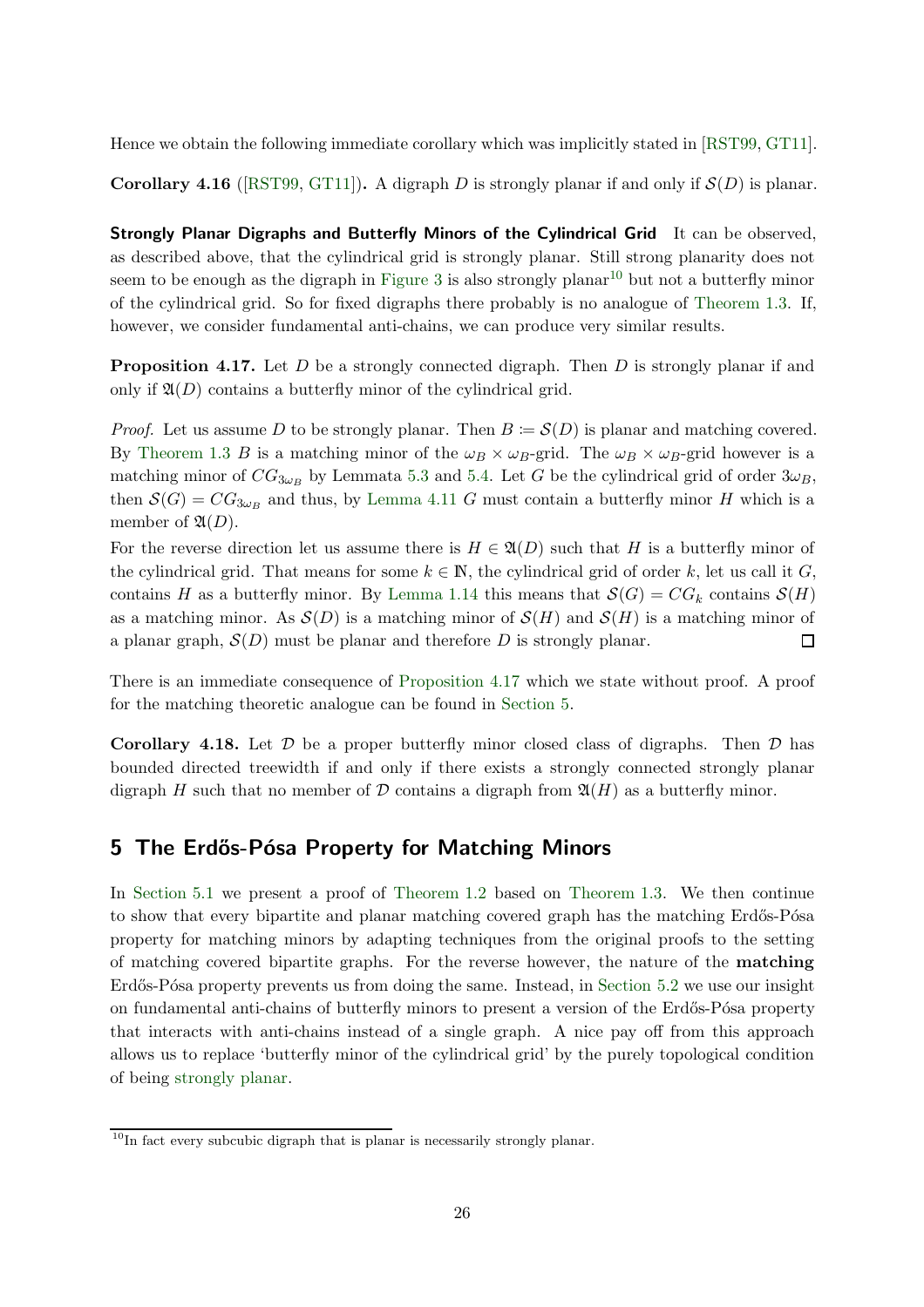Hence we obtain the following immediate corollary which was implicitly stated in [RST99, GT11].

**Corollary 4.16** ([RST99, GT11])**.** A digraph $D$ is strongly planar if and only if $\mathcal{S}(D)$ is planar.

**Strongly Planar Digraphs and Butterfly Minors of the Cylindrical Grid** It can be observed, as described above, that the cylindrical grid is strongly planar. Still strong planarity does not seem to be enough as the digraph in Figure 3 is also strongly planar[10] but not a butterfly minor of the cylindrical grid. So for fixed digraphs there probably is no analogue of Theorem 1.3. If, however, we consider fundamental anti-chains, we can produce very similar results.

**Proposition 4.17.** Let $D$ be a strongly connected digraph. Then $D$ is strongly planar if and only if $\mathfrak{A}(D)$ contains a butterfly minor of the cylindrical grid.

*Proof.* Let us assume $D$ to be strongly planar. Then $B \coloneqq \mathcal{S}(D)$ is planar and matching covered. By Theorem 1.3 $B$ is a matching minor of the $\omega_B \times \omega_B$-grid. The $\omega_B \times \omega_B$-grid however is a matching minor of $CG_{3\omega_B}$ by Lemmata 5.3 and 5.4. Let $G$ be the cylindrical grid of order $3\omega_B$, then $\mathcal{S}(G) = CG_{3\omega_B}$ and thus, by Lemma 4.11 $G$ must contain a butterfly minor $H$ which is a member of $\mathfrak{A}(D)$.

For the reverse direction let us assume there is $H \in \mathfrak{A}(D)$ such that $H$ is a butterfly minor of the cylindrical grid. That means for some $k \in \mathbb{N}$, the cylindrical grid of order $k$, let us call it $G$, contains $H$ as a butterfly minor. By Lemma 1.14 this means that $\mathcal{S}(G) = CG_k$ contains $\mathcal{S}(H)$ as a matching minor. As $\mathcal{S}(D)$ is a matching minor of $\mathcal{S}(H)$ and $\mathcal{S}(H)$ is a matching minor of a planar graph, $\mathcal{S}(D)$ must be planar and therefore $D$ is strongly planar. ☐

There is an immediate consequence of Proposition 4.17 which we state without proof. A proof for the matching theoretic analogue can be found in Section 5.

**Corollary 4.18.** Let $\mathcal{D}$ be a proper butterfly minor closed class of digraphs. Then $\mathcal{D}$ has bounded directed treewidth if and only if there exists a strongly connected strongly planar digraph $H$ such that no member of $\mathcal{D}$ contains a digraph from $\mathfrak{A}(H)$ as a butterfly minor.

# 5 The Erdős-Pósa Property for Matching Minors

In Section 5.1 we present a proof of Theorem 1.2 based on Theorem 1.3. We then continue to show that every bipartite and planar matching covered graph has the matching Erdős-Pósa property for matching minors by adapting techniques from the original proofs to the setting of matching covered bipartite graphs. For the reverse however, the nature of the **matching** Erdős-Pósa property prevents us from doing the same. Instead, in Section 5.2 we use our insight on fundamental anti-chains of butterfly minors to present a version of the Erdős-Pósa property that interacts with anti-chains instead of a single graph. A nice pay off from this approach allows us to replace 'butterfly minor of the cylindrical grid' by the purely topological condition of being strongly planar.

[10] In fact every subcubic digraph that is planar is necessarily strongly planar.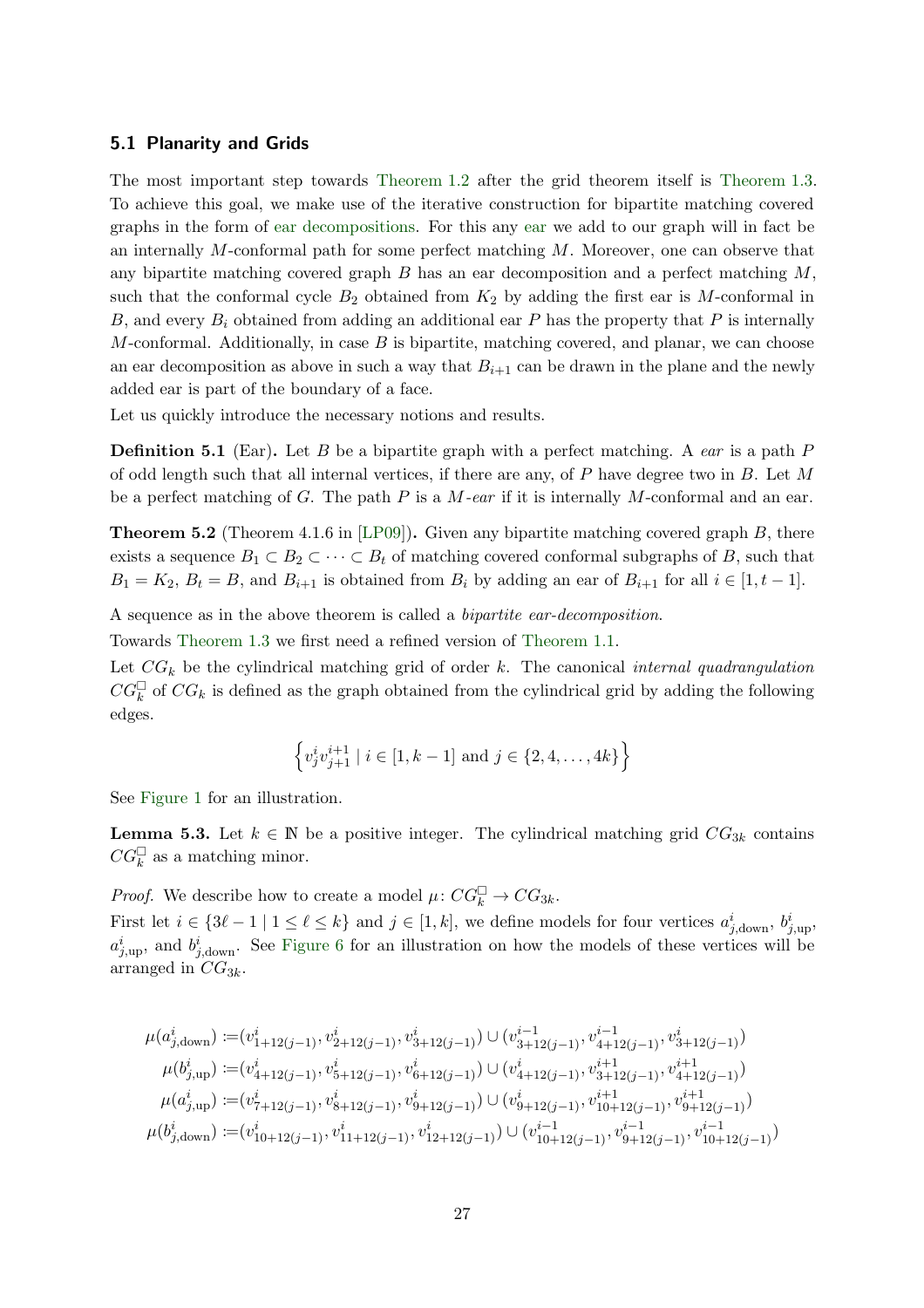### 5.1 Planarity and Grids

The most important step towards Theorem 1.2 after the grid theorem itself is Theorem 1.3. To achieve this goal, we make use of the iterative construction for bipartite matching covered graphs in the form of ear decompositions. For this any ear we add to our graph will in fact be an internally $M$-conformal path for some perfect matching $M$. Moreover, one can observe that any bipartite matching covered graph $B$ has an ear decomposition and a perfect matching $M$, such that the conformal cycle $B_2$ obtained from $K_2$ by adding the first ear is $M$-conformal in $B$, and every $B_i$ obtained from adding an additional ear $P$ has the property that $P$ is internally $M$-conformal. Additionally, in case $B$ is bipartite, matching covered, and planar, we can choose an ear decomposition as above in such a way that $B_{i+1}$ can be drawn in the plane and the newly added ear is part of the boundary of a face.

Let us quickly introduce the necessary notions and results.

**Definition 5.1** (Ear)**.** Let $B$ be a bipartite graph with a perfect matching. A *ear* is a path $P$ of odd length such that all internal vertices, if there are any, of $P$ have degree two in $B$. Let $M$ be a perfect matching of $G$. The path $P$ is a *$M$-ear* if it is internally $M$-conformal and an ear.

**Theorem 5.2** (Theorem 4.1.6 in [LP09])**.** Given any bipartite matching covered graph $B$, there exists a sequence $B_1 \subset B_2 \subset \cdots \subset B_t$ of matching covered conformal subgraphs of $B$, such that $B_1 = K_2$, $B_t = B$, and $B_{i+1}$ is obtained from $B_i$ by adding an ear of $B_{i+1}$ for all $i \in [1, t-1]$.

A sequence as in the above theorem is called a *bipartite ear-decomposition*.

Towards Theorem 1.3 we first need a refined version of Theorem 1.1.

Let $CG_k$ be the cylindrical matching grid of order $k$. The canonical *internal quadrangulation* $CG_k^{\square}$ of $CG_k$ is defined as the graph obtained from the cylindrical grid by adding the following edges.

$$\left\{ v_j^i v_{j+1}^{i+1} \mid i \in [1, k-1] \text{ and } j \in \{2, 4, \ldots, 4k\} \right\}$$

See Figure 1 for an illustration.

**Lemma 5.3.** Let $k \in \mathbb{N}$ be a positive integer. The cylindrical matching grid $CG_{3k}$ contains $CG_k^{\square}$ as a matching minor.

*Proof.* We describe how to create a model $\mu \colon CG_k^{\square} \to CG_{3k}$.

First let $i \in \{3\ell - 1 \mid 1 \leq \ell \leq k\}$ and $j \in [1, k]$, we define models for four vertices $a_{j,\text{down}}^i$, $b_{j,\text{up}}^i$, $a_{j,\text{up}}^i$, and $b_{j,\text{down}}^i$. See Figure 6 for an illustration on how the models of these vertices will be arranged in $CG_{3k}$.

$$\begin{aligned}
\mu(a_{j,\text{down}}^i) &:= (v_{1+12(j-1)}^i, v_{2+12(j-1)}^i, v_{3+12(j-1)}^i) \cup (v_{3+12(j-1)}^{i-1}, v_{4+12(j-1)}^{i-1}, v_{3+12(j-1)}^i) \\
\mu(b_{j,\text{up}}^i) &:= (v_{4+12(j-1)}^i, v_{5+12(j-1)}^i, v_{6+12(j-1)}^i) \cup (v_{4+12(j-1)}^i, v_{3+12(j-1)}^{i+1}, v_{4+12(j-1)}^{i+1}) \\
\mu(a_{j,\text{up}}^i) &:= (v_{7+12(j-1)}^i, v_{8+12(j-1)}^i, v_{9+12(j-1)}^i) \cup (v_{9+12(j-1)}^i, v_{10+12(j-1)}^{i+1}, v_{9+12(j-1)}^{i+1}) \\
\mu(b_{j,\text{down}}^i) &:= (v_{10+12(j-1)}^i, v_{11+12(j-1)}^i, v_{12+12(j-1)}^i) \cup (v_{10+12(j-1)}^{i-1}, v_{9+12(j-1)}^{i-1}, v_{10+12(j-1)}^{i-1})
\end{aligned}$$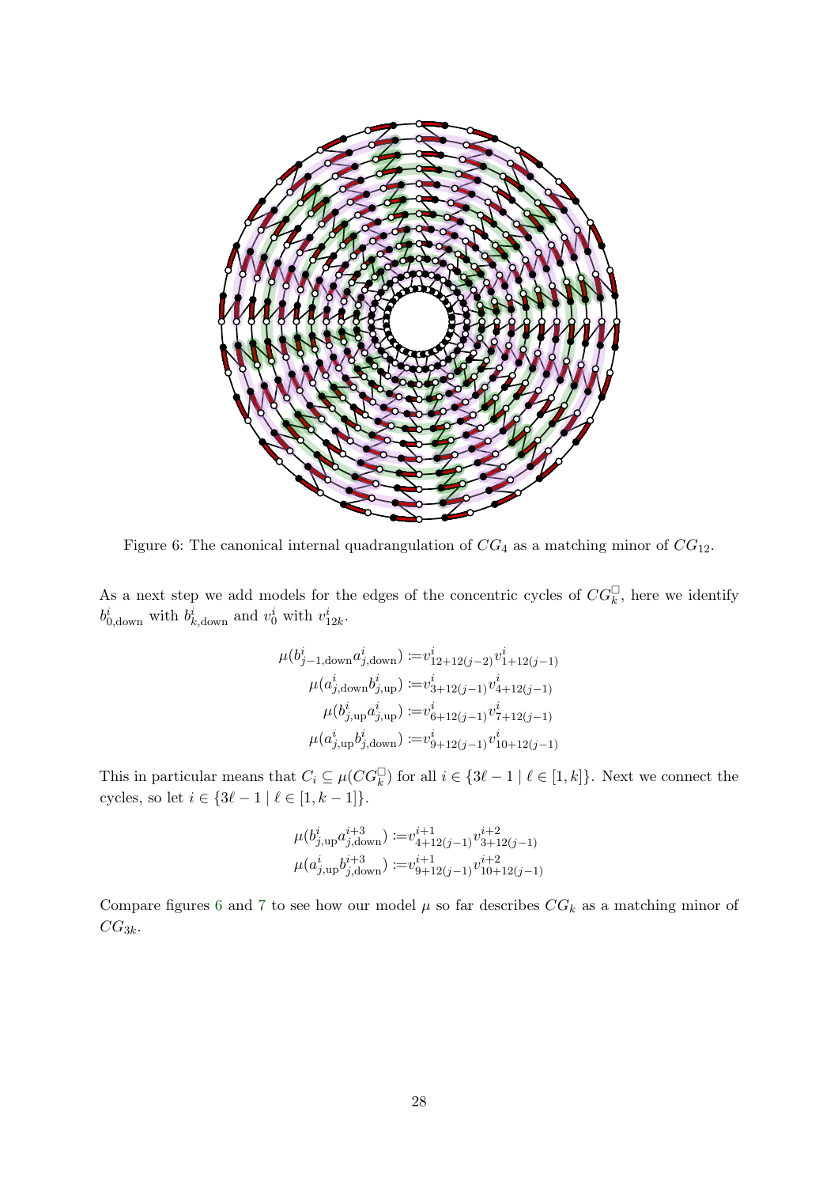Figure 6: The canonical internal quadrangulation of $CG_4$ as a matching minor of $CG_{12}$.

As a next step we add models for the edges of the concentric cycles of $CG_k^{\square}$, here we identify $b^i_{0,\text{down}}$ with $b^i_{k,\text{down}}$ and $v^i_0$ with $v^i_{12k}$.

$$\begin{aligned}
\mu(b^i_{j-1,\text{down}}a^i_{j,\text{down}}) &:= v^i_{12+12(j-2)}v^i_{1+12(j-1)} \\
\mu(a^i_{j,\text{down}}b^i_{j,\text{up}}) &:= v^i_{3+12(j-1)}v^i_{4+12(j-1)} \\
\mu(b^i_{j,\text{up}}a^i_{j,\text{up}}) &:= v^i_{6+12(j-1)}v^i_{7+12(j-1)} \\
\mu(a^i_{j,\text{up}}b^i_{j,\text{down}}) &:= v^i_{9+12(j-1)}v^i_{10+12(j-1)}
\end{aligned}$$

This in particular means that $C_i \subseteq \mu(CG_k^{\square})$ for all $i \in \{3\ell - 1 \mid \ell \in [1,k]\}$. Next we connect the cycles, so let $i \in \{3\ell - 1 \mid \ell \in [1, k-1]\}$.

$$\begin{aligned}
\mu(b^i_{j,\text{up}}a^{i+3}_{j,\text{down}}) &:= v^{i+1}_{4+12(j-1)}v^{i+2}_{3+12(j-1)} \\
\mu(a^i_{j,\text{up}}b^{i+3}_{j,\text{down}}) &:= v^{i+1}_{9+12(j-1)}v^{i+2}_{10+12(j-1)}
\end{aligned}$$

Compare figures 6 and 7 to see how our model $\mu$ so far describes $CG_k$ as a matching minor of $CG_{3k}$.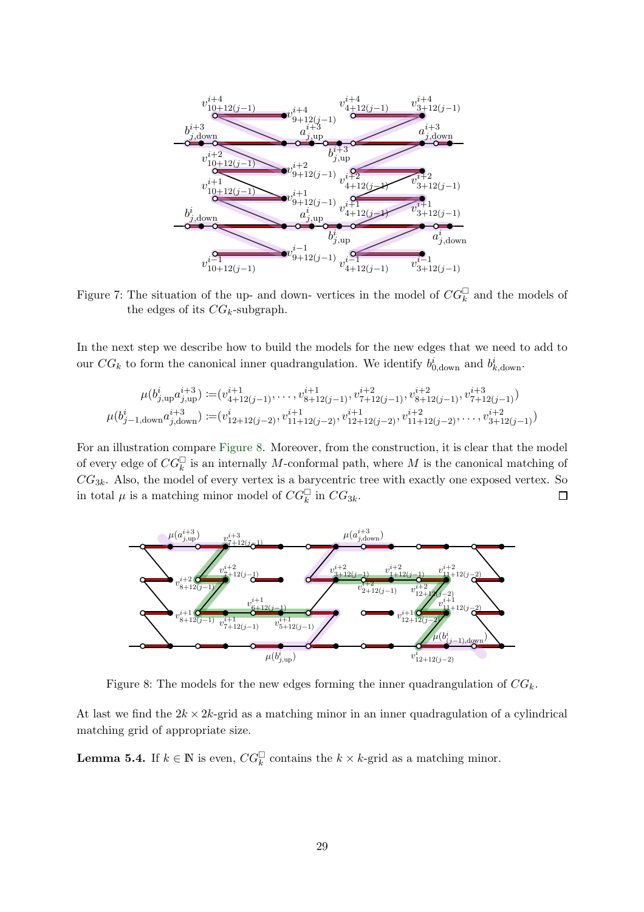Figure 7: The situation of the up- and down- vertices in the model of $CG_k^{\square}$ and the models of the edges of its $CG_k$-subgraph.

In the next step we describe how to build the models for the new edges that we need to add to our $CG_k$ to form the canonical inner quadrangulation. We identify $b^i_{0,\text{down}}$ and $b^i_{k,\text{down}}$.

$$\mu(b^i_{j,\text{up}}a^{i+3}_{j,\text{up}}) := (v^{i+1}_{4+12(j-1)}, \ldots, v^{i+1}_{8+12(j-1)}, v^{i+2}_{7+12(j-1)}, v^{i+2}_{8+12(j-1)}, v^{i+3}_{7+12(j-1)})$$
$$\mu(b^i_{j-1,\text{down}}a^{i+3}_{j,\text{down}}) := (v^{i}_{12+12(j-2)}, v^{i+1}_{11+12(j-2)}, v^{i+1}_{12+12(j-2)}, v^{i+2}_{11+12(j-2)}, \ldots, v^{i+2}_{3+12(j-1)})$$

For an illustration compare Figure 8. Moreover, from the construction, it is clear that the model of every edge of $CG_k^{\square}$ is an internally $M$-conformal path, where $M$ is the canonical matching of $CG_{3k}$. Also, the model of every vertex is a barycentric tree with exactly one exposed vertex. So in total $\mu$ is a matching minor model of $CG_k^{\square}$ in $CG_{3k}$. $\square$

Figure 8: The models for the new edges forming the inner quadrangulation of $CG_k$.

At last we find the $2k \times 2k$-grid as a matching minor in an inner quadragulation of a cylindrical matching grid of appropriate size.

**Lemma 5.4.** If $k \in \mathbb{N}$ is even, $CG_k^{\square}$ contains the $k \times k$-grid as a matching minor.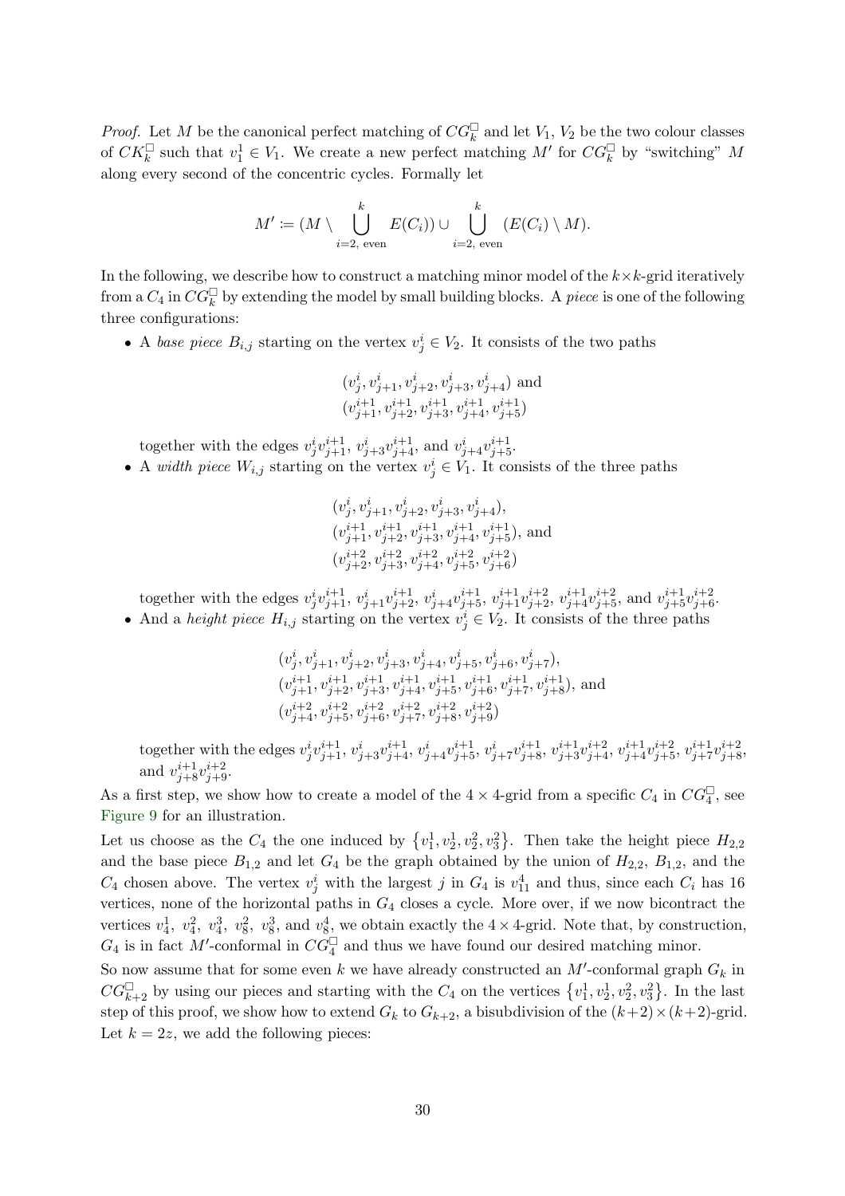*Proof.* Let $M$ be the canonical perfect matching of $CG^{\square}_k$ and let $V_1$, $V_2$ be the two colour classes of $CK^{\square}_k$ such that $v^1_1 \in V_1$. We create a new perfect matching $M'$ for $CG^{\square}_k$ by "switching" $M$ along every second of the concentric cycles. Formally let

$$M' \coloneqq (M \setminus \bigcup_{i=2,\text{ even}}^{k} E(C_i)) \cup \bigcup_{i=2,\text{ even}}^{k} (E(C_i) \setminus M).$$

In the following, we describe how to construct a matching minor model of the $k\times k$-grid iteratively from a $C_4$ in $CG^{\square}_k$ by extending the model by small building blocks. A *piece* is one of the following three configurations:

- A *base piece* $B_{i,j}$ starting on the vertex $v^i_j \in V_2$. It consists of the two paths

  $$(v^i_j, v^i_{j+1}, v^i_{j+2}, v^i_{j+3}, v^i_{j+4}) \text{ and}$$
  $$(v^{i+1}_{j+1}, v^{i+1}_{j+2}, v^{i+1}_{j+3}, v^{i+1}_{j+4}, v^{i+1}_{j+5})$$

  together with the edges $v^i_j v^{i+1}_{j+1}$, $v^i_{j+3} v^{i+1}_{j+4}$, and $v^i_{j+4} v^{i+1}_{j+5}$.
- A *width piece* $W_{i,j}$ starting on the vertex $v^i_j \in V_1$. It consists of the three paths

  $$(v^i_j, v^i_{j+1}, v^i_{j+2}, v^i_{j+3}, v^i_{j+4}),$$
  $$(v^{i+1}_{j+1}, v^{i+1}_{j+2}, v^{i+1}_{j+3}, v^{i+1}_{j+4}, v^{i+1}_{j+5}), \text{ and}$$
  $$(v^{i+2}_{j+2}, v^{i+2}_{j+3}, v^{i+2}_{j+4}, v^{i+2}_{j+5}, v^{i+2}_{j+6})$$

  together with the edges $v^i_j v^{i+1}_{j+1}$, $v^i_{j+1} v^{i+1}_{j+2}$, $v^i_{j+4} v^{i+1}_{j+5}$, $v^{i+1}_{j+1} v^{i+2}_{j+2}$, $v^{i+1}_{j+4} v^{i+2}_{j+5}$, and $v^{i+1}_{j+5} v^{i+2}_{j+6}$.
- And a *height piece* $H_{i,j}$ starting on the vertex $v^i_j \in V_2$. It consists of the three paths

  $$(v^i_j, v^i_{j+1}, v^i_{j+2}, v^i_{j+3}, v^i_{j+4}, v^i_{j+5}, v^i_{j+6}, v^i_{j+7}),$$
  $$(v^{i+1}_{j+1}, v^{i+1}_{j+2}, v^{i+1}_{j+3}, v^{i+1}_{j+4}, v^{i+1}_{j+5}, v^{i+1}_{j+6}, v^{i+1}_{j+7}, v^{i+1}_{j+8}), \text{ and}$$
  $$(v^{i+2}_{j+4}, v^{i+2}_{j+5}, v^{i+2}_{j+6}, v^{i+2}_{j+7}, v^{i+2}_{j+8}, v^{i+2}_{j+9})$$

  together with the edges $v^i_j v^{i+1}_{j+1}$, $v^i_{j+3} v^{i+1}_{j+4}$, $v^i_{j+4} v^{i+1}_{j+5}$, $v^i_{j+7} v^{i+1}_{j+8}$, $v^{i+1}_{j+3} v^{i+2}_{j+4}$, $v^{i+1}_{j+4} v^{i+2}_{j+5}$, $v^{i+1}_{j+7} v^{i+2}_{j+8}$, and $v^{i+1}_{j+8} v^{i+2}_{j+9}$.

As a first step, we show how to create a model of the $4\times 4$-grid from a specific $C_4$ in $CG^{\square}_4$, see Figure 9 for an illustration.

Let us choose as the $C_4$ the one induced by $\{v^1_1, v^1_2, v^2_2, v^2_3\}$. Then take the height piece $H_{2,2}$ and the base piece $B_{1,2}$ and let $G_4$ be the graph obtained by the union of $H_{2,2}$, $B_{1,2}$, and the $C_4$ chosen above. The vertex $v^i_j$ with the largest $j$ in $G_4$ is $v^4_{11}$ and thus, since each $C_i$ has 16 vertices, none of the horizontal paths in $G_4$ closes a cycle. More over, if we now bicontract the vertices $v^1_4$, $v^2_4$, $v^3_4$, $v^2_8$, $v^3_8$, and $v^4_8$, we obtain exactly the $4\times 4$-grid. Note that, by construction, $G_4$ is in fact $M'$-conformal in $CG^{\square}_4$ and thus we have found our desired matching minor.

So now assume that for some even $k$ we have already constructed an $M'$-conformal graph $G_k$ in $CG^{\square}_{k+2}$ by using our pieces and starting with the $C_4$ on the vertices $\{v^1_1, v^1_2, v^2_2, v^2_3\}$. In the last step of this proof, we show how to extend $G_k$ to $G_{k+2}$, a bisubdivision of the $(k+2)\times(k+2)$-grid. Let $k = 2z$, we add the following pieces: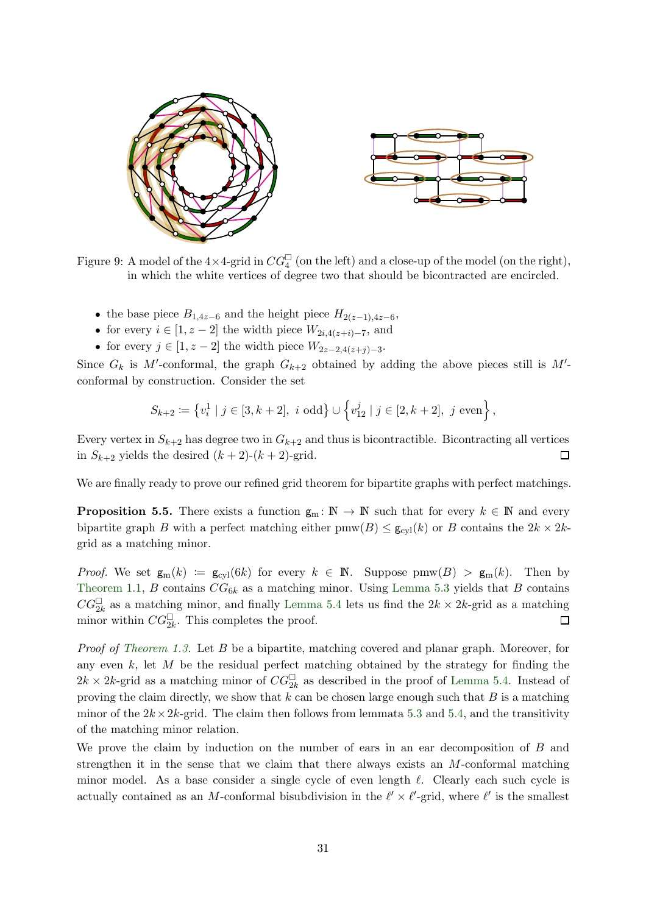Figure 9: A model of the 4×4-grid in $CG_4^{\square}$ (on the left) and a close-up of the model (on the right), in which the white vertices of degree two that should be bicontracted are encircled.

- the base piece $B_{1,4z-6}$ and the height piece $H_{2(z-1),4z-6}$,
- for every $i \in [1, z-2]$ the width piece $W_{2i,4(z+i)-7}$, and
- for every $j \in [1, z-2]$ the width piece $W_{2z-2,4(z+j)-3}$.

Since $G_k$ is $M'$-conformal, the graph $G_{k+2}$ obtained by adding the above pieces still is $M'$-conformal by construction. Consider the set

$$S_{k+2} := \left\{ v_i^1 \mid j \in [3, k+2],\ i \text{ odd} \right\} \cup \left\{ v_{12}^j \mid j \in [2, k+2],\ j \text{ even} \right\},$$

Every vertex in $S_{k+2}$ has degree two in $G_{k+2}$ and thus is bicontractible. Bicontracting all vertices in $S_{k+2}$ yields the desired $(k+2)$-$(k+2)$-grid. ☐

We are finally ready to prove our refined grid theorem for bipartite graphs with perfect matchings.

**Proposition 5.5.** There exists a function $\mathsf{g}_{\mathrm{m}} \colon \mathbb{N} \to \mathbb{N}$ such that for every $k \in \mathbb{N}$ and every bipartite graph $B$ with a perfect matching either $\mathrm{pmw}(B) \leq \mathsf{g}_{\mathrm{cyl}}(k)$ or $B$ contains the $2k \times 2k$-grid as a matching minor.

*Proof.* We set $\mathsf{g}_{\mathrm{m}}(k) := \mathsf{g}_{\mathrm{cyl}}(6k)$ for every $k \in \mathbb{N}$. Suppose $\mathrm{pmw}(B) > \mathsf{g}_{\mathrm{m}}(k)$. Then by Theorem 1.1, $B$ contains $CG_{6k}$ as a matching minor. Using Lemma 5.3 yields that $B$ contains $CG_{2k}^{\square}$ as a matching minor, and finally Lemma 5.4 lets us find the $2k \times 2k$-grid as a matching minor within $CG_{2k}^{\square}$. This completes the proof. ☐

*Proof of Theorem 1.3.* Let $B$ be a bipartite, matching covered and planar graph. Moreover, for any even $k$, let $M$ be the residual perfect matching obtained by the strategy for finding the $2k \times 2k$-grid as a matching minor of $CG_{2k}^{\square}$ as described in the proof of Lemma 5.4. Instead of proving the claim directly, we show that $k$ can be chosen large enough such that $B$ is a matching minor of the $2k \times 2k$-grid. The claim then follows from lemmata 5.3 and 5.4, and the transitivity of the matching minor relation.

We prove the claim by induction on the number of ears in an ear decomposition of $B$ and strengthen it in the sense that we claim that there always exists an $M$-conformal matching minor model. As a base consider a single cycle of even length $\ell$. Clearly each such cycle is actually contained as an $M$-conformal bisubdivision in the $\ell' \times \ell'$-grid, where $\ell'$ is the smallest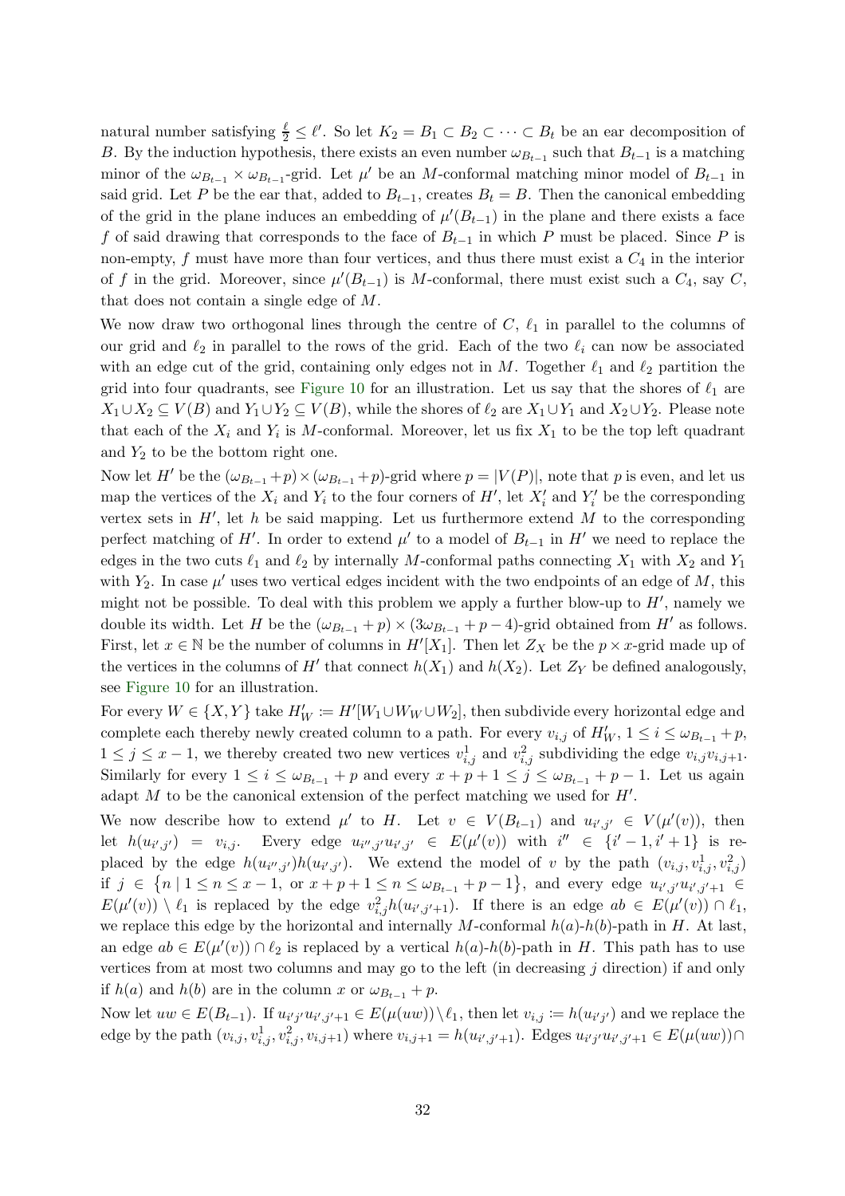natural number satisfying $\frac{\ell}{2} \leq \ell'$. So let $K_2 = B_1 \subset B_2 \subset \cdots \subset B_t$ be an ear decomposition of $B$. By the induction hypothesis, there exists an even number $\omega_{B_{t-1}}$ such that $B_{t-1}$ is a matching minor of the $\omega_{B_{t-1}} \times \omega_{B_{t-1}}$-grid. Let $\mu'$ be an $M$-conformal matching minor model of $B_{t-1}$ in said grid. Let $P$ be the ear that, added to $B_{t-1}$, creates $B_t = B$. Then the canonical embedding of the grid in the plane induces an embedding of $\mu'(B_{t-1})$ in the plane and there exists a face $f$ of said drawing that corresponds to the face of $B_{t-1}$ in which $P$ must be placed. Since $P$ is non-empty, $f$ must have more than four vertices, and thus there must exist a $C_4$ in the interior of $f$ in the grid. Moreover, since $\mu'(B_{t-1})$ is $M$-conformal, there must exist such a $C_4$, say $C$, that does not contain a single edge of $M$.

We now draw two orthogonal lines through the centre of $C$, $\ell_1$ in parallel to the columns of our grid and $\ell_2$ in parallel to the rows of the grid. Each of the two $\ell_i$ can now be associated with an edge cut of the grid, containing only edges not in $M$. Together $\ell_1$ and $\ell_2$ partition the grid into four quadrants, see Figure 10 for an illustration. Let us say that the shores of $\ell_1$ are $X_1 \cup X_2 \subseteq V(B)$ and $Y_1 \cup Y_2 \subseteq V(B)$, while the shores of $\ell_2$ are $X_1 \cup Y_1$ and $X_2 \cup Y_2$. Please note that each of the $X_i$ and $Y_i$ is $M$-conformal. Moreover, let us fix $X_1$ to be the top left quadrant and $Y_2$ to be the bottom right one.

Now let $H'$ be the $(\omega_{B_{t-1}}+p) \times (\omega_{B_{t-1}}+p)$-grid where $p = |V(P)|$, note that $p$ is even, and let us map the vertices of the $X_i$ and $Y_i$ to the four corners of $H'$, let $X_i'$ and $Y_i'$ be the corresponding vertex sets in $H'$, let $h$ be said mapping. Let us furthermore extend $M$ to the corresponding perfect matching of $H'$. In order to extend $\mu'$ to a model of $B_{t-1}$ in $H'$ we need to replace the edges in the two cuts $\ell_1$ and $\ell_2$ by internally $M$-conformal paths connecting $X_1$ with $X_2$ and $Y_1$ with $Y_2$. In case $\mu'$ uses two vertical edges incident with the two endpoints of an edge of $M$, this might not be possible. To deal with this problem we apply a further blow-up to $H'$, namely we double its width. Let $H$ be the $(\omega_{B_{t-1}} + p) \times (3\omega_{B_{t-1}} + p - 4)$-grid obtained from $H'$ as follows. First, let $x \in \mathbb{N}$ be the number of columns in $H'[X_1]$. Then let $Z_X$ be the $p \times x$-grid made up of the vertices in the columns of $H'$ that connect $h(X_1)$ and $h(X_2)$. Let $Z_Y$ be defined analogously, see Figure 10 for an illustration.

For every $W \in \{X, Y\}$ take $H_W' \coloneqq H'[W_1 \cup W_W \cup W_2]$, then subdivide every horizontal edge and complete each thereby newly created column to a path. For every $v_{i,j}$ of $H_W'$, $1 \leq i \leq \omega_{B_{t-1}} + p$, $1 \leq j \leq x-1$, we thereby created two new vertices $v_{i,j}^1$ and $v_{i,j}^2$ subdividing the edge $v_{i,j}v_{i,j+1}$. Similarly for every $1 \leq i \leq \omega_{B_{t-1}} + p$ and every $x+p+1 \leq j \leq \omega_{B_{t-1}} + p - 1$. Let us again adapt $M$ to be the canonical extension of the perfect matching we used for $H'$.

We now describe how to extend $\mu'$ to $H$. Let $v \in V(B_{t-1})$ and $u_{i',j'} \in V(\mu'(v))$, then let $h(u_{i',j'}) = v_{i,j}$. Every edge $u_{i'',j'}u_{i',j'} \in E(\mu'(v))$ with $i'' \in \{i'-1, i'+1\}$ is replaced by the edge $h(u_{i'',j'})h(u_{i',j'})$. We extend the model of $v$ by the path $(v_{i,j}, v_{i,j}^1, v_{i,j}^2)$ if $j \in \{n \mid 1 \leq n \leq x-1, \text{ or } x+p+1 \leq n \leq \omega_{B_{t-1}} + p - 1\}$, and every edge $u_{i',j'}u_{i',j'+1} \in E(\mu'(v)) \setminus \ell_1$ is replaced by the edge $v_{i,j}^2 h(u_{i',j'+1})$. If there is an edge $ab \in E(\mu'(v)) \cap \ell_1$, we replace this edge by the horizontal and internally $M$-conformal $h(a)$-$h(b)$-path in $H$. At last, an edge $ab \in E(\mu'(v)) \cap \ell_2$ is replaced by a vertical $h(a)$-$h(b)$-path in $H$. This path has to use vertices from at most two columns and may go to the left (in decreasing $j$ direction) if and only if $h(a)$ and $h(b)$ are in the column $x$ or $\omega_{B_{t-1}} + p$.

Now let $uw \in E(B_{t-1})$. If $u_{i'j'}u_{i',j'+1} \in E(\mu(uw)) \setminus \ell_1$, then let $v_{i,j} \coloneqq h(u_{i'j'})$ and we replace the edge by the path $(v_{i,j}, v_{i,j}^1, v_{i,j}^2, v_{i,j+1})$ where $v_{i,j+1} = h(u_{i',j'+1})$. Edges $u_{i'j'}u_{i',j'+1} \in E(\mu(uw)) \cap$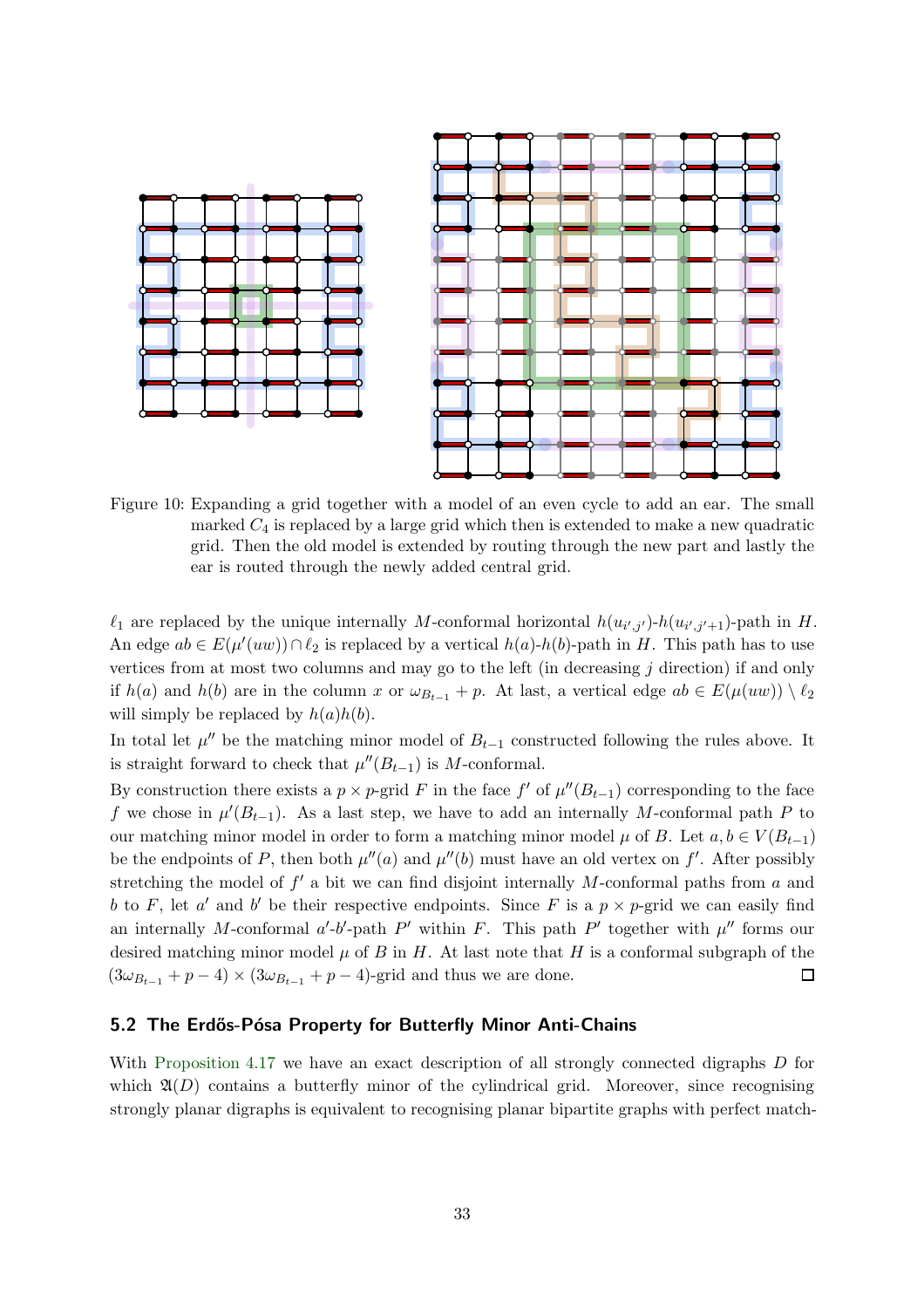Figure 10: Expanding a grid together with a model of an even cycle to add an ear. The small marked $C_4$ is replaced by a large grid which then is extended to make a new quadratic grid. Then the old model is extended by routing through the new part and lastly the ear is routed through the newly added central grid.

$\ell_1$ are replaced by the unique internally $M$-conformal horizontal $h(u_{i',j'})$-$h(u_{i',j'+1})$-path in $H$. An edge $ab \in E(\mu'(uw)) \cap \ell_2$ is replaced by a vertical $h(a)$-$h(b)$-path in $H$. This path has to use vertices from at most two columns and may go to the left (in decreasing $j$ direction) if and only if $h(a)$ and $h(b)$ are in the column $x$ or $\omega_{B_{t-1}} + p$. At last, a vertical edge $ab \in E(\mu(uw)) \setminus \ell_2$ will simply be replaced by $h(a)h(b)$.

In total let $\mu''$ be the matching minor model of $B_{t-1}$ constructed following the rules above. It is straight forward to check that $\mu''(B_{t-1})$ is $M$-conformal.

By construction there exists a $p \times p$-grid $F$ in the face $f'$ of $\mu''(B_{t-1})$ corresponding to the face $f$ we chose in $\mu'(B_{t-1})$. As a last step, we have to add an internally $M$-conformal path $P$ to our matching minor model in order to form a matching minor model $\mu$ of $B$. Let $a, b \in V(B_{t-1})$ be the endpoints of $P$, then both $\mu''(a)$ and $\mu''(b)$ must have an old vertex on $f'$. After possibly stretching the model of $f'$ a bit we can find disjoint internally $M$-conformal paths from $a$ and $b$ to $F$, let $a'$ and $b'$ be their respective endpoints. Since $F$ is a $p \times p$-grid we can easily find an internally $M$-conformal $a'$-$b'$-path $P'$ within $F$. This path $P'$ together with $\mu''$ forms our desired matching minor model $\mu$ of $B$ in $H$. At last note that $H$ is a conformal subgraph of the $(3\omega_{B_{t-1}} + p - 4) \times (3\omega_{B_{t-1}} + p - 4)$-grid and thus we are done. □

## 5.2 The Erdős-Pósa Property for Butterfly Minor Anti-Chains

With Proposition 4.17 we have an exact description of all strongly connected digraphs $D$ for which $\mathfrak{A}(D)$ contains a butterfly minor of the cylindrical grid. Moreover, since recognising strongly planar digraphs is equivalent to recognising planar bipartite graphs with perfect match-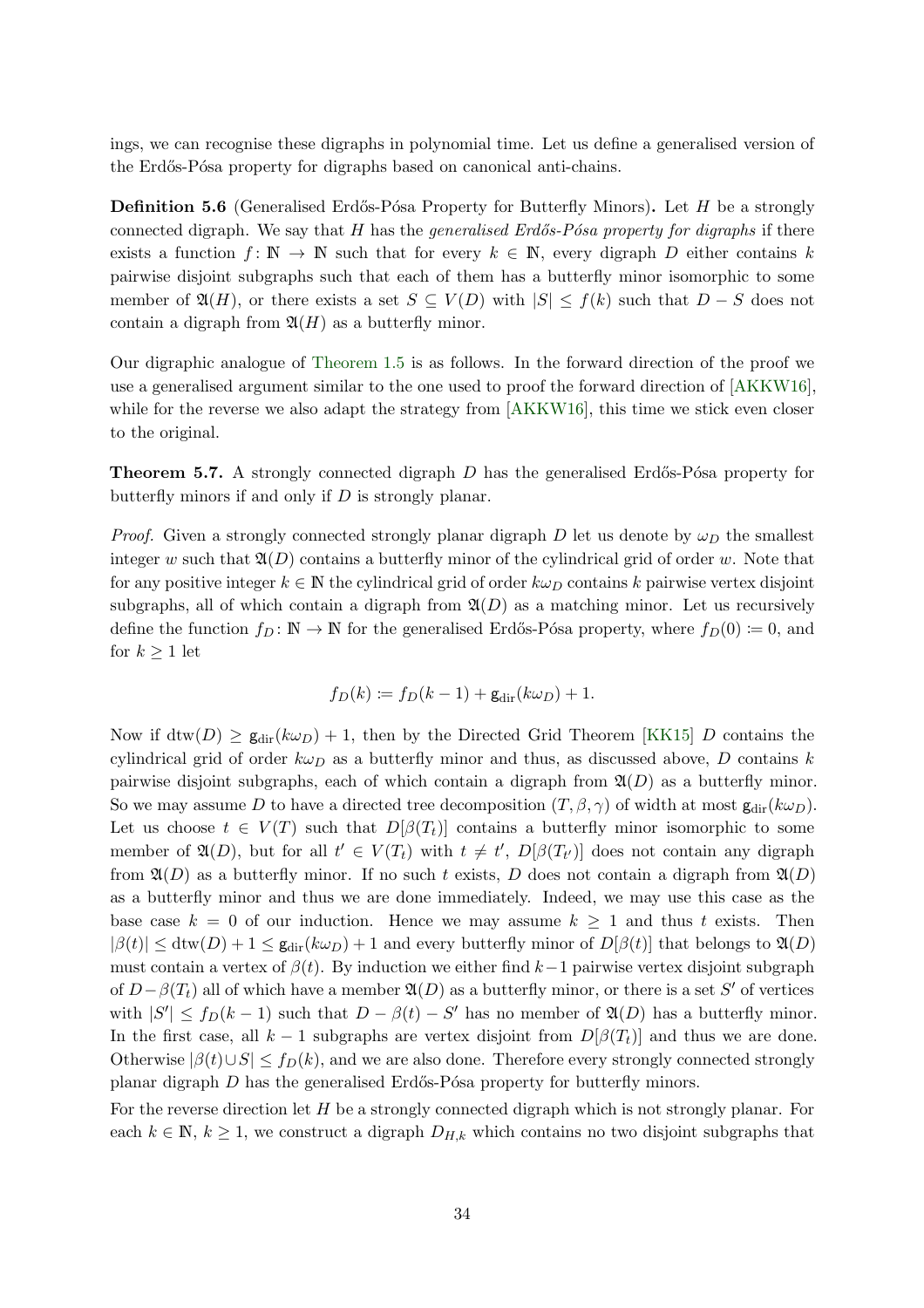ings, we can recognise these digraphs in polynomial time. Let us define a generalised version of the Erdős-Pósa property for digraphs based on canonical anti-chains.

**Definition 5.6** (Generalised Erdős-Pósa Property for Butterfly Minors)**.** Let $H$ be a strongly connected digraph. We say that $H$ has the *generalised Erdős-Pósa property for digraphs* if there exists a function $f\colon \mathbb{N} \to \mathbb{N}$ such that for every $k \in \mathbb{N}$, every digraph $D$ either contains $k$ pairwise disjoint subgraphs such that each of them has a butterfly minor isomorphic to some member of $\mathfrak{A}(H)$, or there exists a set $S \subseteq V(D)$ with $|S| \leq f(k)$ such that $D - S$ does not contain a digraph from $\mathfrak{A}(H)$ as a butterfly minor.

Our digraphic analogue of Theorem 1.5 is as follows. In the forward direction of the proof we use a generalised argument similar to the one used to proof the forward direction of [AKKW16], while for the reverse we also adapt the strategy from [AKKW16], this time we stick even closer to the original.

**Theorem 5.7.** *A strongly connected digraph $D$ has the generalised Erdős-Pósa property for butterfly minors if and only if $D$ is strongly planar.*

*Proof.* Given a strongly connected strongly planar digraph $D$ let us denote by $\omega_D$ the smallest integer $w$ such that $\mathfrak{A}(D)$ contains a butterfly minor of the cylindrical grid of order $w$. Note that for any positive integer $k \in \mathbb{N}$ the cylindrical grid of order $k\omega_D$ contains $k$ pairwise vertex disjoint subgraphs, all of which contain a digraph from $\mathfrak{A}(D)$ as a matching minor. Let us recursively define the function $f_D\colon \mathbb{N} \to \mathbb{N}$ for the generalised Erdős-Pósa property, where $f_D(0) \coloneqq 0$, and for $k \geq 1$ let

$$f_D(k) \coloneqq f_D(k-1) + \mathsf{g}_{\mathrm{dir}}(k\omega_D) + 1.$$

Now if $\mathrm{dtw}(D) \geq \mathsf{g}_{\mathrm{dir}}(k\omega_D) + 1$, then by the Directed Grid Theorem [KK15] $D$ contains the cylindrical grid of order $k\omega_D$ as a butterfly minor and thus, as discussed above, $D$ contains $k$ pairwise disjoint subgraphs, each of which contain a digraph from $\mathfrak{A}(D)$ as a butterfly minor. So we may assume $D$ to have a directed tree decomposition $(T, \beta, \gamma)$ of width at most $\mathsf{g}_{\mathrm{dir}}(k\omega_D)$. Let us choose $t \in V(T)$ such that $D[\beta(T_t)]$ contains a butterfly minor isomorphic to some member of $\mathfrak{A}(D)$, but for all $t' \in V(T_t)$ with $t \neq t'$, $D[\beta(T_{t'})]$ does not contain any digraph from $\mathfrak{A}(D)$ as a butterfly minor. If no such $t$ exists, $D$ does not contain a digraph from $\mathfrak{A}(D)$ as a butterfly minor and thus we are done immediately. Indeed, we may use this case as the base case $k = 0$ of our induction. Hence we may assume $k \geq 1$ and thus $t$ exists. Then $|\beta(t)| \leq \mathrm{dtw}(D) + 1 \leq \mathsf{g}_{\mathrm{dir}}(k\omega_D) + 1$ and every butterfly minor of $D[\beta(t)]$ that belongs to $\mathfrak{A}(D)$ must contain a vertex of $\beta(t)$. By induction we either find $k-1$ pairwise vertex disjoint subgraph of $D - \beta(T_t)$ all of which have a member $\mathfrak{A}(D)$ as a butterfly minor, or there is a set $S'$ of vertices with $|S'| \leq f_D(k-1)$ such that $D - \beta(t) - S'$ has no member of $\mathfrak{A}(D)$ has a butterfly minor. In the first case, all $k-1$ subgraphs are vertex disjoint from $D[\beta(T_t)]$ and thus we are done. Otherwise $|\beta(t) \cup S| \leq f_D(k)$, and we are also done. Therefore every strongly connected strongly planar digraph $D$ has the generalised Erdős-Pósa property for butterfly minors.

For the reverse direction let $H$ be a strongly connected digraph which is not strongly planar. For each $k \in \mathbb{N}$, $k \geq 1$, we construct a digraph $D_{H,k}$ which contains no two disjoint subgraphs that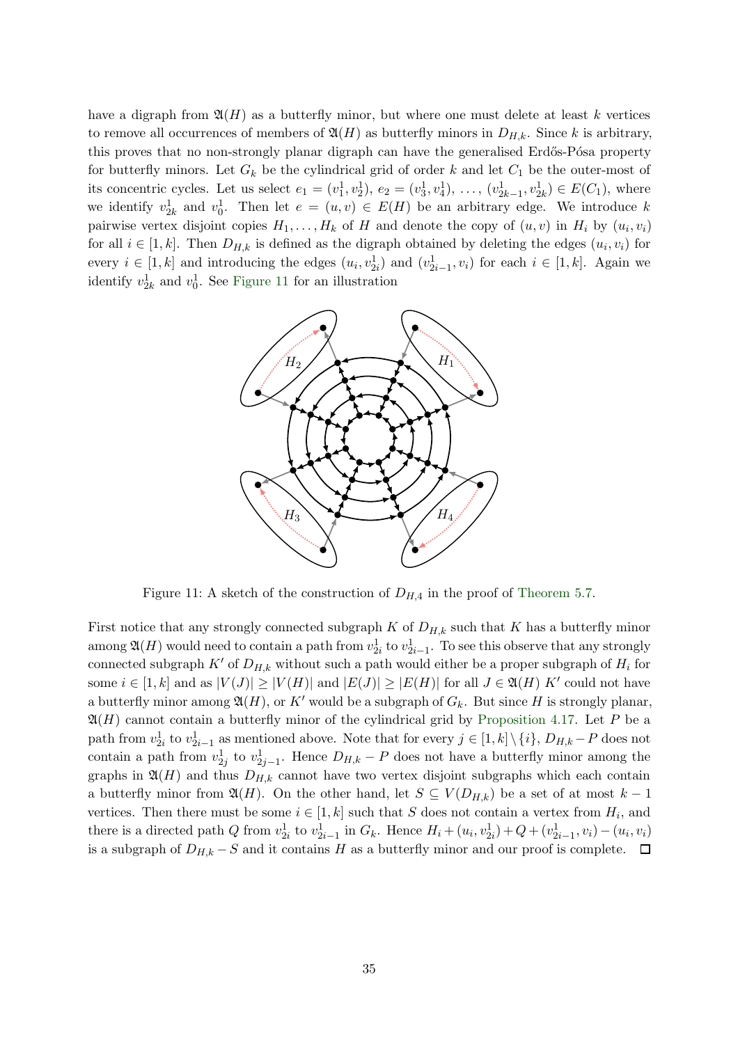have a digraph from $\mathfrak{A}(H)$ as a butterfly minor, but where one must delete at least $k$ vertices to remove all occurrences of members of $\mathfrak{A}(H)$ as butterfly minors in $D_{H,k}$. Since $k$ is arbitrary, this proves that no non-strongly planar digraph can have the generalised Erdős-Pósa property for butterfly minors. Let $G_k$ be the cylindrical grid of order $k$ and let $C_1$ be the outer-most of its concentric cycles. Let us select $e_1 = (v_1^1, v_2^1)$, $e_2 = (v_3^1, v_4^1)$, $\dots$, $(v_{2k-1}^1, v_{2k}^1) \in E(C_1)$, where we identify $v_{2k}^1$ and $v_0^1$. Then let $e = (u, v) \in E(H)$ be an arbitrary edge. We introduce $k$ pairwise vertex disjoint copies $H_1, \dots, H_k$ of $H$ and denote the copy of $(u, v)$ in $H_i$ by $(u_i, v_i)$ for all $i \in [1, k]$. Then $D_{H,k}$ is defined as the digraph obtained by deleting the edges $(u_i, v_i)$ for every $i \in [1, k]$ and introducing the edges $(u_i, v_{2i}^1)$ and $(v_{2i-1}^1, v_i)$ for each $i \in [1, k]$. Again we identify $v_{2k}^1$ and $v_0^1$. See Figure 11 for an illustration

Figure 11: A sketch of the construction of $D_{H,4}$ in the proof of Theorem 5.7.

First notice that any strongly connected subgraph $K$ of $D_{H,k}$ such that $K$ has a butterfly minor among $\mathfrak{A}(H)$ would need to contain a path from $v_{2i}^1$ to $v_{2i-1}^1$. To see this observe that any strongly connected subgraph $K'$ of $D_{H,k}$ without such a path would either be a proper subgraph of $H_i$ for some $i \in [1, k]$ and as $|V(J)| \geq |V(H)|$ and $|E(J)| \geq |E(H)|$ for all $J \in \mathfrak{A}(H)$ $K'$ could not have a butterfly minor among $\mathfrak{A}(H)$, or $K'$ would be a subgraph of $G_k$. But since $H$ is strongly planar, $\mathfrak{A}(H)$ cannot contain a butterfly minor of the cylindrical grid by Proposition 4.17. Let $P$ be a path from $v_{2i}^1$ to $v_{2i-1}^1$ as mentioned above. Note that for every $j \in [1, k] \setminus \{i\}$, $D_{H,k} - P$ does not contain a path from $v_{2j}^1$ to $v_{2j-1}^1$. Hence $D_{H,k} - P$ does not have a butterfly minor among the graphs in $\mathfrak{A}(H)$ and thus $D_{H,k}$ cannot have two vertex disjoint subgraphs which each contain a butterfly minor from $\mathfrak{A}(H)$. On the other hand, let $S \subseteq V(D_{H,k})$ be a set of at most $k - 1$ vertices. Then there must be some $i \in [1, k]$ such that $S$ does not contain a vertex from $H_i$, and there is a directed path $Q$ from $v_{2i}^1$ to $v_{2i-1}^1$ in $G_k$. Hence $H_i + (u_i, v_{2i}^1) + Q + (v_{2i-1}^1, v_i) - (u_i, v_i)$ is a subgraph of $D_{H,k} - S$ and it contains $H$ as a butterfly minor and our proof is complete. ☐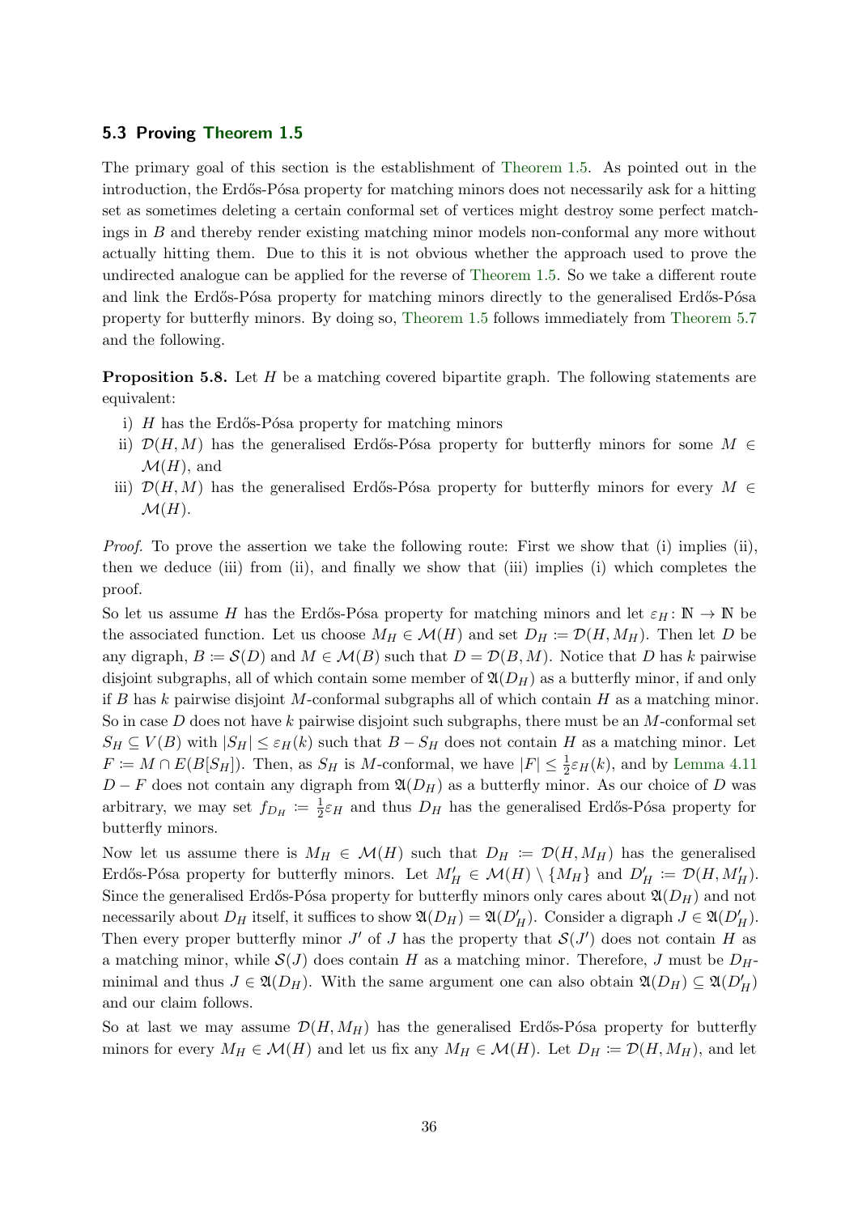### 5.3 Proving Theorem 1.5

The primary goal of this section is the establishment of Theorem 1.5. As pointed out in the introduction, the Erdős-Pósa property for matching minors does not necessarily ask for a hitting set as sometimes deleting a certain conformal set of vertices might destroy some perfect matchings in $B$ and thereby render existing matching minor models non-conformal any more without actually hitting them. Due to this it is not obvious whether the approach used to prove the undirected analogue can be applied for the reverse of Theorem 1.5. So we take a different route and link the Erdős-Pósa property for matching minors directly to the generalised Erdős-Pósa property for butterfly minors. By doing so, Theorem 1.5 follows immediately from Theorem 5.7 and the following.

**Proposition 5.8.** Let $H$ be a matching covered bipartite graph. The following statements are equivalent:

i) $H$ has the Erdős-Pósa property for matching minors
ii) $\mathcal{D}(H,M)$ has the generalised Erdős-Pósa property for butterfly minors for some $M \in \mathcal{M}(H)$, and
iii) $\mathcal{D}(H,M)$ has the generalised Erdős-Pósa property for butterfly minors for every $M \in \mathcal{M}(H)$.

*Proof.* To prove the assertion we take the following route: First we show that (i) implies (ii), then we deduce (iii) from (ii), and finally we show that (iii) implies (i) which completes the proof.

So let us assume $H$ has the Erdős-Pósa property for matching minors and let $\varepsilon_H \colon \mathbb{N} \to \mathbb{N}$ be the associated function. Let us choose $M_H \in \mathcal{M}(H)$ and set $D_H \coloneqq \mathcal{D}(H, M_H)$. Then let $D$ be any digraph, $B \coloneqq \mathcal{S}(D)$ and $M \in \mathcal{M}(B)$ such that $D = \mathcal{D}(B,M)$. Notice that $D$ has $k$ pairwise disjoint subgraphs, all of which contain some member of $\mathfrak{A}(D_H)$ as a butterfly minor, if and only if $B$ has $k$ pairwise disjoint $M$-conformal subgraphs all of which contain $H$ as a matching minor. So in case $D$ does not have $k$ pairwise disjoint such subgraphs, there must be an $M$-conformal set $S_H \subseteq V(B)$ with $|S_H| \leq \varepsilon_H(k)$ such that $B - S_H$ does not contain $H$ as a matching minor. Let $F \coloneqq M \cap E(B[S_H])$. Then, as $S_H$ is $M$-conformal, we have $|F| \leq \frac{1}{2}\varepsilon_H(k)$, and by Lemma 4.11 $D - F$ does not contain any digraph from $\mathfrak{A}(D_H)$ as a butterfly minor. As our choice of $D$ was arbitrary, we may set $f_{D_H} \coloneqq \frac{1}{2}\varepsilon_H$ and thus $D_H$ has the generalised Erdős-Pósa property for butterfly minors.

Now let us assume there is $M_H \in \mathcal{M}(H)$ such that $D_H \coloneqq \mathcal{D}(H, M_H)$ has the generalised Erdős-Pósa property for butterfly minors. Let $M'_H \in \mathcal{M}(H) \setminus \{M_H\}$ and $D'_H \coloneqq \mathcal{D}(H, M'_H)$. Since the generalised Erdős-Pósa property for butterfly minors only cares about $\mathfrak{A}(D_H)$ and not necessarily about $D_H$ itself, it suffices to show $\mathfrak{A}(D_H) = \mathfrak{A}(D'_H)$. Consider a digraph $J \in \mathfrak{A}(D'_H)$. Then every proper butterfly minor $J'$ of $J$ has the property that $\mathcal{S}(J')$ does not contain $H$ as a matching minor, while $\mathcal{S}(J)$ does contain $H$ as a matching minor. Therefore, $J$ must be $D_H$-minimal and thus $J \in \mathfrak{A}(D_H)$. With the same argument one can also obtain $\mathfrak{A}(D_H) \subseteq \mathfrak{A}(D'_H)$ and our claim follows.

So at last we may assume $\mathcal{D}(H, M_H)$ has the generalised Erdős-Pósa property for butterfly minors for every $M_H \in \mathcal{M}(H)$ and let us fix any $M_H \in \mathcal{M}(H)$. Let $D_H \coloneqq \mathcal{D}(H, M_H)$, and let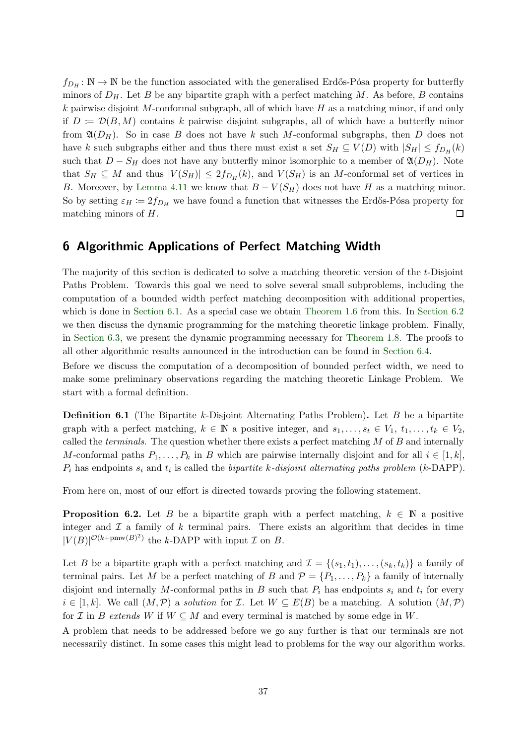$f_{D_H} \colon \mathbb{N} \to \mathbb{N}$ be the function associated with the generalised Erdős-Pósa property for butterfly minors of $D_H$. Let $B$ be any bipartite graph with a perfect matching $M$. As before, $B$ contains $k$ pairwise disjoint $M$-conformal subgraph, all of which have $H$ as a matching minor, if and only if $D \coloneqq \mathcal{D}(B, M)$ contains $k$ pairwise disjoint subgraphs, all of which have a butterfly minor from $\mathfrak{A}(D_H)$. So in case $B$ does not have $k$ such $M$-conformal subgraphs, then $D$ does not have $k$ such subgraphs either and thus there must exist a set $S_H \subseteq V(D)$ with $|S_H| \leq f_{D_H}(k)$ such that $D - S_H$ does not have any butterfly minor isomorphic to a member of $\mathfrak{A}(D_H)$. Note that $S_H \subseteq M$ and thus $|V(S_H)| \leq 2f_{D_H}(k)$, and $V(S_H)$ is an $M$-conformal set of vertices in $B$. Moreover, by Lemma 4.11 we know that $B - V(S_H)$ does not have $H$ as a matching minor. So by setting $\varepsilon_H \coloneqq 2f_{D_H}$ we have found a function that witnesses the Erdős-Pósa property for matching minors of $H$. ☐

## 6 Algorithmic Applications of Perfect Matching Width

The majority of this section is dedicated to solve a matching theoretic version of the $t$-Disjoint Paths Problem. Towards this goal we need to solve several small subproblems, including the computation of a bounded width perfect matching decomposition with additional properties, which is done in Section 6.1. As a special case we obtain Theorem 1.6 from this. In Section 6.2 we then discuss the dynamic programming for the matching theoretic linkage problem. Finally, in Section 6.3, we present the dynamic programming necessary for Theorem 1.8. The proofs to all other algorithmic results announced in the introduction can be found in Section 6.4.

Before we discuss the computation of a decomposition of bounded perfect width, we need to make some preliminary observations regarding the matching theoretic Linkage Problem. We start with a formal definition.

**Definition 6.1** (The Bipartite $k$-Disjoint Alternating Paths Problem)**.** Let $B$ be a bipartite graph with a perfect matching, $k \in \mathbb{N}$ a positive integer, and $s_1, \dots, s_t \in V_1$, $t_1, \dots, t_k \in V_2$, called the *terminals*. The question whether there exists a perfect matching $M$ of $B$ and internally $M$-conformal paths $P_1, \dots, P_k$ in $B$ which are pairwise internally disjoint and for all $i \in [1, k]$, $P_i$ has endpoints $s_i$ and $t_i$ is called the *bipartite $k$-disjoint alternating paths problem* ($k$-DAPP).

From here on, most of our effort is directed towards proving the following statement.

**Proposition 6.2.** Let $B$ be a bipartite graph with a perfect matching, $k \in \mathbb{N}$ a positive integer and $\mathcal{I}$ a family of $k$ terminal pairs. There exists an algorithm that decides in time $|V(B)|^{\mathcal{O}(k+\mathrm{pmw}(B)^2)}$ the $k$-DAPP with input $\mathcal{I}$ on $B$.

Let $B$ be a bipartite graph with a perfect matching and $\mathcal{I} = \{(s_1, t_1), \dots, (s_k, t_k)\}$ a family of terminal pairs. Let $M$ be a perfect matching of $B$ and $\mathcal{P} = \{P_1, \dots, P_k\}$ a family of internally disjoint and internally $M$-conformal paths in $B$ such that $P_i$ has endpoints $s_i$ and $t_i$ for every $i \in [1, k]$. We call $(M, \mathcal{P})$ a *solution* for $\mathcal{I}$. Let $W \subseteq E(B)$ be a matching. A solution $(M, \mathcal{P})$ for $\mathcal{I}$ in $B$ *extends* $W$ if $W \subseteq M$ and every terminal is matched by some edge in $W$.

A problem that needs to be addressed before we go any further is that our terminals are not necessarily distinct. In some cases this might lead to problems for the way our algorithm works.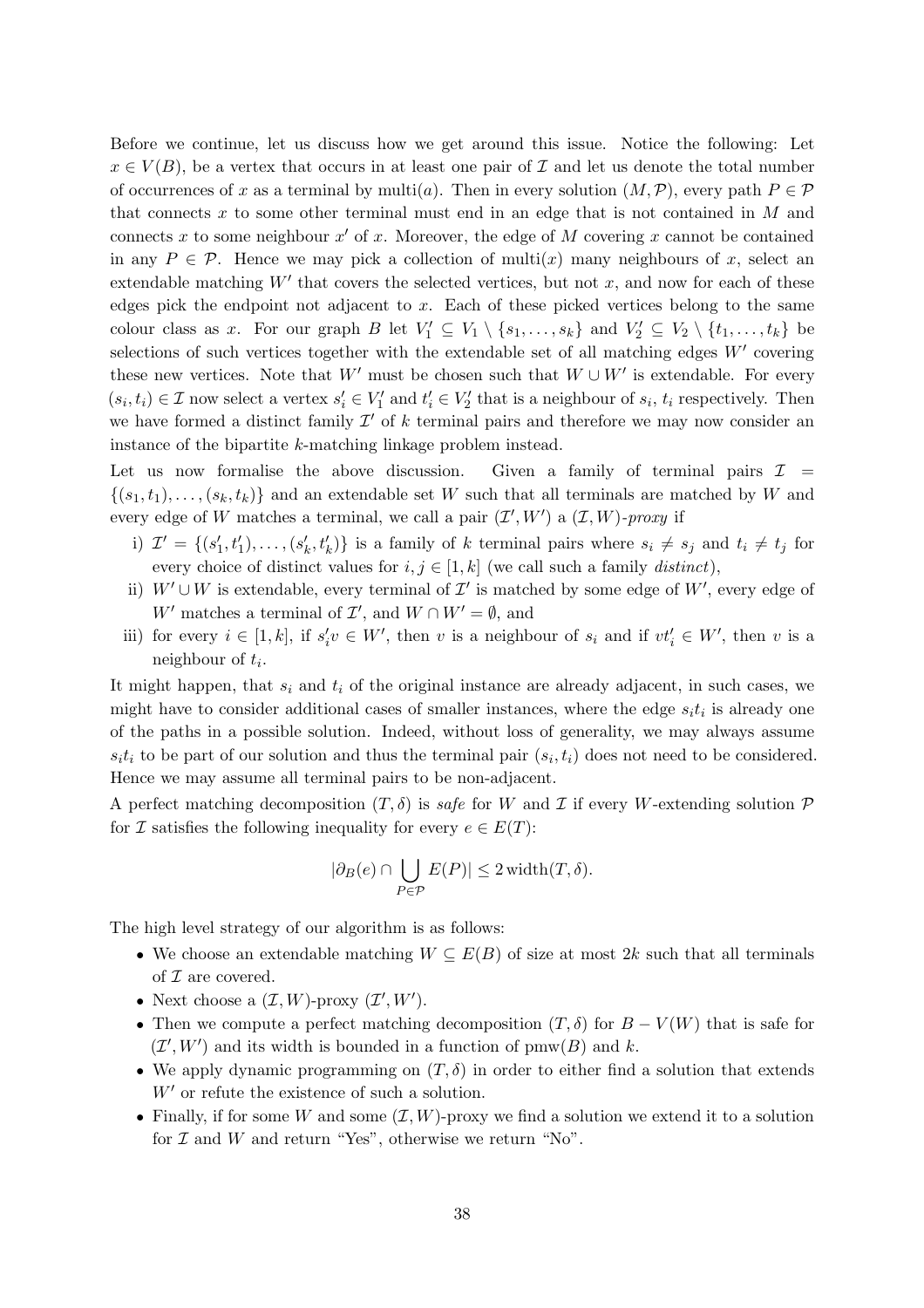Before we continue, let us discuss how we get around this issue. Notice the following: Let $x \in V(B)$, be a vertex that occurs in at least one pair of $\mathcal{I}$ and let us denote the total number of occurrences of $x$ as a terminal by $\text{multi}(a)$. Then in every solution $(M, \mathcal{P})$, every path $P \in \mathcal{P}$ that connects $x$ to some other terminal must end in an edge that is not contained in $M$ and connects $x$ to some neighbour $x'$ of $x$. Moreover, the edge of $M$ covering $x$ cannot be contained in any $P \in \mathcal{P}$. Hence we may pick a collection of $\text{multi}(x)$ many neighbours of $x$, select an extendable matching $W'$ that covers the selected vertices, but not $x$, and now for each of these edges pick the endpoint not adjacent to $x$. Each of these picked vertices belong to the same colour class as $x$. For our graph $B$ let $V_1' \subseteq V_1 \setminus \{s_1, \dots, s_k\}$ and $V_2' \subseteq V_2 \setminus \{t_1, \dots, t_k\}$ be selections of such vertices together with the extendable set of all matching edges $W'$ covering these new vertices. Note that $W'$ must be chosen such that $W \cup W'$ is extendable. For every $(s_i, t_i) \in \mathcal{I}$ now select a vertex $s_i' \in V_1'$ and $t_i' \in V_2'$ that is a neighbour of $s_i$, $t_i$ respectively. Then we have formed a distinct family $\mathcal{I}'$ of $k$ terminal pairs and therefore we may now consider an instance of the bipartite $k$-matching linkage problem instead.

Let us now formalise the above discussion. Given a family of terminal pairs $\mathcal{I} = \{(s_1, t_1), \dots, (s_k, t_k)\}$ and an extendable set $W$ such that all terminals are matched by $W$ and every edge of $W$ matches a terminal, we call a pair $(\mathcal{I}', W')$ a *$(\mathcal{I}, W)$-proxy* if

i) $\mathcal{I}' = \{(s_1', t_1'), \dots, (s_k', t_k')\}$ is a family of $k$ terminal pairs where $s_i \neq s_j$ and $t_i \neq t_j$ for every choice of distinct values for $i, j \in [1, k]$ (we call such a family *distinct*),
ii) $W' \cup W$ is extendable, every terminal of $\mathcal{I}'$ is matched by some edge of $W'$, every edge of $W'$ matches a terminal of $\mathcal{I}'$, and $W \cap W' = \emptyset$, and
iii) for every $i \in [1, k]$, if $s_i'v \in W'$, then $v$ is a neighbour of $s_i$ and if $vt_i' \in W'$, then $v$ is a neighbour of $t_i$.

It might happen, that $s_i$ and $t_i$ of the original instance are already adjacent, in such cases, we might have to consider additional cases of smaller instances, where the edge $s_it_i$ is already one of the paths in a possible solution. Indeed, without loss of generality, we may always assume $s_it_i$ to be part of our solution and thus the terminal pair $(s_i, t_i)$ does not need to be considered. Hence we may assume all terminal pairs to be non-adjacent.

A perfect matching decomposition $(T, \delta)$ is *safe* for $W$ and $\mathcal{I}$ if every $W$-extending solution $\mathcal{P}$ for $\mathcal{I}$ satisfies the following inequality for every $e \in E(T)$:

$$|\partial_B(e) \cap \bigcup_{P \in \mathcal{P}} E(P)| \leq 2 \, \text{width}(T, \delta).$$

The high level strategy of our algorithm is as follows:

- We choose an extendable matching $W \subseteq E(B)$ of size at most $2k$ such that all terminals of $\mathcal{I}$ are covered.
- Next choose a $(\mathcal{I}, W)$-proxy $(\mathcal{I}', W')$.
- Then we compute a perfect matching decomposition $(T, \delta)$ for $B - V(W)$ that is safe for $(\mathcal{I}', W')$ and its width is bounded in a function of $\text{pmw}(B)$ and $k$.
- We apply dynamic programming on $(T, \delta)$ in order to either find a solution that extends $W'$ or refute the existence of such a solution.
- Finally, if for some $W$ and some $(\mathcal{I}, W)$-proxy we find a solution we extend it to a solution for $\mathcal{I}$ and $W$ and return "Yes", otherwise we return "No".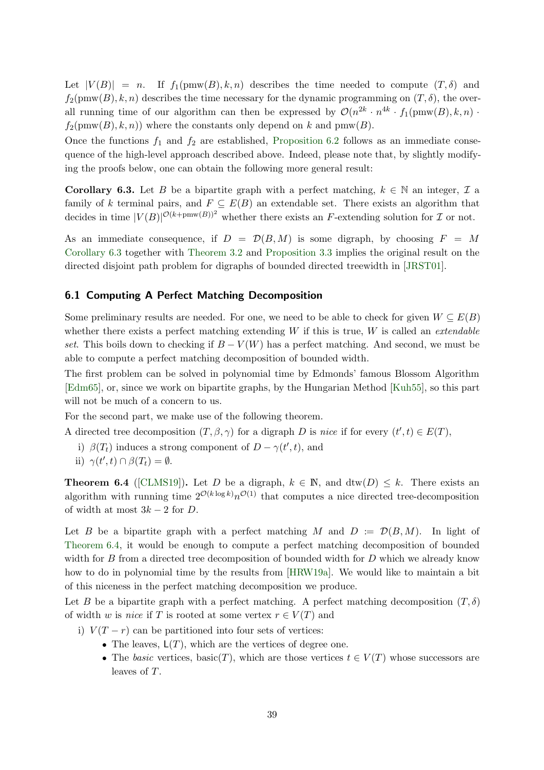Let $|V(B)| = n$. If $f_1(\mathrm{pmw}(B), k, n)$ describes the time needed to compute $(T, \delta)$ and $f_2(\mathrm{pmw}(B), k, n)$ describes the time necessary for the dynamic programming on $(T, \delta)$, the overall running time of our algorithm can then be expressed by $\mathcal{O}(n^{2k} \cdot n^{4k} \cdot f_1(\mathrm{pmw}(B), k, n) \cdot f_2(\mathrm{pmw}(B), k, n))$ where the constants only depend on $k$ and $\mathrm{pmw}(B)$.

Once the functions $f_1$ and $f_2$ are established, Proposition 6.2 follows as an immediate consequence of the high-level approach described above. Indeed, please note that, by slightly modifying the proofs below, one can obtain the following more general result:

**Corollary 6.3.** Let $B$ be a bipartite graph with a perfect matching, $k \in \mathbb{N}$ an integer, $\mathcal{I}$ a family of $k$ terminal pairs, and $F \subseteq E(B)$ an extendable set. There exists an algorithm that decides in time $|V(B)|^{\mathcal{O}(k+\mathrm{pmw}(B))^2}$ whether there exists an $F$-extending solution for $\mathcal{I}$ or not.

As an immediate consequence, if $D = \mathcal{D}(B, M)$ is some digraph, by choosing $F = M$ Corollary 6.3 together with Theorem 3.2 and Proposition 3.3 implies the original result on the directed disjoint path problem for digraphs of bounded directed treewidth in [JRST01].

### 6.1 Computing A Perfect Matching Decomposition

Some preliminary results are needed. For one, we need to be able to check for given $W \subseteq E(B)$ whether there exists a perfect matching extending $W$ if this is true, $W$ is called an *extendable set*. This boils down to checking if $B - V(W)$ has a perfect matching. And second, we must be able to compute a perfect matching decomposition of bounded width.

The first problem can be solved in polynomial time by Edmonds' famous Blossom Algorithm [Edm65], or, since we work on bipartite graphs, by the Hungarian Method [Kuh55], so this part will not be much of a concern to us.

For the second part, we make use of the following theorem.

A directed tree decomposition $(T, \beta, \gamma)$ for a digraph $D$ is *nice* if for every $(t', t) \in E(T)$,

i) $\beta(T_t)$ induces a strong component of $D - \gamma(t', t)$, and
ii) $\gamma(t', t) \cap \beta(T_t) = \emptyset$.

**Theorem 6.4** ([CLMS19])**.** Let $D$ be a digraph, $k \in \mathbb{N}$, and $\mathrm{dtw}(D) \leq k$. There exists an algorithm with running time $2^{\mathcal{O}(k \log k)} n^{\mathcal{O}(1)}$ that computes a nice directed tree-decomposition of width at most $3k - 2$ for $D$.

Let $B$ be a bipartite graph with a perfect matching $M$ and $D := \mathcal{D}(B, M)$. In light of Theorem 6.4, it would be enough to compute a perfect matching decomposition of bounded width for $B$ from a directed tree decomposition of bounded width for $D$ which we already know how to do in polynomial time by the results from [HRW19a]. We would like to maintain a bit of this niceness in the perfect matching decomposition we produce.

Let $B$ be a bipartite graph with a perfect matching. A perfect matching decomposition $(T, \delta)$ of width $w$ is *nice* if $T$ is rooted at some vertex $r \in V(T)$ and

i) $V(T - r)$ can be partitioned into four sets of vertices:
   - The leaves, $\mathsf{L}(T)$, which are the vertices of degree one.
   - The *basic* vertices, $\mathrm{basic}(T)$, which are those vertices $t \in V(T)$ whose successors are leaves of $T$.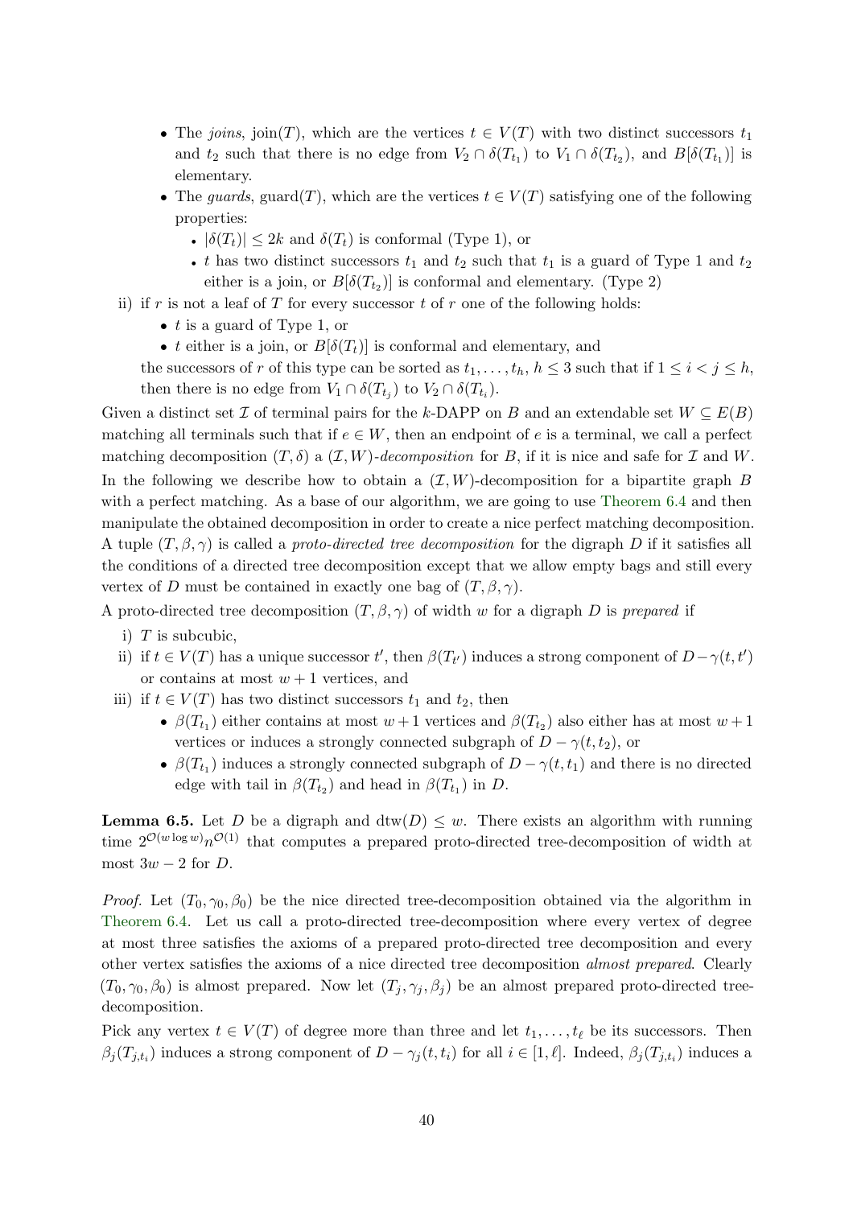- The *joins*, join$(T)$, which are the vertices $t \in V(T)$ with two distinct successors $t_1$ and $t_2$ such that there is no edge from $V_2 \cap \delta(T_{t_1})$ to $V_1 \cap \delta(T_{t_2})$, and $B[\delta(T_{t_1})]$ is elementary.
- The *guards*, guard$(T)$, which are the vertices $t \in V(T)$ satisfying one of the following properties:
  - $|\delta(T_t)| \leq 2k$ and $\delta(T_t)$ is conformal (Type 1), or
  - $t$ has two distinct successors $t_1$ and $t_2$ such that $t_1$ is a guard of Type 1 and $t_2$ either is a join, or $B[\delta(T_{t_2})]$ is conformal and elementary. (Type 2)

ii) if $r$ is not a leaf of $T$ for every successor $t$ of $r$ one of the following holds:
   - $t$ is a guard of Type 1, or
   - $t$ either is a join, or $B[\delta(T_t)]$ is conformal and elementary, and

   the successors of $r$ of this type can be sorted as $t_1, \dots, t_h$, $h \leq 3$ such that if $1 \leq i < j \leq h$, then there is no edge from $V_1 \cap \delta(T_{t_j})$ to $V_2 \cap \delta(T_{t_i})$.

Given a distinct set $\mathcal{I}$ of terminal pairs for the $k$-DAPP on $B$ and an extendable set $W \subseteq E(B)$ matching all terminals such that if $e \in W$, then an endpoint of $e$ is a terminal, we call a perfect matching decomposition $(T, \delta)$ a $(\mathcal{I}, W)$*-decomposition* for $B$, if it is nice and safe for $\mathcal{I}$ and $W$. In the following we describe how to obtain a $(\mathcal{I}, W)$-decomposition for a bipartite graph $B$ with a perfect matching. As a base of our algorithm, we are going to use Theorem 6.4 and then manipulate the obtained decomposition in order to create a nice perfect matching decomposition. A tuple $(T, \beta, \gamma)$ is called a *proto-directed tree decomposition* for the digraph $D$ if it satisfies all the conditions of a directed tree decomposition except that we allow empty bags and still every vertex of $D$ must be contained in exactly one bag of $(T, \beta, \gamma)$.

A proto-directed tree decomposition $(T, \beta, \gamma)$ of width $w$ for a digraph $D$ is *prepared* if

i) $T$ is subcubic,

ii) if $t \in V(T)$ has a unique successor $t'$, then $\beta(T_{t'})$ induces a strong component of $D - \gamma(t, t')$ or contains at most $w + 1$ vertices, and

iii) if $t \in V(T)$ has two distinct successors $t_1$ and $t_2$, then
   - $\beta(T_{t_1})$ either contains at most $w+1$ vertices and $\beta(T_{t_2})$ also either has at most $w+1$ vertices or induces a strongly connected subgraph of $D - \gamma(t, t_2)$, or
   - $\beta(T_{t_1})$ induces a strongly connected subgraph of $D - \gamma(t, t_1)$ and there is no directed edge with tail in $\beta(T_{t_2})$ and head in $\beta(T_{t_1})$ in $D$.

**Lemma 6.5.** Let $D$ be a digraph and $\operatorname{dtw}(D) \leq w$. There exists an algorithm with running time $2^{\mathcal{O}(w \log w)} n^{\mathcal{O}(1)}$ that computes a prepared proto-directed tree-decomposition of width at most $3w - 2$ for $D$.

*Proof.* Let $(T_0, \gamma_0, \beta_0)$ be the nice directed tree-decomposition obtained via the algorithm in Theorem 6.4. Let us call a proto-directed tree-decomposition where every vertex of degree at most three satisfies the axioms of a prepared proto-directed tree decomposition and every other vertex satisfies the axioms of a nice directed tree decomposition *almost prepared*. Clearly $(T_0, \gamma_0, \beta_0)$ is almost prepared. Now let $(T_j, \gamma_j, \beta_j)$ be an almost prepared proto-directed tree-decomposition.

Pick any vertex $t \in V(T)$ of degree more than three and let $t_1, \dots, t_\ell$ be its successors. Then $\beta_j(T_{j,t_i})$ induces a strong component of $D - \gamma_j(t, t_i)$ for all $i \in [1, \ell]$. Indeed, $\beta_j(T_{j,t_i})$ induces a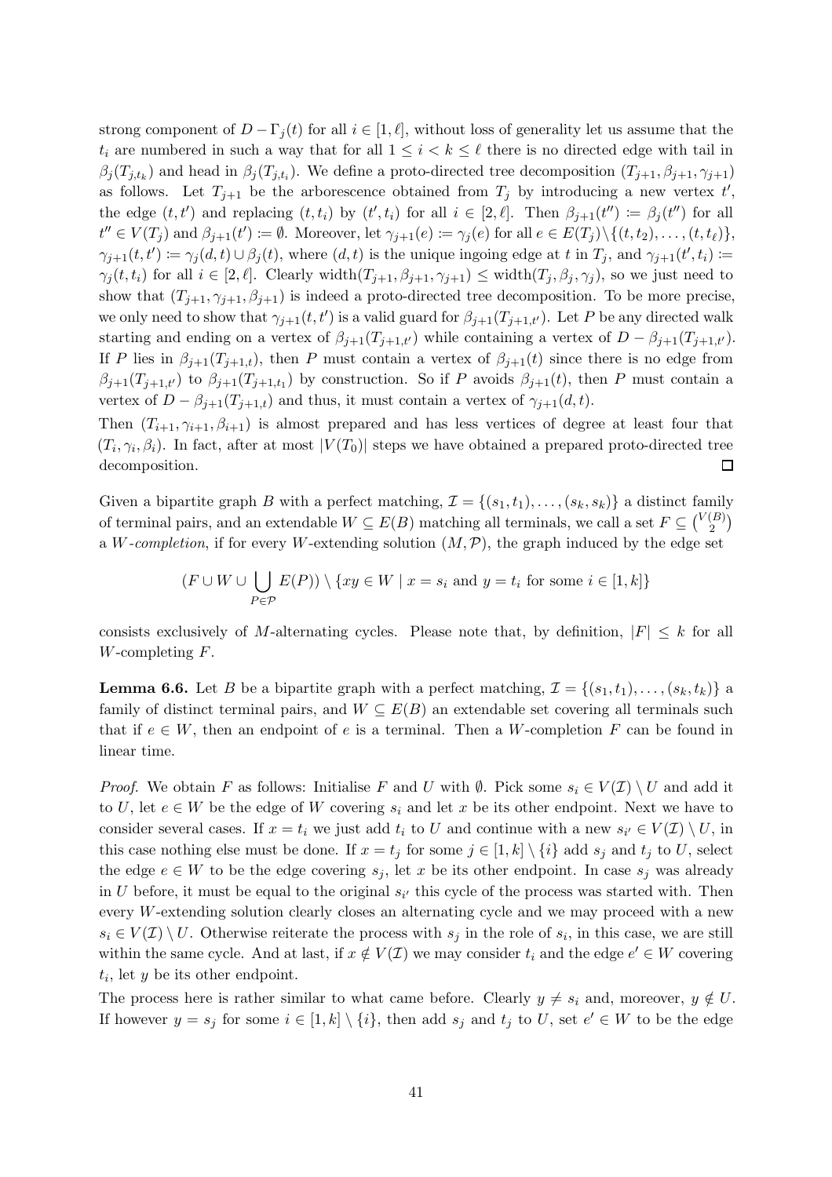strong component of $D - \Gamma_j(t)$ for all $i \in [1, \ell]$, without loss of generality let us assume that the $t_i$ are numbered in such a way that for all $1 \leq i < k \leq \ell$ there is no directed edge with tail in $\beta_j(T_{j,t_k})$ and head in $\beta_j(T_{j,t_i})$. We define a proto-directed tree decomposition $(T_{j+1}, \beta_{j+1}, \gamma_{j+1})$ as follows. Let $T_{j+1}$ be the arborescence obtained from $T_j$ by introducing a new vertex $t'$, the edge $(t, t')$ and replacing $(t, t_i)$ by $(t', t_i)$ for all $i \in [2, \ell]$. Then $\beta_{j+1}(t'') := \beta_j(t'')$ for all $t'' \in V(T_j)$ and $\beta_{j+1}(t') := \emptyset$. Moreover, let $\gamma_{j+1}(e) := \gamma_j(e)$ for all $e \in E(T_j) \setminus \{(t, t_2), \ldots, (t, t_\ell)\}$, $\gamma_{j+1}(t, t') := \gamma_j(d, t) \cup \beta_j(t)$, where $(d, t)$ is the unique ingoing edge at $t$ in $T_j$, and $\gamma_{j+1}(t', t_i) := \gamma_j(t, t_i)$ for all $i \in [2, \ell]$. Clearly $\text{width}(T_{j+1}, \beta_{j+1}, \gamma_{j+1}) \leq \text{width}(T_j, \beta_j, \gamma_j)$, so we just need to show that $(T_{j+1}, \gamma_{j+1}, \beta_{j+1})$ is indeed a proto-directed tree decomposition. To be more precise, we only need to show that $\gamma_{j+1}(t, t')$ is a valid guard for $\beta_{j+1}(T_{j+1,t'})$. Let $P$ be any directed walk starting and ending on a vertex of $\beta_{j+1}(T_{j+1,t'})$ while containing a vertex of $D - \beta_{j+1}(T_{j+1,t'})$. If $P$ lies in $\beta_{j+1}(T_{j+1,t})$, then $P$ must contain a vertex of $\beta_{j+1}(t)$ since there is no edge from $\beta_{j+1}(T_{j+1,t'})$ to $\beta_{j+1}(T_{j+1,t_1})$ by construction. So if $P$ avoids $\beta_{j+1}(t)$, then $P$ must contain a vertex of $D - \beta_{j+1}(T_{j+1,t})$ and thus, it must contain a vertex of $\gamma_{j+1}(d, t)$.

Then $(T_{i+1}, \gamma_{i+1}, \beta_{i+1})$ is almost prepared and has less vertices of degree at least four that $(T_i, \gamma_i, \beta_i)$. In fact, after at most $|V(T_0)|$ steps we have obtained a prepared proto-directed tree decomposition. ◻

Given a bipartite graph $B$ with a perfect matching, $\mathcal{I} = \{(s_1, t_1), \ldots, (s_k, s_k)\}$ a distinct family of terminal pairs, and an extendable $W \subseteq E(B)$ matching all terminals, we call a set $F \subseteq \binom{V(B)}{2}$ a *$W$-completion*, if for every $W$-extending solution $(M, \mathcal{P})$, the graph induced by the edge set

$$(F \cup W \cup \bigcup_{P \in \mathcal{P}} E(P)) \setminus \{xy \in W \mid x = s_i \text{ and } y = t_i \text{ for some } i \in [1, k]\}$$

consists exclusively of $M$-alternating cycles. Please note that, by definition, $|F| \leq k$ for all $W$-completing $F$.

**Lemma 6.6.** Let $B$ be a bipartite graph with a perfect matching, $\mathcal{I} = \{(s_1, t_1), \ldots, (s_k, t_k)\}$ a family of distinct terminal pairs, and $W \subseteq E(B)$ an extendable set covering all terminals such that if $e \in W$, then an endpoint of $e$ is a terminal. Then a $W$-completion $F$ can be found in linear time.

*Proof.* We obtain $F$ as follows: Initialise $F$ and $U$ with $\emptyset$. Pick some $s_i \in V(\mathcal{I}) \setminus U$ and add it to $U$, let $e \in W$ be the edge of $W$ covering $s_i$ and let $x$ be its other endpoint. Next we have to consider several cases. If $x = t_i$ we just add $t_i$ to $U$ and continue with a new $s_{i'} \in V(\mathcal{I}) \setminus U$, in this case nothing else must be done. If $x = t_j$ for some $j \in [1, k] \setminus \{i\}$ add $s_j$ and $t_j$ to $U$, select the edge $e \in W$ to be the edge covering $s_j$, let $x$ be its other endpoint. In case $s_j$ was already in $U$ before, it must be equal to the original $s_{i'}$ this cycle of the process was started with. Then every $W$-extending solution clearly closes an alternating cycle and we may proceed with a new $s_i \in V(\mathcal{I}) \setminus U$. Otherwise reiterate the process with $s_j$ in the role of $s_i$, in this case, we are still within the same cycle. And at last, if $x \notin V(\mathcal{I})$ we may consider $t_i$ and the edge $e' \in W$ covering $t_i$, let $y$ be its other endpoint.

The process here is rather similar to what came before. Clearly $y \neq s_i$ and, moreover, $y \notin U$. If however $y = s_j$ for some $i \in [1, k] \setminus \{i\}$, then add $s_j$ and $t_j$ to $U$, set $e' \in W$ to be the edge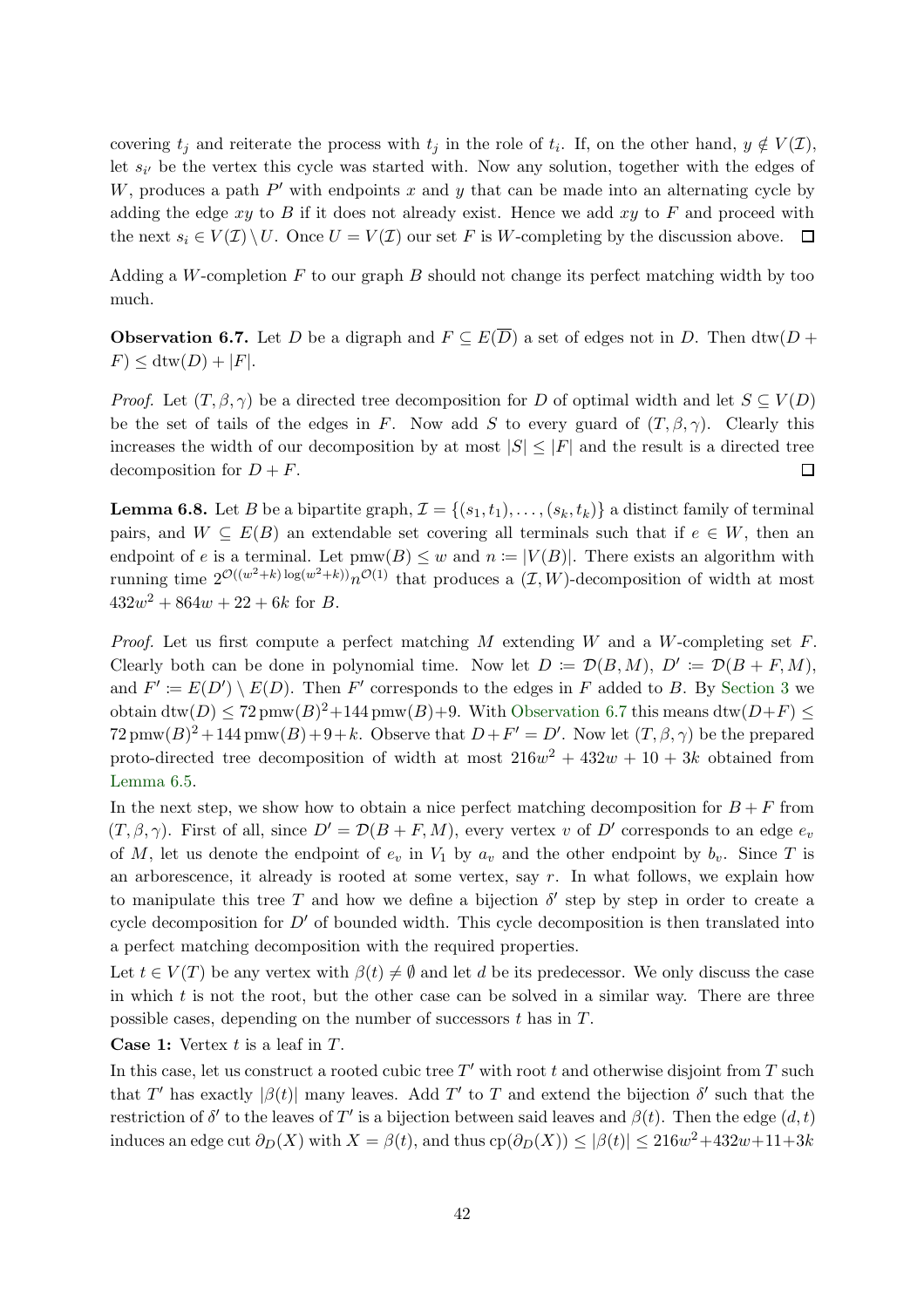covering $t_j$ and reiterate the process with $t_j$ in the role of $t_i$. If, on the other hand, $y \notin V(\mathcal{I})$, let $s_{i'}$ be the vertex this cycle was started with. Now any solution, together with the edges of $W$, produces a path $P'$ with endpoints $x$ and $y$ that can be made into an alternating cycle by adding the edge $xy$ to $B$ if it does not already exist. Hence we add $xy$ to $F$ and proceed with the next $s_i \in V(\mathcal{I}) \setminus U$. Once $U = V(\mathcal{I})$ our set $F$ is $W$-completing by the discussion above. $\square$

Adding a $W$-completion $F$ to our graph $B$ should not change its perfect matching width by too much.

**Observation 6.7.** Let $D$ be a digraph and $F \subseteq E(\overline{D})$ a set of edges not in $D$. Then $\operatorname{dtw}(D + F) \leq \operatorname{dtw}(D) + |F|$.

*Proof.* Let $(T, \beta, \gamma)$ be a directed tree decomposition for $D$ of optimal width and let $S \subseteq V(D)$ be the set of tails of the edges in $F$. Now add $S$ to every guard of $(T, \beta, \gamma)$. Clearly this increases the width of our decomposition by at most $|S| \leq |F|$ and the result is a directed tree decomposition for $D + F$. $\square$

**Lemma 6.8.** Let $B$ be a bipartite graph, $\mathcal{I} = \{(s_1, t_1), \ldots, (s_k, t_k)\}$ a distinct family of terminal pairs, and $W \subseteq E(B)$ an extendable set covering all terminals such that if $e \in W$, then an endpoint of $e$ is a terminal. Let $\operatorname{pmw}(B) \leq w$ and $n \coloneqq |V(B)|$. There exists an algorithm with running time $2^{\mathcal{O}((w^2+k)\log(w^2+k))} n^{\mathcal{O}(1)}$ that produces a $(\mathcal{I}, W)$-decomposition of width at most $432w^2 + 864w + 22 + 6k$ for $B$.

*Proof.* Let us first compute a perfect matching $M$ extending $W$ and a $W$-completing set $F$. Clearly both can be done in polynomial time. Now let $D \coloneqq \mathcal{D}(B, M)$, $D' \coloneqq \mathcal{D}(B + F, M)$, and $F' \coloneqq E(D') \setminus E(D)$. Then $F'$ corresponds to the edges in $F$ added to $B$. By Section 3 we obtain $\operatorname{dtw}(D) \leq 72 \operatorname{pmw}(B)^2 + 144 \operatorname{pmw}(B) + 9$. With Observation 6.7 this means $\operatorname{dtw}(D+F) \leq 72 \operatorname{pmw}(B)^2 + 144 \operatorname{pmw}(B) + 9 + k$. Observe that $D + F' = D'$. Now let $(T, \beta, \gamma)$ be the prepared proto-directed tree decomposition of width at most $216w^2 + 432w + 10 + 3k$ obtained from Lemma 6.5.

In the next step, we show how to obtain a nice perfect matching decomposition for $B + F$ from $(T, \beta, \gamma)$. First of all, since $D' = \mathcal{D}(B + F, M)$, every vertex $v$ of $D'$ corresponds to an edge $e_v$ of $M$, let us denote the endpoint of $e_v$ in $V_1$ by $a_v$ and the other endpoint by $b_v$. Since $T$ is an arborescence, it already is rooted at some vertex, say $r$. In what follows, we explain how to manipulate this tree $T$ and how we define a bijection $\delta'$ step by step in order to create a cycle decomposition for $D'$ of bounded width. This cycle decomposition is then translated into a perfect matching decomposition with the required properties.

Let $t \in V(T)$ be any vertex with $\beta(t) \neq \emptyset$ and let $d$ be its predecessor. We only discuss the case in which $t$ is not the root, but the other case can be solved in a similar way. There are three possible cases, depending on the number of successors $t$ has in $T$.

**Case 1:** Vertex $t$ is a leaf in $T$.

In this case, let us construct a rooted cubic tree $T'$ with root $t$ and otherwise disjoint from $T$ such that $T'$ has exactly $|\beta(t)|$ many leaves. Add $T'$ to $T$ and extend the bijection $\delta'$ such that the restriction of $\delta'$ to the leaves of $T'$ is a bijection between said leaves and $\beta(t)$. Then the edge $(d, t)$ induces an edge cut $\partial_D(X)$ with $X = \beta(t)$, and thus $\operatorname{cp}(\partial_D(X)) \leq |\beta(t)| \leq 216w^2 + 432w + 11 + 3k$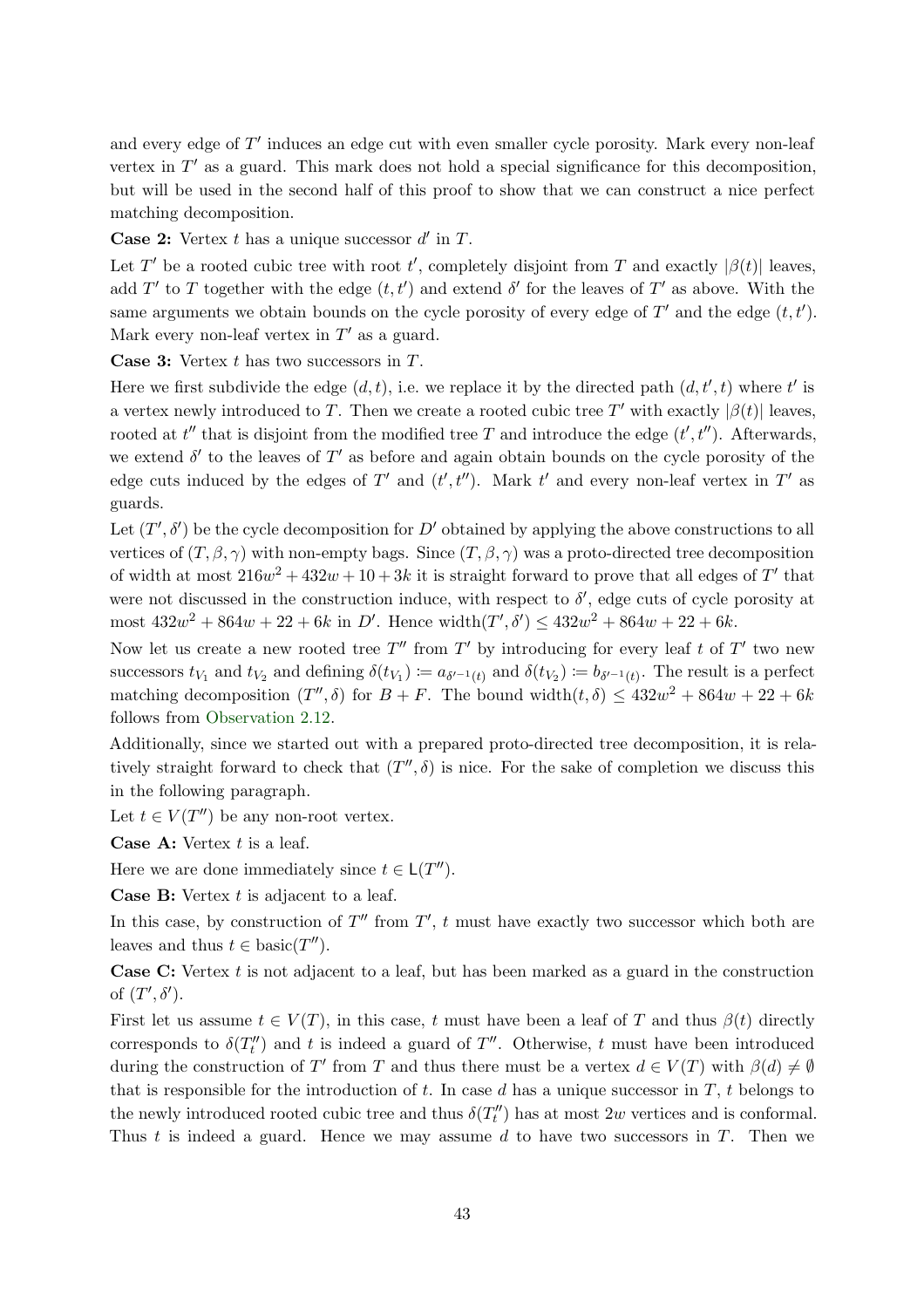and every edge of $T'$ induces an edge cut with even smaller cycle porosity. Mark every non-leaf vertex in $T'$ as a guard. This mark does not hold a special significance for this decomposition, but will be used in the second half of this proof to show that we can construct a nice perfect matching decomposition.

**Case 2:** Vertex $t$ has a unique successor $d'$ in $T$.

Let $T'$ be a rooted cubic tree with root $t'$, completely disjoint from $T$ and exactly $|\beta(t)|$ leaves, add $T'$ to $T$ together with the edge $(t, t')$ and extend $\delta'$ for the leaves of $T'$ as above. With the same arguments we obtain bounds on the cycle porosity of every edge of $T'$ and the edge $(t, t')$. Mark every non-leaf vertex in $T'$ as a guard.

**Case 3:** Vertex $t$ has two successors in $T$.

Here we first subdivide the edge $(d, t)$, i.e. we replace it by the directed path $(d, t', t)$ where $t'$ is a vertex newly introduced to $T$. Then we create a rooted cubic tree $T'$ with exactly $|\beta(t)|$ leaves, rooted at $t''$ that is disjoint from the modified tree $T$ and introduce the edge $(t', t'')$. Afterwards, we extend $\delta'$ to the leaves of $T'$ as before and again obtain bounds on the cycle porosity of the edge cuts induced by the edges of $T'$ and $(t', t'')$. Mark $t'$ and every non-leaf vertex in $T'$ as guards.

Let $(T', \delta')$ be the cycle decomposition for $D'$ obtained by applying the above constructions to all vertices of $(T, \beta, \gamma)$ with non-empty bags. Since $(T, \beta, \gamma)$ was a proto-directed tree decomposition of width at most $216w^2 + 432w + 10 + 3k$ it is straight forward to prove that all edges of $T'$ that were not discussed in the construction induce, with respect to $\delta'$, edge cuts of cycle porosity at most $432w^2 + 864w + 22 + 6k$ in $D'$. Hence $\text{width}(T', \delta') \leq 432w^2 + 864w + 22 + 6k$.

Now let us create a new rooted tree $T''$ from $T'$ by introducing for every leaf $t$ of $T'$ two new successors $t_{V_1}$ and $t_{V_2}$ and defining $\delta(t_{V_1}) \coloneqq a_{\delta'^{-1}(t)}$ and $\delta(t_{V_2}) \coloneqq b_{\delta'^{-1}(t)}$. The result is a perfect matching decomposition $(T'', \delta)$ for $B + F$. The bound $\text{width}(t, \delta) \leq 432w^2 + 864w + 22 + 6k$ follows from Observation 2.12.

Additionally, since we started out with a prepared proto-directed tree decomposition, it is relatively straight forward to check that $(T'', \delta)$ is nice. For the sake of completion we discuss this in the following paragraph.

Let $t \in V(T'')$ be any non-root vertex.

**Case A:** Vertex $t$ is a leaf.

Here we are done immediately since $t \in \mathsf{L}(T'')$.

**Case B:** Vertex $t$ is adjacent to a leaf.

In this case, by construction of $T''$ from $T'$, $t$ must have exactly two successor which both are leaves and thus $t \in \text{basic}(T'')$.

**Case C:** Vertex $t$ is not adjacent to a leaf, but has been marked as a guard in the construction of $(T', \delta')$.

First let us assume $t \in V(T)$, in this case, $t$ must have been a leaf of $T$ and thus $\beta(t)$ directly corresponds to $\delta(T''_t)$ and $t$ is indeed a guard of $T''$. Otherwise, $t$ must have been introduced during the construction of $T'$ from $T$ and thus there must be a vertex $d \in V(T)$ with $\beta(d) \neq \emptyset$ that is responsible for the introduction of $t$. In case $d$ has a unique successor in $T$, $t$ belongs to the newly introduced rooted cubic tree and thus $\delta(T''_t)$ has at most $2w$ vertices and is conformal. Thus $t$ is indeed a guard. Hence we may assume $d$ to have two successors in $T$. Then we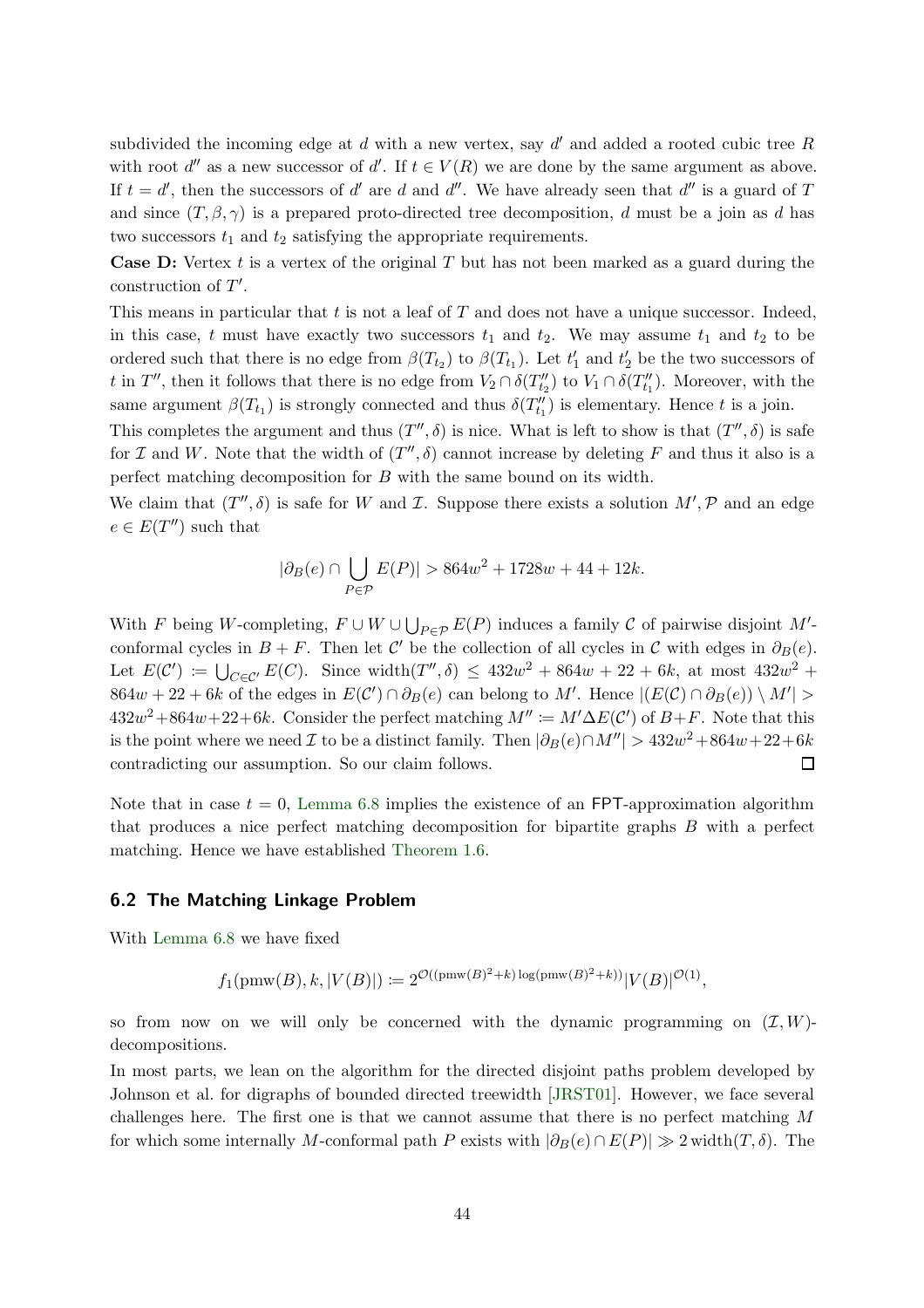subdivided the incoming edge at $d$ with a new vertex, say $d'$ and added a rooted cubic tree $R$ with root $d''$ as a new successor of $d'$. If $t \in V(R)$ we are done by the same argument as above. If $t = d'$, then the successors of $d'$ are $d$ and $d''$. We have already seen that $d''$ is a guard of $T$ and since $(T, \beta, \gamma)$ is a prepared proto-directed tree decomposition, $d$ must be a join as $d$ has two successors $t_1$ and $t_2$ satisfying the appropriate requirements.

**Case D:** Vertex $t$ is a vertex of the original $T$ but has not been marked as a guard during the construction of $T'$.

This means in particular that $t$ is not a leaf of $T$ and does not have a unique successor. Indeed, in this case, $t$ must have exactly two successors $t_1$ and $t_2$. We may assume $t_1$ and $t_2$ to be ordered such that there is no edge from $\beta(T_{t_2})$ to $\beta(T_{t_1})$. Let $t'_1$ and $t'_2$ be the two successors of $t$ in $T''$, then it follows that there is no edge from $V_2 \cap \delta(T''_{t_2})$ to $V_1 \cap \delta(T''_{t_1})$. Moreover, with the same argument $\beta(T_{t_1})$ is strongly connected and thus $\delta(T''_{t_1})$ is elementary. Hence $t$ is a join.

This completes the argument and thus $(T'', \delta)$ is nice. What is left to show is that $(T'', \delta)$ is safe for $\mathcal{I}$ and $W$. Note that the width of $(T'', \delta)$ cannot increase by deleting $F$ and thus it also is a perfect matching decomposition for $B$ with the same bound on its width.

We claim that $(T'', \delta)$ is safe for $W$ and $\mathcal{I}$. Suppose there exists a solution $M', \mathcal{P}$ and an edge $e \in E(T'')$ such that

$$|\partial_B(e) \cap \bigcup_{P \in \mathcal{P}} E(P)| > 864w^2 + 1728w + 44 + 12k.$$

With $F$ being $W$-completing, $F \cup W \cup \bigcup_{P \in \mathcal{P}} E(P)$ induces a family $\mathcal{C}$ of pairwise disjoint $M'$-conformal cycles in $B + F$. Then let $\mathcal{C}'$ be the collection of all cycles in $\mathcal{C}$ with edges in $\partial_B(e)$. Let $E(\mathcal{C}') \coloneqq \bigcup_{C \in \mathcal{C}'} E(C)$. Since $\text{width}(T'', \delta) \leq 432w^2 + 864w + 22 + 6k$, at most $432w^2 + 864w + 22 + 6k$ of the edges in $E(\mathcal{C}') \cap \partial_B(e)$ can belong to $M'$. Hence $|(E(\mathcal{C}) \cap \partial_B(e)) \setminus M'| > 432w^2 + 864w + 22 + 6k$. Consider the perfect matching $M'' \coloneqq M' \Delta E(\mathcal{C}')$ of $B + F$. Note that this is the point where we need $\mathcal{I}$ to be a distinct family. Then $|\partial_B(e) \cap M''| > 432w^2 + 864w + 22 + 6k$ contradicting our assumption. So our claim follows. ◻

Note that in case $t = 0$, Lemma 6.8 implies the existence of an FPT-approximation algorithm that produces a nice perfect matching decomposition for bipartite graphs $B$ with a perfect matching. Hence we have established Theorem 1.6.

## 6.2 The Matching Linkage Problem

With Lemma 6.8 we have fixed

$$f_1(\text{pmw}(B), k, |V(B)|) \coloneqq 2^{\mathcal{O}((\text{pmw}(B)^2 + k)\log(\text{pmw}(B)^2 + k))}|V(B)|^{\mathcal{O}(1)},$$

so from now on we will only be concerned with the dynamic programming on $(\mathcal{I}, W)$-decompositions.

In most parts, we lean on the algorithm for the directed disjoint paths problem developed by Johnson et al. for digraphs of bounded directed treewidth [JRST01]. However, we face several challenges here. The first one is that we cannot assume that there is no perfect matching $M$ for which some internally $M$-conformal path $P$ exists with $|\partial_B(e) \cap E(P)| \gg 2\,\text{width}(T, \delta)$. The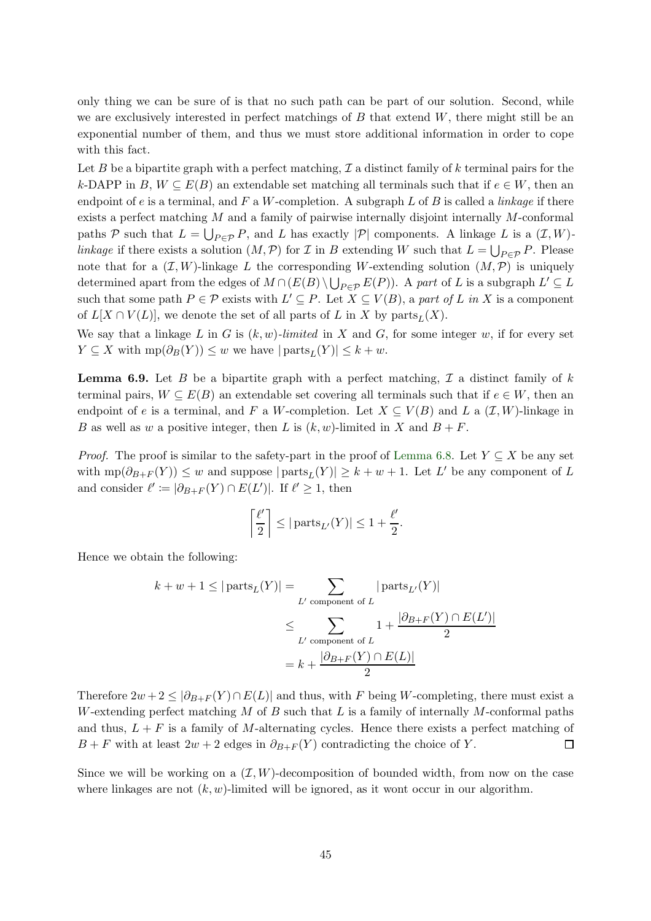only thing we can be sure of is that no such path can be part of our solution. Second, while we are exclusively interested in perfect matchings of $B$ that extend $W$, there might still be an exponential number of them, and thus we must store additional information in order to cope with this fact.

Let $B$ be a bipartite graph with a perfect matching, $\mathcal{I}$ a distinct family of $k$ terminal pairs for the $k$-DAPP in $B$, $W \subseteq E(B)$ an extendable set matching all terminals such that if $e \in W$, then an endpoint of $e$ is a terminal, and $F$ a $W$-completion. A subgraph $L$ of $B$ is called a *linkage* if there exists a perfect matching $M$ and a family of pairwise internally disjoint internally $M$-conformal paths $\mathcal{P}$ such that $L = \bigcup_{P \in \mathcal{P}} P$, and $L$ has exactly $|\mathcal{P}|$ components. A linkage $L$ is a *$(\mathcal{I}, W)$-linkage* if there exists a solution $(M, \mathcal{P})$ for $\mathcal{I}$ in $B$ extending $W$ such that $L = \bigcup_{P \in \mathcal{P}} P$. Please note that for a $(\mathcal{I}, W)$-linkage $L$ the corresponding $W$-extending solution $(M, \mathcal{P})$ is uniquely determined apart from the edges of $M \cap (E(B) \setminus \bigcup_{P \in \mathcal{P}} E(P))$. A *part* of $L$ is a subgraph $L' \subseteq L$ such that some path $P \in \mathcal{P}$ exists with $L' \subseteq P$. Let $X \subseteq V(B)$, a *part of $L$ in $X$* is a component of $L[X \cap V(L)]$, we denote the set of all parts of $L$ in $X$ by $\operatorname{parts}_L(X)$.

We say that a linkage $L$ in $G$ is *$(k, w)$-limited* in $X$ and $G$, for some integer $w$, if for every set $Y \subseteq X$ with $\operatorname{mp}(\partial_B(Y)) \leq w$ we have $|\operatorname{parts}_L(Y)| \leq k + w$.

**Lemma 6.9.** Let $B$ be a bipartite graph with a perfect matching, $\mathcal{I}$ a distinct family of $k$ terminal pairs, $W \subseteq E(B)$ an extendable set covering all terminals such that if $e \in W$, then an endpoint of $e$ is a terminal, and $F$ a $W$-completion. Let $X \subseteq V(B)$ and $L$ a $(\mathcal{I}, W)$-linkage in $B$ as well as $w$ a positive integer, then $L$ is $(k, w)$-limited in $X$ and $B + F$.

*Proof.* The proof is similar to the safety-part in the proof of Lemma 6.8. Let $Y \subseteq X$ be any set with $\operatorname{mp}(\partial_{B+F}(Y)) \leq w$ and suppose $|\operatorname{parts}_L(Y)| \geq k + w + 1$. Let $L'$ be any component of $L$ and consider $\ell' := |\partial_{B+F}(Y) \cap E(L')|$. If $\ell' \geq 1$, then

$$\left\lceil \frac{\ell'}{2} \right\rceil \leq |\operatorname{parts}_{L'}(Y)| \leq 1 + \frac{\ell'}{2}.$$

Hence we obtain the following:

$$\begin{aligned} k + w + 1 \leq |\operatorname{parts}_L(Y)| &= \sum_{L' \text{ component of } L} |\operatorname{parts}_{L'}(Y)| \\ &\leq \sum_{L' \text{ component of } L} 1 + \frac{|\partial_{B+F}(Y) \cap E(L')|}{2} \\ &= k + \frac{|\partial_{B+F}(Y) \cap E(L)|}{2} \end{aligned}$$

Therefore $2w + 2 \leq |\partial_{B+F}(Y) \cap E(L)|$ and thus, with $F$ being $W$-completing, there must exist a $W$-extending perfect matching $M$ of $B$ such that $L$ is a family of internally $M$-conformal paths and thus, $L + F$ is a family of $M$-alternating cycles. Hence there exists a perfect matching of $B + F$ with at least $2w + 2$ edges in $\partial_{B+F}(Y)$ contradicting the choice of $Y$. $\square$

Since we will be working on a $(\mathcal{I}, W)$-decomposition of bounded width, from now on the case where linkages are not $(k, w)$-limited will be ignored, as it wont occur in our algorithm.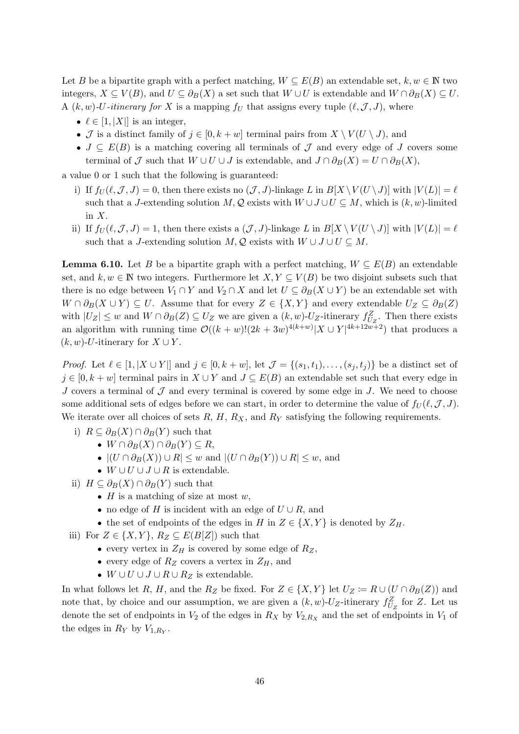Let $B$ be a bipartite graph with a perfect matching, $W \subseteq E(B)$ an extendable set, $k, w \in \mathbb{N}$ two integers, $X \subseteq V(B)$, and $U \subseteq \partial_B(X)$ a set such that $W \cup U$ is extendable and $W \cap \partial_B(X) \subseteq U$. A *$(k,w)$-$U$-itinerary for $X$* is a mapping $f_U$ that assigns every tuple $(\ell, \mathcal{J}, J)$, where

- $\ell \in [1, |X|]$ is an integer,
- $\mathcal{J}$ is a distinct family of $j \in [0, k+w]$ terminal pairs from $X \setminus V(U \setminus J)$, and
- $J \subseteq E(B)$ is a matching covering all terminals of $\mathcal{J}$ and every edge of $J$ covers some terminal of $\mathcal{J}$ such that $W \cup U \cup J$ is extendable, and $J \cap \partial_B(X) = U \cap \partial_B(X)$,

a value 0 or 1 such that the following is guaranteed:

i) If $f_U(\ell, \mathcal{J}, J) = 0$, then there exists no $(\mathcal{J}, J)$-linkage $L$ in $B[X \setminus V(U \setminus J)]$ with $|V(L)| = \ell$ such that a $J$-extending solution $M, \mathcal{Q}$ exists with $W \cup J \cup U \subseteq M$, which is $(k,w)$-limited in $X$.

ii) If $f_U(\ell, \mathcal{J}, J) = 1$, then there exists a $(\mathcal{J}, J)$-linkage $L$ in $B[X \setminus V(U \setminus J)]$ with $|V(L)| = \ell$ such that a $J$-extending solution $M, \mathcal{Q}$ exists with $W \cup J \cup U \subseteq M$.

**Lemma 6.10.** Let $B$ be a bipartite graph with a perfect matching, $W \subseteq E(B)$ an extendable set, and $k, w \in \mathbb{N}$ two integers. Furthermore let $X, Y \subseteq V(B)$ be two disjoint subsets such that there is no edge between $V_1 \cap Y$ and $V_2 \cap X$ and let $U \subseteq \partial_B(X \cup Y)$ be an extendable set with $W \cap \partial_B(X \cup Y) \subseteq U$. Assume that for every $Z \in \{X, Y\}$ and every extendable $U_Z \subseteq \partial_B(Z)$ with $|U_Z| \leq w$ and $W \cap \partial_B(Z) \subseteq U_Z$ we are given a $(k,w)$-$U_Z$-itinerary $f^Z_{U_Z}$. Then there exists an algorithm with running time $\mathcal{O}((k+w)!(2k+3w)^{4(k+w)}|X \cup Y|^{4k+12w+2})$ that produces a $(k,w)$-$U$-itinerary for $X \cup Y$.

*Proof.* Let $\ell \in [1, |X \cup Y|]$ and $j \in [0, k+w]$, let $\mathcal{J} = \{(s_1, t_1), \ldots, (s_j, t_j)\}$ be a distinct set of $j \in [0, k+w]$ terminal pairs in $X \cup Y$ and $J \subseteq E(B)$ an extendable set such that every edge in $J$ covers a terminal of $\mathcal{J}$ and every terminal is covered by some edge in $J$. We need to choose some additional sets of edges before we can start, in order to determine the value of $f_U(\ell, \mathcal{J}, J)$. We iterate over all choices of sets $R$, $H$, $R_X$, and $R_Y$ satisfying the following requirements.

i) $R \subseteq \partial_B(X) \cap \partial_B(Y)$ such that
   - $W \cap \partial_B(X) \cap \partial_B(Y) \subseteq R$,
   - $|(U \cap \partial_B(X)) \cup R| \leq w$ and $|(U \cap \partial_B(Y)) \cup R| \leq w$, and
   - $W \cup U \cup J \cup R$ is extendable.

ii) $H \subseteq \partial_B(X) \cap \partial_B(Y)$ such that
   - $H$ is a matching of size at most $w$,
   - no edge of $H$ is incident with an edge of $U \cup R$, and
   - the set of endpoints of the edges in $H$ in $Z \in \{X, Y\}$ is denoted by $Z_H$.

iii) For $Z \in \{X, Y\}$, $R_Z \subseteq E(B[Z])$ such that
   - every vertex in $Z_H$ is covered by some edge of $R_Z$,
   - every edge of $R_Z$ covers a vertex in $Z_H$, and
   - $W \cup U \cup J \cup R \cup R_Z$ is extendable.

In what follows let $R$, $H$, and the $R_Z$ be fixed. For $Z \in \{X, Y\}$ let $U_Z := R \cup (U \cap \partial_B(Z))$ and note that, by choice and our assumption, we are given a $(k,w)$-$U_Z$-itinerary $f^Z_{U_Z}$ for $Z$. Let us denote the set of endpoints in $V_2$ of the edges in $R_X$ by $V_{2,R_X}$ and the set of endpoints in $V_1$ of the edges in $R_Y$ by $V_{1,R_Y}$.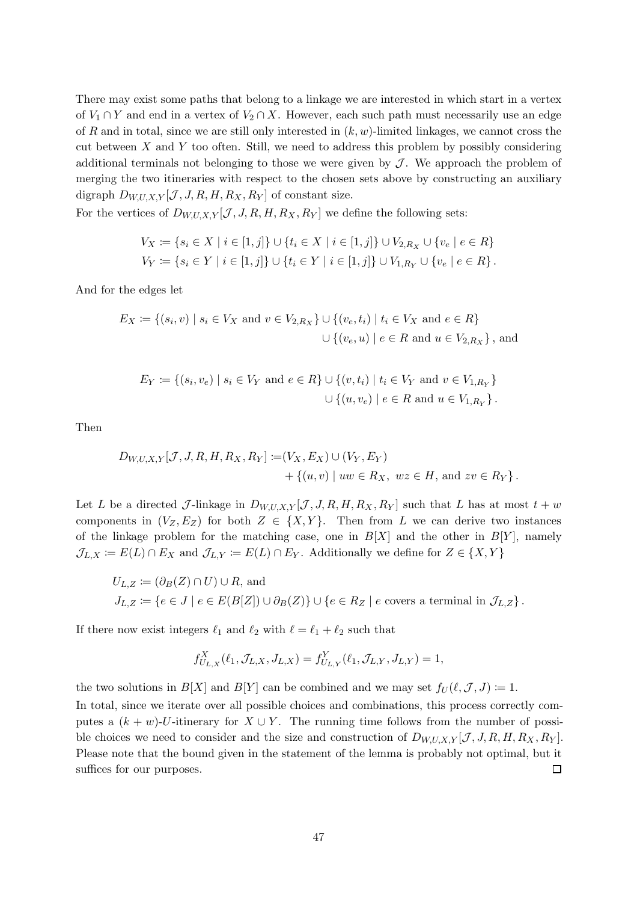There may exist some paths that belong to a linkage we are interested in which start in a vertex of $V_1 \cap Y$ and end in a vertex of $V_2 \cap X$. However, each such path must necessarily use an edge of $R$ and in total, since we are still only interested in $(k,w)$-limited linkages, we cannot cross the cut between $X$ and $Y$ too often. Still, we need to address this problem by possibly considering additional terminals not belonging to those we were given by $\mathcal{J}$. We approach the problem of merging the two itineraries with respect to the chosen sets above by constructing an auxiliary digraph $D_{W,U,X,Y}[\mathcal{J}, J, R, H, R_X, R_Y]$ of constant size.

For the vertices of $D_{W,U,X,Y}[\mathcal{J}, J, R, H, R_X, R_Y]$ we define the following sets:

$$V_X \coloneqq \{s_i \in X \mid i \in [1,j]\} \cup \{t_i \in X \mid i \in [1,j]\} \cup V_{2,R_X} \cup \{v_e \mid e \in R\}$$
$$V_Y \coloneqq \{s_i \in Y \mid i \in [1,j]\} \cup \{t_i \in Y \mid i \in [1,j]\} \cup V_{1,R_Y} \cup \{v_e \mid e \in R\}.$$

And for the edges let

$$E_X \coloneqq \{(s_i, v) \mid s_i \in V_X \text{ and } v \in V_{2,R_X}\} \cup \{(v_e, t_i) \mid t_i \in V_X \text{ and } e \in R\}$$
$$\cup \{(v_e, u) \mid e \in R \text{ and } u \in V_{2,R_X}\}, \text{ and}$$

$$E_Y \coloneqq \{(s_i, v_e) \mid s_i \in V_Y \text{ and } e \in R\} \cup \{(v, t_i) \mid t_i \in V_Y \text{ and } v \in V_{1,R_Y}\}$$
$$\cup \{(u, v_e) \mid e \in R \text{ and } u \in V_{1,R_Y}\}.$$

Then

$$D_{W,U,X,Y}[\mathcal{J}, J, R, H, R_X, R_Y] \coloneqq (V_X, E_X) \cup (V_Y, E_Y)$$
$$+ \{(u,v) \mid uw \in R_X,\ wz \in H, \text{ and } zv \in R_Y\}.$$

Let $L$ be a directed $\mathcal{J}$-linkage in $D_{W,U,X,Y}[\mathcal{J}, J, R, H, R_X, R_Y]$ such that $L$ has at most $t + w$ components in $(V_Z, E_Z)$ for both $Z \in \{X, Y\}$. Then from $L$ we can derive two instances of the linkage problem for the matching case, one in $B[X]$ and the other in $B[Y]$, namely $\mathcal{J}_{L,X} \coloneqq E(L) \cap E_X$ and $\mathcal{J}_{L,Y} \coloneqq E(L) \cap E_Y$. Additionally we define for $Z \in \{X, Y\}$

$$U_{L,Z} \coloneqq (\partial_B(Z) \cap U) \cup R, \text{ and}$$
$$J_{L,Z} \coloneqq \{e \in J \mid e \in E(B[Z]) \cup \partial_B(Z)\} \cup \{e \in R_Z \mid e \text{ covers a terminal in } \mathcal{J}_{L,Z}\}.$$

If there now exist integers $\ell_1$ and $\ell_2$ with $\ell = \ell_1 + \ell_2$ such that

$$f^X_{U_{L,X}}(\ell_1, \mathcal{J}_{L,X}, J_{L,X}) = f^Y_{U_{L,Y}}(\ell_1, \mathcal{J}_{L,Y}, J_{L,Y}) = 1,$$

the two solutions in $B[X]$ and $B[Y]$ can be combined and we may set $f_U(\ell, \mathcal{J}, J) \coloneqq 1$.

In total, since we iterate over all possible choices and combinations, this process correctly computes a $(k+w)$-$U$-itinerary for $X \cup Y$. The running time follows from the number of possible choices we need to consider and the size and construction of $D_{W,U,X,Y}[\mathcal{J}, J, R, H, R_X, R_Y]$. Please note that the bound given in the statement of the lemma is probably not optimal, but it suffices for our purposes. $\square$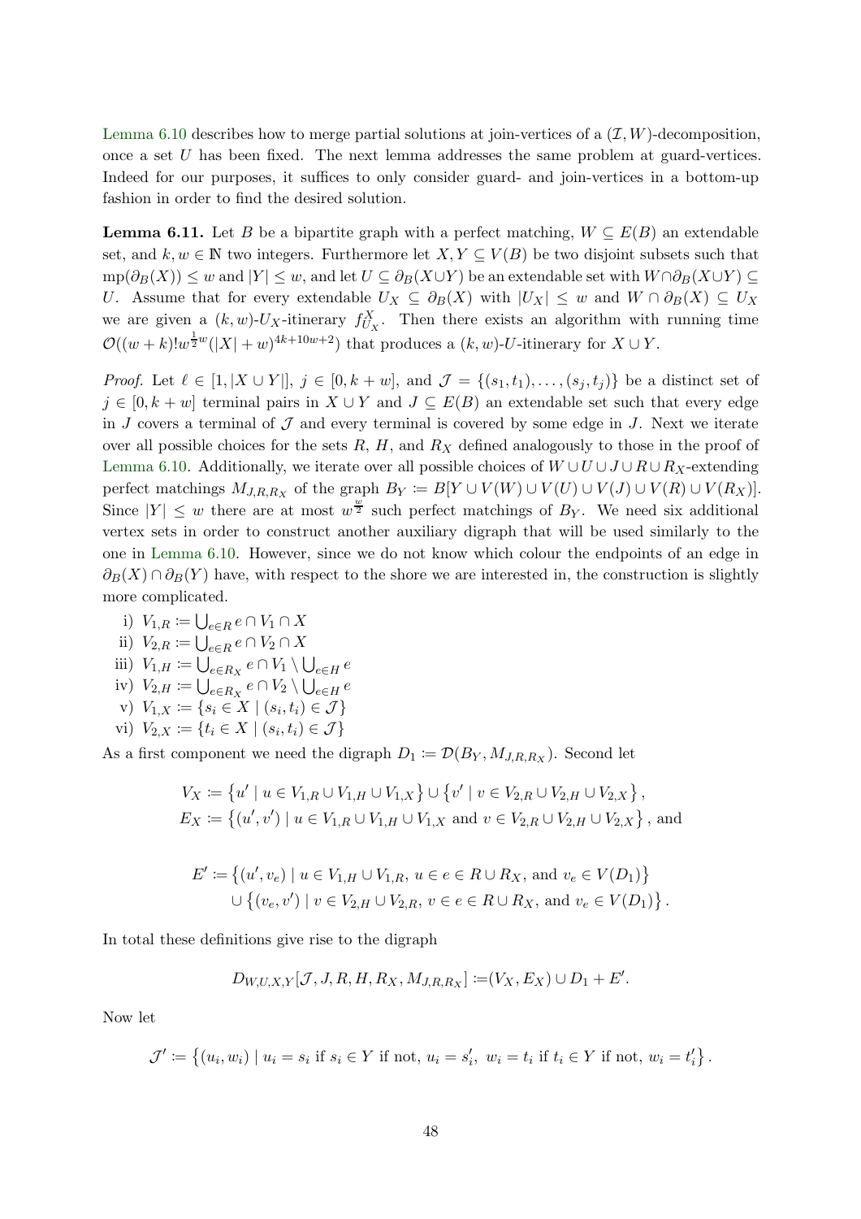Lemma 6.10 describes how to merge partial solutions at join-vertices of a $(\mathcal{I}, W)$-decomposition, once a set $U$ has been fixed. The next lemma addresses the same problem at guard-vertices. Indeed for our purposes, it suffices to only consider guard- and join-vertices in a bottom-up fashion in order to find the desired solution.

**Lemma 6.11.** Let $B$ be a bipartite graph with a perfect matching, $W \subseteq E(B)$ an extendable set, and $k, w \in \mathbb{N}$ two integers. Furthermore let $X, Y \subseteq V(B)$ be two disjoint subsets such that $\mathrm{mp}(\partial_B(X)) \leq w$ and $|Y| \leq w$, and let $U \subseteq \partial_B(X \cup Y)$ be an extendable set with $W \cap \partial_B(X \cup Y) \subseteq U$. Assume that for every extendable $U_X \subseteq \partial_B(X)$ with $|U_X| \leq w$ and $W \cap \partial_B(X) \subseteq U_X$ we are given a $(k, w)$-$U_X$-itinerary $f^X_{U_X}$. Then there exists an algorithm with running time $\mathcal{O}((w+k)! w^{\frac{1}{2}w} (|X| + w)^{4k+10w+2})$ that produces a $(k, w)$-$U$-itinerary for $X \cup Y$.

*Proof.* Let $\ell \in [1, |X \cup Y|]$, $j \in [0, k+w]$, and $\mathcal{J} = \{(s_1, t_1), \ldots, (s_j, t_j)\}$ be a distinct set of $j \in [0, k+w]$ terminal pairs in $X \cup Y$ and $J \subseteq E(B)$ an extendable set such that every edge in $J$ covers a terminal of $\mathcal{J}$ and every terminal is covered by some edge in $J$. Next we iterate over all possible choices for the sets $R$, $H$, and $R_X$ defined analogously to those in the proof of Lemma 6.10. Additionally, we iterate over all possible choices of $W \cup U \cup J \cup R \cup R_X$-extending perfect matchings $M_{J,R,R_X}$ of the graph $B_Y \coloneqq B[Y \cup V(W) \cup V(U) \cup V(J) \cup V(R) \cup V(R_X)]$. Since $|Y| \leq w$ there are at most $w^{\frac{w}{2}}$ such perfect matchings of $B_Y$. We need six additional vertex sets in order to construct another auxiliary digraph that will be used similarly to the one in Lemma 6.10. However, since we do not know which colour the endpoints of an edge in $\partial_B(X) \cap \partial_B(Y)$ have, with respect to the shore we are interested in, the construction is slightly more complicated.

i) $V_{1,R} \coloneqq \bigcup_{e \in R} e \cap V_1 \cap X$
ii) $V_{2,R} \coloneqq \bigcup_{e \in R} e \cap V_2 \cap X$
iii) $V_{1,H} \coloneqq \bigcup_{e \in R_X} e \cap V_1 \setminus \bigcup_{e \in H} e$
iv) $V_{2,H} \coloneqq \bigcup_{e \in R_X} e \cap V_2 \setminus \bigcup_{e \in H} e$
v) $V_{1,X} \coloneqq \{s_i \in X \mid (s_i, t_i) \in \mathcal{J}\}$
vi) $V_{2,X} \coloneqq \{t_i \in X \mid (s_i, t_i) \in \mathcal{J}\}$

As a first component we need the digraph $D_1 \coloneqq \mathcal{D}(B_Y, M_{J,R,R_X})$. Second let

$$V_X \coloneqq \{u' \mid u \in V_{1,R} \cup V_{1,H} \cup V_{1,X}\} \cup \{v' \mid v \in V_{2,R} \cup V_{2,H} \cup V_{2,X}\},$$
$$E_X \coloneqq \{(u', v') \mid u \in V_{1,R} \cup V_{1,H} \cup V_{1,X} \text{ and } v \in V_{2,R} \cup V_{2,H} \cup V_{2,X}\}, \text{ and}$$

$$E' \coloneqq \{(u', v_e) \mid u \in V_{1,H} \cup V_{1,R},\ u \in e \in R \cup R_X, \text{ and } v_e \in V(D_1)\}$$
$$\cup \{(v_e, v') \mid v \in V_{2,H} \cup V_{2,R},\ v \in e \in R \cup R_X, \text{ and } v_e \in V(D_1)\}.$$

In total these definitions give rise to the digraph

$$D_{W,U,X,Y}[\mathcal{J}, J, R, H, R_X, M_{J,R,R_X}] \coloneqq (V_X, E_X) \cup D_1 + E'.$$

Now let

$$\mathcal{J}' \coloneqq \{(u_i, w_i) \mid u_i = s_i \text{ if } s_i \in Y \text{ if not, } u_i = s_i',\ w_i = t_i \text{ if } t_i \in Y \text{ if not, } w_i = t_i'\}.$$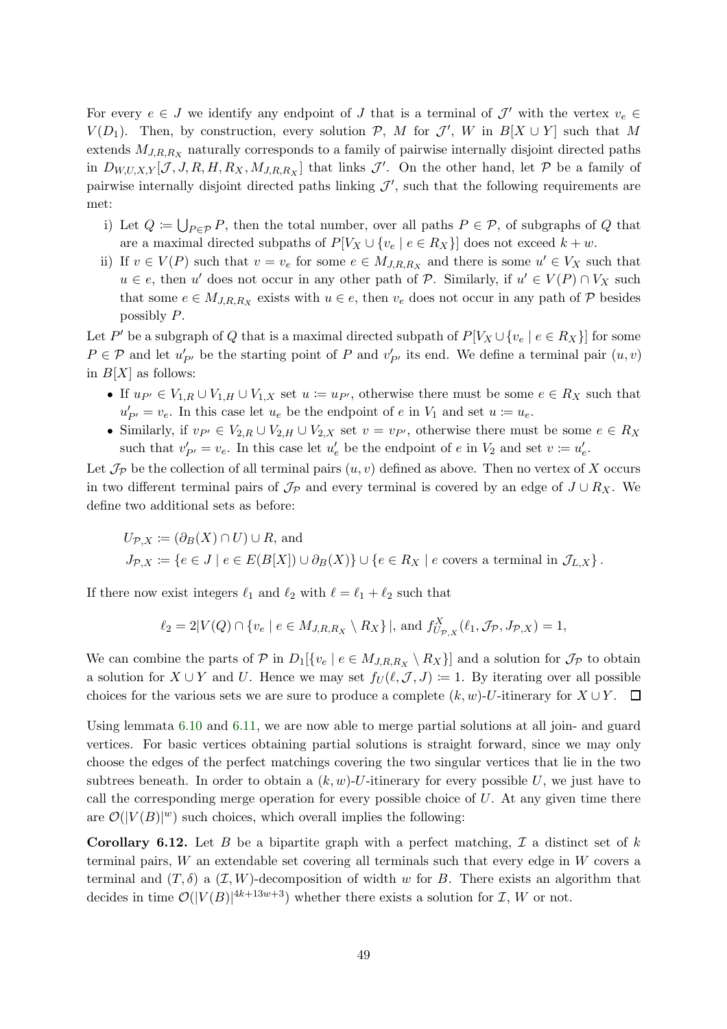For every $e \in J$ we identify any endpoint of $J$ that is a terminal of $\mathcal{J}'$ with the vertex $v_e \in V(D_1)$. Then, by construction, every solution $\mathcal{P}$, $M$ for $\mathcal{J}'$, $W$ in $B[X \cup Y]$ such that $M$ extends $M_{J,R,R_X}$ naturally corresponds to a family of pairwise internally disjoint directed paths in $D_{W,U,X,Y}[\mathcal{J}, J, R, H, R_X, M_{J,R,R_X}]$ that links $\mathcal{J}'$. On the other hand, let $\mathcal{P}$ be a family of pairwise internally disjoint directed paths linking $\mathcal{J}'$, such that the following requirements are met:

i) Let $Q \coloneqq \bigcup_{P \in \mathcal{P}} P$, then the total number, over all paths $P \in \mathcal{P}$, of subgraphs of $Q$ that are a maximal directed subpaths of $P[V_X \cup \{v_e \mid e \in R_X\}]$ does not exceed $k + w$.

ii) If $v \in V(P)$ such that $v = v_e$ for some $e \in M_{J,R,R_X}$ and there is some $u' \in V_X$ such that $u \in e$, then $u'$ does not occur in any other path of $\mathcal{P}$. Similarly, if $u' \in V(P) \cap V_X$ such that some $e \in M_{J,R,R_X}$ exists with $u \in e$, then $v_e$ does not occur in any path of $\mathcal{P}$ besides possibly $P$.

Let $P'$ be a subgraph of $Q$ that is a maximal directed subpath of $P[V_X \cup \{v_e \mid e \in R_X\}]$ for some $P \in \mathcal{P}$ and let $u'_{P'}$ be the starting point of $P$ and $v'_{P'}$ its end. We define a terminal pair $(u, v)$ in $B[X]$ as follows:

- If $u_{P'} \in V_{1,R} \cup V_{1,H} \cup V_{1,X}$ set $u \coloneqq u_{P'}$, otherwise there must be some $e \in R_X$ such that $u'_{P'} = v_e$. In this case let $u_e$ be the endpoint of $e$ in $V_1$ and set $u \coloneqq u_e$.
- Similarly, if $v_{P'} \in V_{2,R} \cup V_{2,H} \cup V_{2,X}$ set $v = v_{P'}$, otherwise there must be some $e \in R_X$ such that $v'_{P'} = v_e$. In this case let $u'_e$ be the endpoint of $e$ in $V_2$ and set $v \coloneqq u'_e$.

Let $\mathcal{J}_{\mathcal{P}}$ be the collection of all terminal pairs $(u, v)$ defined as above. Then no vertex of $X$ occurs in two different terminal pairs of $\mathcal{J}_{\mathcal{P}}$ and every terminal is covered by an edge of $J \cup R_X$. We define two additional sets as before:

$$U_{\mathcal{P},X} \coloneqq (\partial_B(X) \cap U) \cup R, \text{ and}$$
$$J_{\mathcal{P},X} \coloneqq \{e \in J \mid e \in E(B[X]) \cup \partial_B(X)\} \cup \{e \in R_X \mid e \text{ covers a terminal in } \mathcal{J}_{L,X}\}.$$

If there now exist integers $\ell_1$ and $\ell_2$ with $\ell = \ell_1 + \ell_2$ such that

$$\ell_2 = 2|V(Q) \cap \{v_e \mid e \in M_{J,R,R_X} \setminus R_X\}|, \text{ and } f^X_{U_{\mathcal{P},X}}(\ell_1, \mathcal{J}_{\mathcal{P}}, J_{\mathcal{P},X}) = 1,$$

We can combine the parts of $\mathcal{P}$ in $D_1[\{v_e \mid e \in M_{J,R,R_X} \setminus R_X\}]$ and a solution for $\mathcal{J}_{\mathcal{P}}$ to obtain a solution for $X \cup Y$ and $U$. Hence we may set $f_U(\ell, \mathcal{J}, J) \coloneqq 1$. By iterating over all possible choices for the various sets we are sure to produce a complete $(k, w)$-$U$-itinerary for $X \cup Y$. $\square$

Using lemmata 6.10 and 6.11, we are now able to merge partial solutions at all join- and guard vertices. For basic vertices obtaining partial solutions is straight forward, since we may only choose the edges of the perfect matchings covering the two singular vertices that lie in the two subtrees beneath. In order to obtain a $(k, w)$-$U$-itinerary for every possible $U$, we just have to call the corresponding merge operation for every possible choice of $U$. At any given time there are $\mathcal{O}(|V(B)|^w)$ such choices, which overall implies the following:

**Corollary 6.12.** Let $B$ be a bipartite graph with a perfect matching, $\mathcal{I}$ a distinct set of $k$ terminal pairs, $W$ an extendable set covering all terminals such that every edge in $W$ covers a terminal and $(T, \delta)$ a $(\mathcal{I}, W)$-decomposition of width $w$ for $B$. There exists an algorithm that decides in time $\mathcal{O}(|V(B)|^{4k+13w+3})$ whether there exists a solution for $\mathcal{I}$, $W$ or not.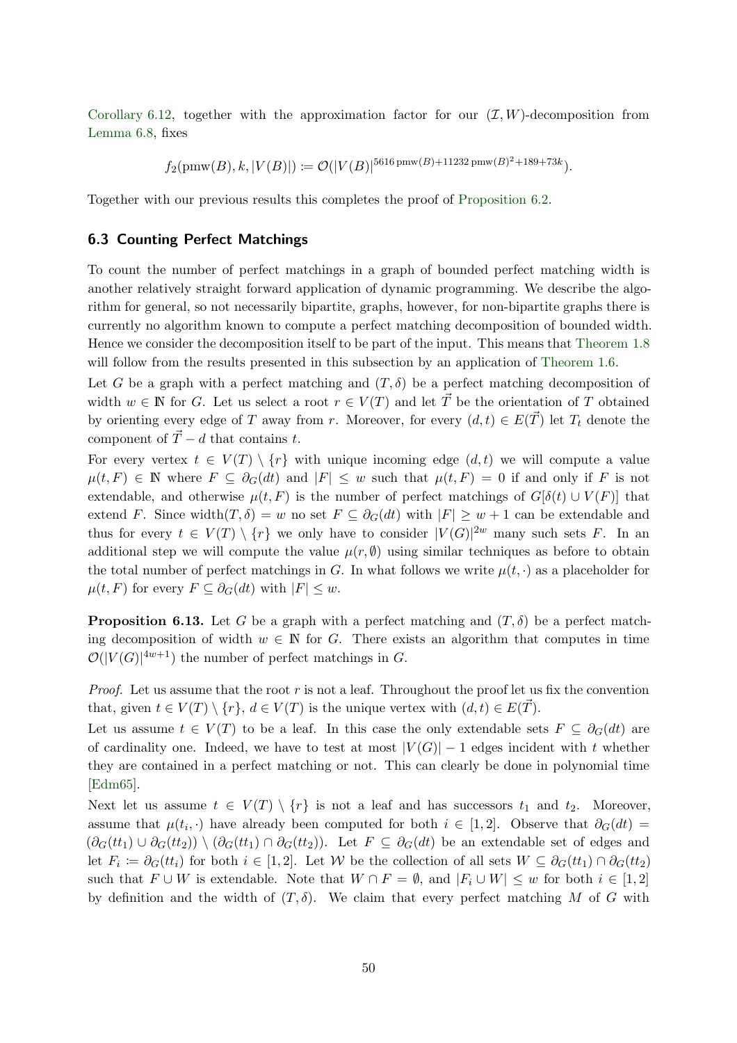Corollary 6.12, together with the approximation factor for our $(\mathcal{I}, W)$-decomposition from Lemma 6.8, fixes

$$f_2(\text{pmw}(B), k, |V(B)|) \coloneqq \mathcal{O}(|V(B)|^{5616\,\text{pmw}(B)+11232\,\text{pmw}(B)^2+189+73k}).$$

Together with our previous results this completes the proof of Proposition 6.2.

### 6.3 Counting Perfect Matchings

To count the number of perfect matchings in a graph of bounded perfect matching width is another relatively straight forward application of dynamic programming. We describe the algorithm for general, so not necessarily bipartite, graphs, however, for non-bipartite graphs there is currently no algorithm known to compute a perfect matching decomposition of bounded width. Hence we consider the decomposition itself to be part of the input. This means that Theorem 1.8 will follow from the results presented in this subsection by an application of Theorem 1.6.

Let $G$ be a graph with a perfect matching and $(T, \delta)$ be a perfect matching decomposition of width $w \in \mathbb{N}$ for $G$. Let us select a root $r \in V(T)$ and let $\vec{T}$ be the orientation of $T$ obtained by orienting every edge of $T$ away from $r$. Moreover, for every $(d, t) \in E(\vec{T})$ let $T_t$ denote the component of $\vec{T} - d$ that contains $t$.

For every vertex $t \in V(T) \setminus \{r\}$ with unique incoming edge $(d, t)$ we will compute a value $\mu(t, F) \in \mathbb{N}$ where $F \subseteq \partial_G(dt)$ and $|F| \leq w$ such that $\mu(t, F) = 0$ if and only if $F$ is not extendable, and otherwise $\mu(t, F)$ is the number of perfect matchings of $G[\delta(t) \cup V(F)]$ that extend $F$. Since $\text{width}(T, \delta) = w$ no set $F \subseteq \partial_G(dt)$ with $|F| \geq w + 1$ can be extendable and thus for every $t \in V(T) \setminus \{r\}$ we only have to consider $|V(G)|^{2w}$ many such sets $F$. In an additional step we will compute the value $\mu(r, \emptyset)$ using similar techniques as before to obtain the total number of perfect matchings in $G$. In what follows we write $\mu(t, \cdot)$ as a placeholder for $\mu(t, F)$ for every $F \subseteq \partial_G(dt)$ with $|F| \leq w$.

**Proposition 6.13.** Let $G$ be a graph with a perfect matching and $(T, \delta)$ be a perfect matching decomposition of width $w \in \mathbb{N}$ for $G$. There exists an algorithm that computes in time $\mathcal{O}(|V(G)|^{4w+1})$ the number of perfect matchings in $G$.

*Proof.* Let us assume that the root $r$ is not a leaf. Throughout the proof let us fix the convention that, given $t \in V(T) \setminus \{r\}$, $d \in V(T)$ is the unique vertex with $(d, t) \in E(\vec{T})$.

Let us assume $t \in V(T)$ to be a leaf. In this case the only extendable sets $F \subseteq \partial_G(dt)$ are of cardinality one. Indeed, we have to test at most $|V(G)| - 1$ edges incident with $t$ whether they are contained in a perfect matching or not. This can clearly be done in polynomial time [Edm65].

Next let us assume $t \in V(T) \setminus \{r\}$ is not a leaf and has successors $t_1$ and $t_2$. Moreover, assume that $\mu(t_i, \cdot)$ have already been computed for both $i \in [1, 2]$. Observe that $\partial_G(dt) = (\partial_G(tt_1) \cup \partial_G(tt_2)) \setminus (\partial_G(tt_1) \cap \partial_G(tt_2))$. Let $F \subseteq \partial_G(dt)$ be an extendable set of edges and let $F_i \coloneqq \partial_G(tt_i)$ for both $i \in [1, 2]$. Let $\mathcal{W}$ be the collection of all sets $W \subseteq \partial_G(tt_1) \cap \partial_G(tt_2)$ such that $F \cup W$ is extendable. Note that $W \cap F = \emptyset$, and $|F_i \cup W| \leq w$ for both $i \in [1, 2]$ by definition and the width of $(T, \delta)$. We claim that every perfect matching $M$ of $G$ with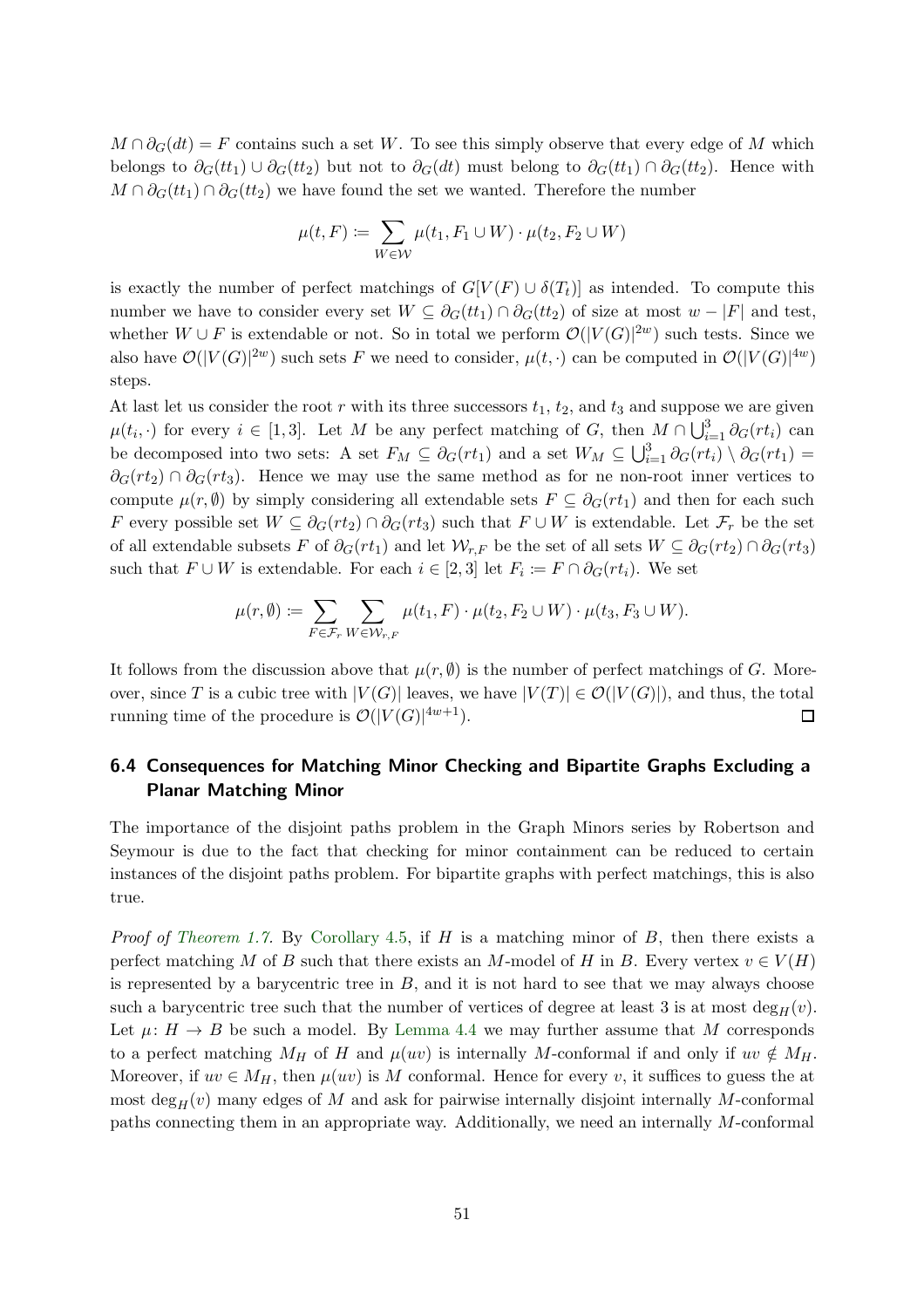$M \cap \partial_G(dt) = F$ contains such a set $W$. To see this simply observe that every edge of $M$ which belongs to $\partial_G(tt_1) \cup \partial_G(tt_2)$ but not to $\partial_G(dt)$ must belong to $\partial_G(tt_1) \cap \partial_G(tt_2)$. Hence with $M \cap \partial_G(tt_1) \cap \partial_G(tt_2)$ we have found the set we wanted. Therefore the number

$$\mu(t, F) \coloneqq \sum_{W \in \mathcal{W}} \mu(t_1, F_1 \cup W) \cdot \mu(t_2, F_2 \cup W)$$

is exactly the number of perfect matchings of $G[V(F) \cup \delta(T_t)]$ as intended. To compute this number we have to consider every set $W \subseteq \partial_G(tt_1) \cap \partial_G(tt_2)$ of size at most $w - |F|$ and test, whether $W \cup F$ is extendable or not. So in total we perform $\mathcal{O}(|V(G)|^{2w})$ such tests. Since we also have $\mathcal{O}(|V(G)|^{2w})$ such sets $F$ we need to consider, $\mu(t, \cdot)$ can be computed in $\mathcal{O}(|V(G)|^{4w})$ steps.

At last let us consider the root $r$ with its three successors $t_1$, $t_2$, and $t_3$ and suppose we are given $\mu(t_i, \cdot)$ for every $i \in [1, 3]$. Let $M$ be any perfect matching of $G$, then $M \cap \bigcup_{i=1}^{3} \partial_G(rt_i)$ can be decomposed into two sets: A set $F_M \subseteq \partial_G(rt_1)$ and a set $W_M \subseteq \bigcup_{i=1}^{3} \partial_G(rt_i) \setminus \partial_G(rt_1) = \partial_G(rt_2) \cap \partial_G(rt_3)$. Hence we may use the same method as for ne non-root inner vertices to compute $\mu(r, \emptyset)$ by simply considering all extendable sets $F \subseteq \partial_G(rt_1)$ and then for each such $F$ every possible set $W \subseteq \partial_G(rt_2) \cap \partial_G(rt_3)$ such that $F \cup W$ is extendable. Let $\mathcal{F}_r$ be the set of all extendable subsets $F$ of $\partial_G(rt_1)$ and let $\mathcal{W}_{r,F}$ be the set of all sets $W \subseteq \partial_G(rt_2) \cap \partial_G(rt_3)$ such that $F \cup W$ is extendable. For each $i \in [2, 3]$ let $F_i \coloneqq F \cap \partial_G(rt_i)$. We set

$$\mu(r, \emptyset) \coloneqq \sum_{F \in \mathcal{F}_r} \sum_{W \in \mathcal{W}_{r,F}} \mu(t_1, F) \cdot \mu(t_2, F_2 \cup W) \cdot \mu(t_3, F_3 \cup W).$$

It follows from the discussion above that $\mu(r, \emptyset)$ is the number of perfect matchings of $G$. Moreover, since $T$ is a cubic tree with $|V(G)|$ leaves, we have $|V(T)| \in \mathcal{O}(|V(G)|)$, and thus, the total running time of the procedure is $\mathcal{O}(|V(G)|^{4w+1})$. □

## 6.4 Consequences for Matching Minor Checking and Bipartite Graphs Excluding a Planar Matching Minor

The importance of the disjoint paths problem in the Graph Minors series by Robertson and Seymour is due to the fact that checking for minor containment can be reduced to certain instances of the disjoint paths problem. For bipartite graphs with perfect matchings, this is also true.

*Proof of Theorem 1.7.* By Corollary 4.5, if $H$ is a matching minor of $B$, then there exists a perfect matching $M$ of $B$ such that there exists an $M$-model of $H$ in $B$. Every vertex $v \in V(H)$ is represented by a barycentric tree in $B$, and it is not hard to see that we may always choose such a barycentric tree such that the number of vertices of degree at least 3 is at most $\deg_H(v)$. Let $\mu \colon H \to B$ be such a model. By Lemma 4.4 we may further assume that $M$ corresponds to a perfect matching $M_H$ of $H$ and $\mu(uv)$ is internally $M$-conformal if and only if $uv \notin M_H$. Moreover, if $uv \in M_H$, then $\mu(uv)$ is $M$ conformal. Hence for every $v$, it suffices to guess the at most $\deg_H(v)$ many edges of $M$ and ask for pairwise internally disjoint internally $M$-conformal paths connecting them in an appropriate way. Additionally, we need an internally $M$-conformal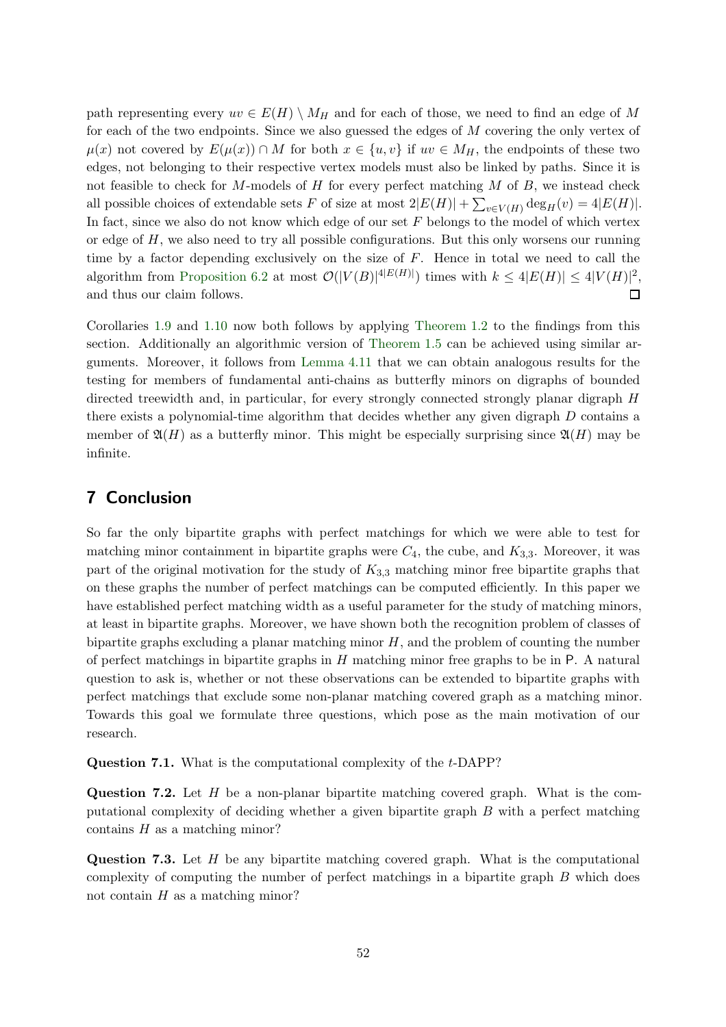path representing every $uv \in E(H) \setminus M_H$ and for each of those, we need to find an edge of $M$ for each of the two endpoints. Since we also guessed the edges of $M$ covering the only vertex of $\mu(x)$ not covered by $E(\mu(x)) \cap M$ for both $x \in \{u, v\}$ if $uv \in M_H$, the endpoints of these two edges, not belonging to their respective vertex models must also be linked by paths. Since it is not feasible to check for $M$-models of $H$ for every perfect matching $M$ of $B$, we instead check all possible choices of extendable sets $F$ of size at most $2|E(H)| + \sum_{v \in V(H)} \deg_H(v) = 4|E(H)|$. In fact, since we also do not know which edge of our set $F$ belongs to the model of which vertex or edge of $H$, we also need to try all possible configurations. But this only worsens our running time by a factor depending exclusively on the size of $F$. Hence in total we need to call the algorithm from Proposition 6.2 at most $\mathcal{O}(|V(B)|^{4|E(H)|})$ times with $k \leq 4|E(H)| \leq 4|V(H)|^2$, and thus our claim follows. ◻

Corollaries 1.9 and 1.10 now both follows by applying Theorem 1.2 to the findings from this section. Additionally an algorithmic version of Theorem 1.5 can be achieved using similar arguments. Moreover, it follows from Lemma 4.11 that we can obtain analogous results for the testing for members of fundamental anti-chains as butterfly minors on digraphs of bounded directed treewidth and, in particular, for every strongly connected strongly planar digraph $H$ there exists a polynomial-time algorithm that decides whether any given digraph $D$ contains a member of $\mathfrak{A}(H)$ as a butterfly minor. This might be especially surprising since $\mathfrak{A}(H)$ may be infinite.

# 7 Conclusion

So far the only bipartite graphs with perfect matchings for which we were able to test for matching minor containment in bipartite graphs were $C_4$, the cube, and $K_{3,3}$. Moreover, it was part of the original motivation for the study of $K_{3,3}$ matching minor free bipartite graphs that on these graphs the number of perfect matchings can be computed efficiently. In this paper we have established perfect matching width as a useful parameter for the study of matching minors, at least in bipartite graphs. Moreover, we have shown both the recognition problem of classes of bipartite graphs excluding a planar matching minor $H$, and the problem of counting the number of perfect matchings in bipartite graphs in $H$ matching minor free graphs to be in P. A natural question to ask is, whether or not these observations can be extended to bipartite graphs with perfect matchings that exclude some non-planar matching covered graph as a matching minor. Towards this goal we formulate three questions, which pose as the main motivation of our research.

**Question 7.1.** What is the computational complexity of the $t$-DAPP?

**Question 7.2.** Let $H$ be a non-planar bipartite matching covered graph. What is the computational complexity of deciding whether a given bipartite graph $B$ with a perfect matching contains $H$ as a matching minor?

**Question 7.3.** Let $H$ be any bipartite matching covered graph. What is the computational complexity of computing the number of perfect matchings in a bipartite graph $B$ which does not contain $H$ as a matching minor?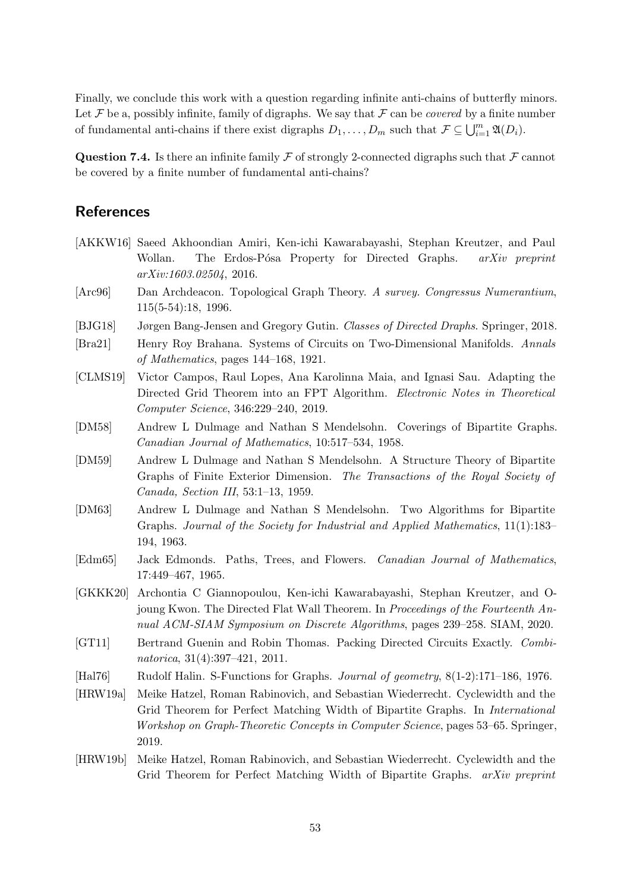Finally, we conclude this work with a question regarding infinite anti-chains of butterfly minors. Let $\mathcal{F}$ be a, possibly infinite, family of digraphs. We say that $\mathcal{F}$ can be *covered* by a finite number of fundamental anti-chains if there exist digraphs $D_1, \ldots, D_m$ such that $\mathcal{F} \subseteq \bigcup_{i=1}^{m} \mathfrak{A}(D_i)$.

**Question 7.4.** Is there an infinite family $\mathcal{F}$ of strongly 2-connected digraphs such that $\mathcal{F}$ cannot be covered by a finite number of fundamental anti-chains?

## References

[AKKW16] Saeed Akhoondian Amiri, Ken-ichi Kawarabayashi, Stephan Kreutzer, and Paul Wollan. The Erdos-Pósa Property for Directed Graphs. *arXiv preprint arXiv:1603.02504*, 2016.

[Arc96] Dan Archdeacon. Topological Graph Theory. *A survey. Congressus Numerantium*, 115(5-54):18, 1996.

[BJG18] Jørgen Bang-Jensen and Gregory Gutin. *Classes of Directed Draphs*. Springer, 2018.

[Bra21] Henry Roy Brahana. Systems of Circuits on Two-Dimensional Manifolds. *Annals of Mathematics*, pages 144–168, 1921.

[CLMS19] Victor Campos, Raul Lopes, Ana Karolinna Maia, and Ignasi Sau. Adapting the Directed Grid Theorem into an FPT Algorithm. *Electronic Notes in Theoretical Computer Science*, 346:229–240, 2019.

[DM58] Andrew L Dulmage and Nathan S Mendelsohn. Coverings of Bipartite Graphs. *Canadian Journal of Mathematics*, 10:517–534, 1958.

[DM59] Andrew L Dulmage and Nathan S Mendelsohn. A Structure Theory of Bipartite Graphs of Finite Exterior Dimension. *The Transactions of the Royal Society of Canada, Section III*, 53:1–13, 1959.

[DM63] Andrew L Dulmage and Nathan S Mendelsohn. Two Algorithms for Bipartite Graphs. *Journal of the Society for Industrial and Applied Mathematics*, 11(1):183–194, 1963.

[Edm65] Jack Edmonds. Paths, Trees, and Flowers. *Canadian Journal of Mathematics*, 17:449–467, 1965.

[GKKK20] Archontia C Giannopoulou, Ken-ichi Kawarabayashi, Stephan Kreutzer, and O-joung Kwon. The Directed Flat Wall Theorem. In *Proceedings of the Fourteenth Annual ACM-SIAM Symposium on Discrete Algorithms*, pages 239–258. SIAM, 2020.

[GT11] Bertrand Guenin and Robin Thomas. Packing Directed Circuits Exactly. *Combinatorica*, 31(4):397–421, 2011.

[Hal76] Rudolf Halin. S-Functions for Graphs. *Journal of geometry*, 8(1-2):171–186, 1976.

[HRW19a] Meike Hatzel, Roman Rabinovich, and Sebastian Wiederrecht. Cyclewidth and the Grid Theorem for Perfect Matching Width of Bipartite Graphs. In *International Workshop on Graph-Theoretic Concepts in Computer Science*, pages 53–65. Springer, 2019.

[HRW19b] Meike Hatzel, Roman Rabinovich, and Sebastian Wiederrecht. Cyclewidth and the Grid Theorem for Perfect Matching Width of Bipartite Graphs. *arXiv preprint*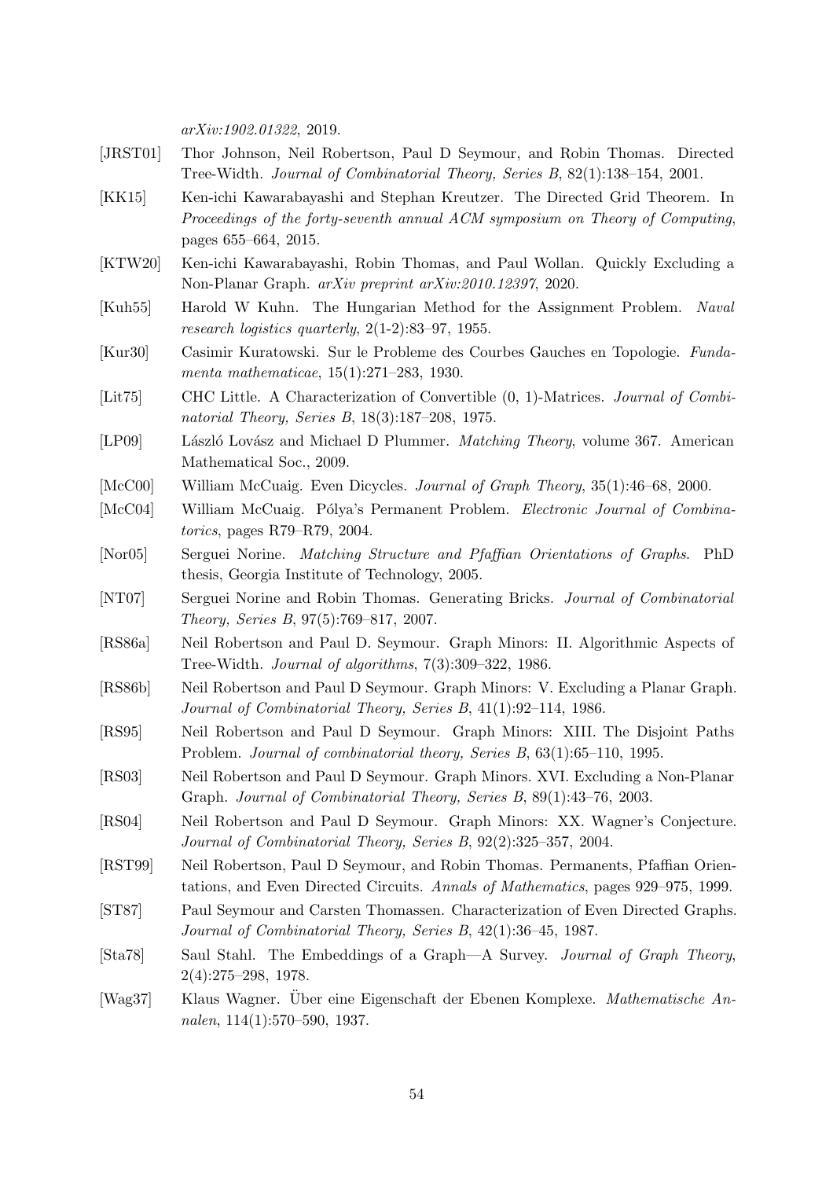*arXiv:1902.01322*, 2019.

[JRST01] Thor Johnson, Neil Robertson, Paul D Seymour, and Robin Thomas. Directed Tree-Width. *Journal of Combinatorial Theory, Series B*, 82(1):138–154, 2001.

[KK15] Ken-ichi Kawarabayashi and Stephan Kreutzer. The Directed Grid Theorem. In *Proceedings of the forty-seventh annual ACM symposium on Theory of Computing*, pages 655–664, 2015.

[KTW20] Ken-ichi Kawarabayashi, Robin Thomas, and Paul Wollan. Quickly Excluding a Non-Planar Graph. *arXiv preprint arXiv:2010.12397*, 2020.

[Kuh55] Harold W Kuhn. The Hungarian Method for the Assignment Problem. *Naval research logistics quarterly*, 2(1-2):83–97, 1955.

[Kur30] Casimir Kuratowski. Sur le Probleme des Courbes Gauches en Topologie. *Fundamenta mathematicae*, 15(1):271–283, 1930.

[Lit75] CHC Little. A Characterization of Convertible (0, 1)-Matrices. *Journal of Combinatorial Theory, Series B*, 18(3):187–208, 1975.

[LP09] László Lovász and Michael D Plummer. *Matching Theory*, volume 367. American Mathematical Soc., 2009.

[McC00] William McCuaig. Even Dicycles. *Journal of Graph Theory*, 35(1):46–68, 2000.

[McC04] William McCuaig. Pólya's Permanent Problem. *Electronic Journal of Combinatorics*, pages R79–R79, 2004.

[Nor05] Serguei Norine. *Matching Structure and Pfaffian Orientations of Graphs*. PhD thesis, Georgia Institute of Technology, 2005.

[NT07] Serguei Norine and Robin Thomas. Generating Bricks. *Journal of Combinatorial Theory, Series B*, 97(5):769–817, 2007.

[RS86a] Neil Robertson and Paul D. Seymour. Graph Minors: II. Algorithmic Aspects of Tree-Width. *Journal of algorithms*, 7(3):309–322, 1986.

[RS86b] Neil Robertson and Paul D Seymour. Graph Minors: V. Excluding a Planar Graph. *Journal of Combinatorial Theory, Series B*, 41(1):92–114, 1986.

[RS95] Neil Robertson and Paul D Seymour. Graph Minors: XIII. The Disjoint Paths Problem. *Journal of combinatorial theory, Series B*, 63(1):65–110, 1995.

[RS03] Neil Robertson and Paul D Seymour. Graph Minors. XVI. Excluding a Non-Planar Graph. *Journal of Combinatorial Theory, Series B*, 89(1):43–76, 2003.

[RS04] Neil Robertson and Paul D Seymour. Graph Minors: XX. Wagner's Conjecture. *Journal of Combinatorial Theory, Series B*, 92(2):325–357, 2004.

[RST99] Neil Robertson, Paul D Seymour, and Robin Thomas. Permanents, Pfaffian Orientations, and Even Directed Circuits. *Annals of Mathematics*, pages 929–975, 1999.

[ST87] Paul Seymour and Carsten Thomassen. Characterization of Even Directed Graphs. *Journal of Combinatorial Theory, Series B*, 42(1):36–45, 1987.

[Sta78] Saul Stahl. The Embeddings of a Graph—A Survey. *Journal of Graph Theory*, 2(4):275–298, 1978.

[Wag37] Klaus Wagner. Über eine Eigenschaft der Ebenen Komplexe. *Mathematische Annalen*, 114(1):570–590, 1937.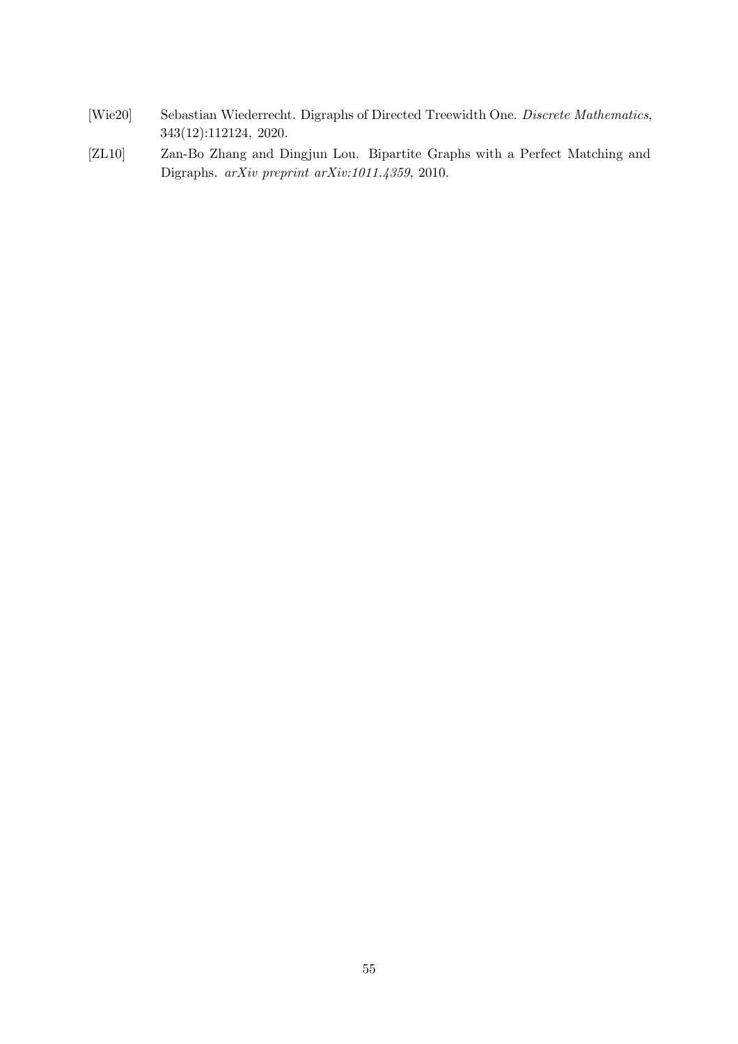[Wie20] Sebastian Wiederrecht. Digraphs of Directed Treewidth One. *Discrete Mathematics*, 343(12):112124, 2020.

[ZL10] Zan-Bo Zhang and Dingjun Lou. Bipartite Graphs with a Perfect Matching and Digraphs. *arXiv preprint arXiv:1011.4359*, 2010.